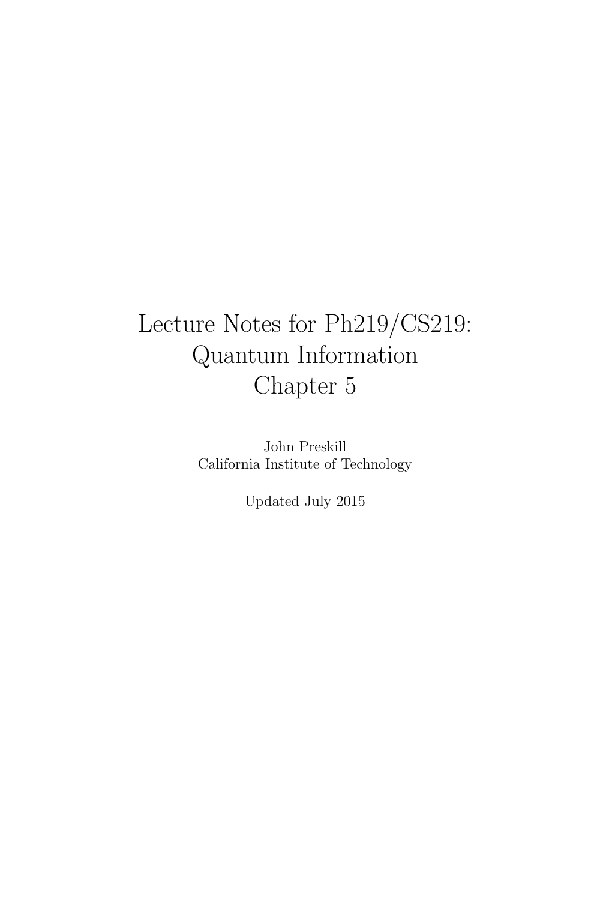# Lecture Notes for Ph219/CS219: Quantum Information Chapter 5

John Preskill
California Institute of Technology

Updated July 2015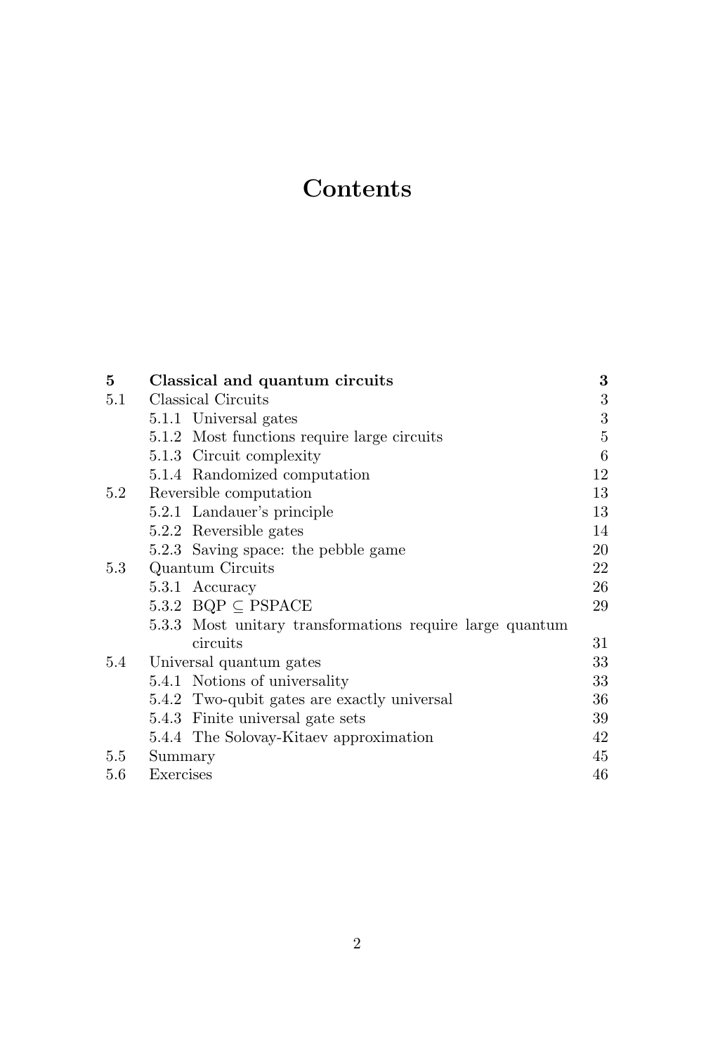# Contents

| | | |
|---|---|---|
| **5** | **Classical and quantum circuits** | **3** |
| 5.1 | Classical Circuits | 3 |
| | 5.1.1 Universal gates | 3 |
| | 5.1.2 Most functions require large circuits | 5 |
| | 5.1.3 Circuit complexity | 6 |
| | 5.1.4 Randomized computation | 12 |
| 5.2 | Reversible computation | 13 |
| | 5.2.1 Landauer's principle | 13 |
| | 5.2.2 Reversible gates | 14 |
| | 5.2.3 Saving space: the pebble game | 20 |
| 5.3 | Quantum Circuits | 22 |
| | 5.3.1 Accuracy | 26 |
| | 5.3.2 BQP $\subseteq$ PSPACE | 29 |
| | 5.3.3 Most unitary transformations require large quantum circuits | 31 |
| 5.4 | Universal quantum gates | 33 |
| | 5.4.1 Notions of universality | 33 |
| | 5.4.2 Two-qubit gates are exactly universal | 36 |
| | 5.4.3 Finite universal gate sets | 39 |
| | 5.4.4 The Solovay-Kitaev approximation | 42 |
| 5.5 | Summary | 45 |
| 5.6 | Exercises | 46 |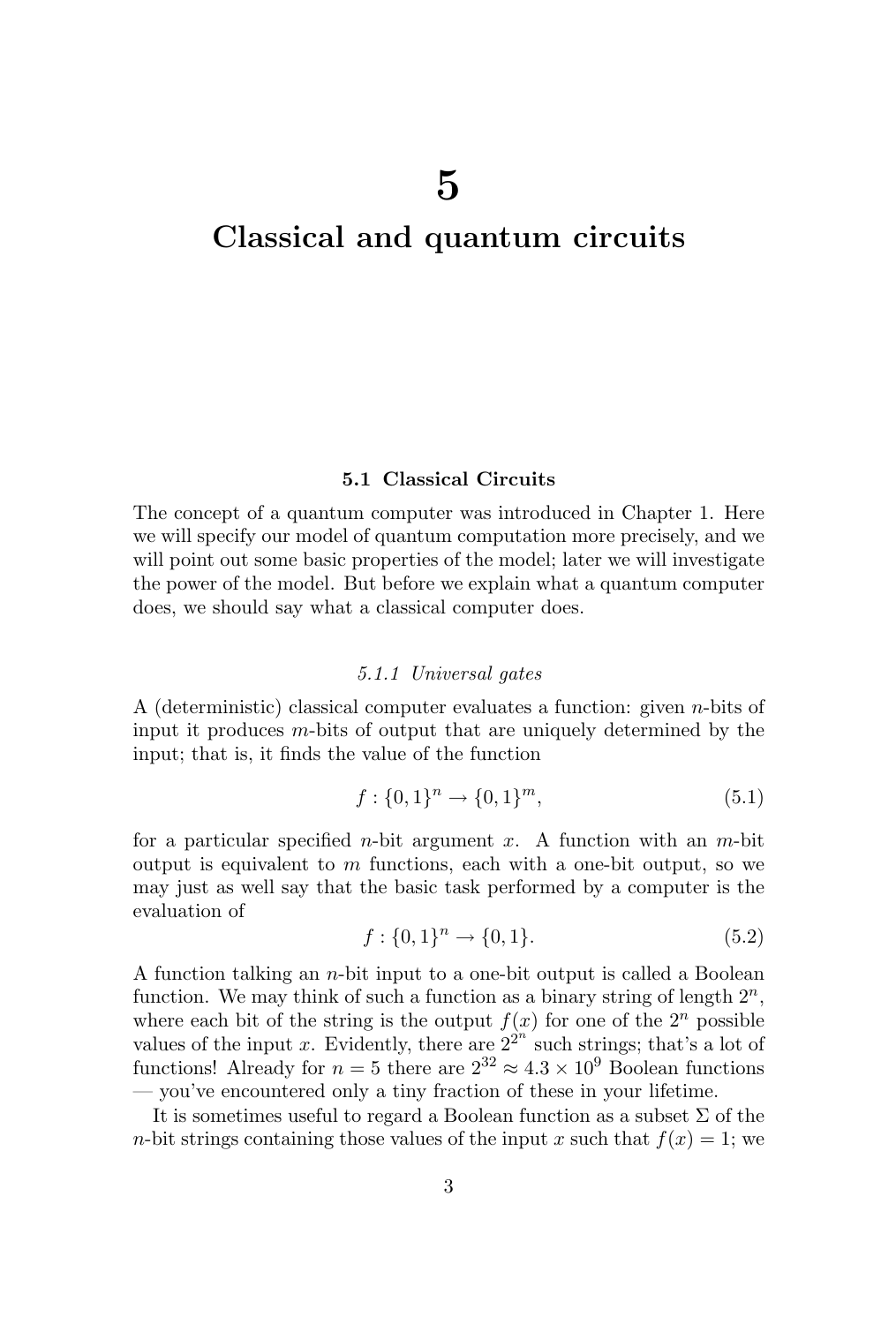# 5
# Classical and quantum circuits

## 5.1 Classical Circuits

The concept of a quantum computer was introduced in Chapter 1. Here we will specify our model of quantum computation more precisely, and we will point out some basic properties of the model; later we will investigate the power of the model. But before we explain what a quantum computer does, we should say what a classical computer does.

### 5.1.1 Universal gates

A (deterministic) classical computer evaluates a function: given $n$-bits of input it produces $m$-bits of output that are uniquely determined by the input; that is, it finds the value of the function

$$f : \{0,1\}^n \to \{0,1\}^m, \tag{5.1}$$

for a particular specified $n$-bit argument $x$. A function with an $m$-bit output is equivalent to $m$ functions, each with a one-bit output, so we may just as well say that the basic task performed by a computer is the evaluation of

$$f : \{0,1\}^n \to \{0,1\}. \tag{5.2}$$

A function talking an $n$-bit input to a one-bit output is called a Boolean function. We may think of such a function as a binary string of length $2^n$, where each bit of the string is the output $f(x)$ for one of the $2^n$ possible values of the input $x$. Evidently, there are $2^{2^n}$ such strings; that's a lot of functions! Already for $n = 5$ there are $2^{32} \approx 4.3 \times 10^9$ Boolean functions — you've encountered only a tiny fraction of these in your lifetime.

It is sometimes useful to regard a Boolean function as a subset $\Sigma$ of the $n$-bit strings containing those values of the input $x$ such that $f(x) = 1$; we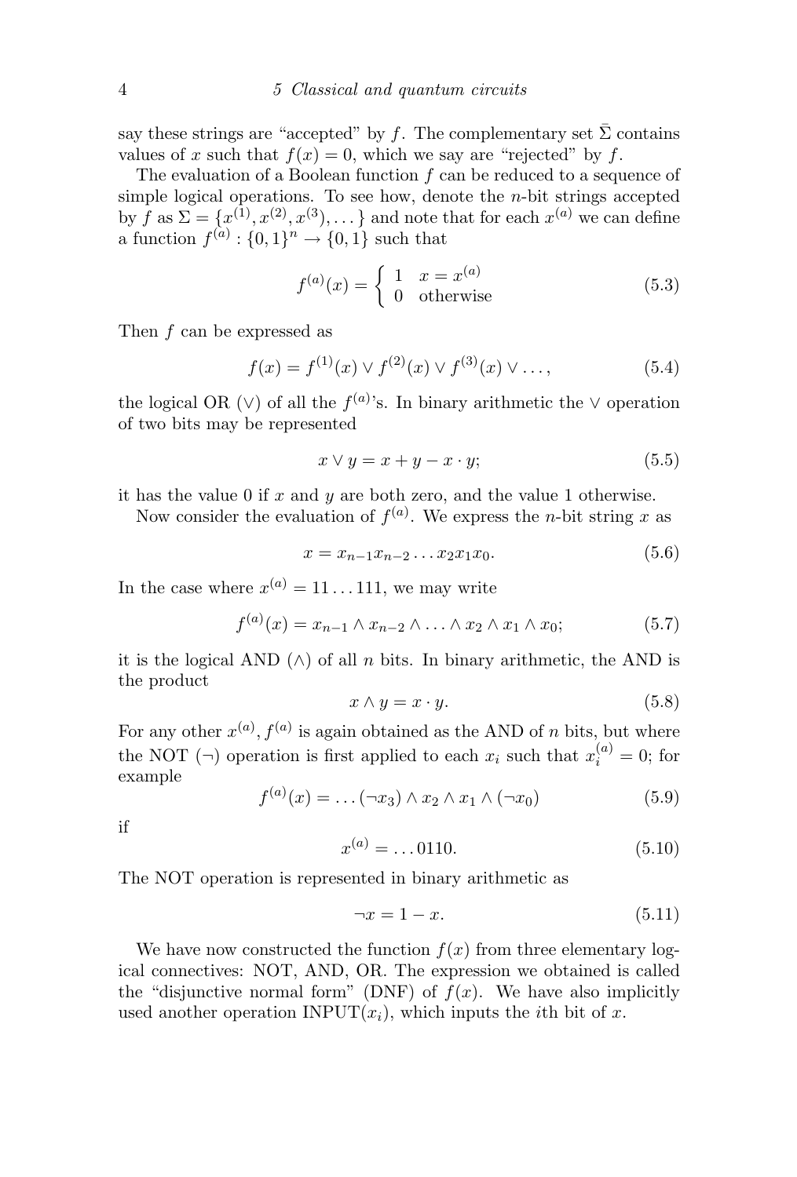say these strings are "accepted" by $f$. The complementary set $\bar{\Sigma}$ contains values of $x$ such that $f(x) = 0$, which we say are "rejected" by $f$.

The evaluation of a Boolean function $f$ can be reduced to a sequence of simple logical operations. To see how, denote the $n$-bit strings accepted by $f$ as $\Sigma = \{x^{(1)}, x^{(2)}, x^{(3)}, \dots\}$ and note that for each $x^{(a)}$ we can define a function $f^{(a)} : \{0,1\}^n \to \{0,1\}$ such that

$$f^{(a)}(x) = \begin{cases} 1 & x = x^{(a)} \\ 0 & \text{otherwise} \end{cases} \tag{5.3}$$

Then $f$ can be expressed as

$$f(x) = f^{(1)}(x) \vee f^{(2)}(x) \vee f^{(3)}(x) \vee \dots, \tag{5.4}$$

the logical OR ($\vee$) of all the $f^{(a)}$'s. In binary arithmetic the $\vee$ operation of two bits may be represented

$$x \vee y = x + y - x \cdot y; \tag{5.5}$$

it has the value 0 if $x$ and $y$ are both zero, and the value 1 otherwise.

Now consider the evaluation of $f^{(a)}$. We express the $n$-bit string $x$ as

$$x = x_{n-1}x_{n-2} \dots x_2 x_1 x_0. \tag{5.6}$$

In the case where $x^{(a)} = 11 \dots 111$, we may write

$$f^{(a)}(x) = x_{n-1} \wedge x_{n-2} \wedge \dots \wedge x_2 \wedge x_1 \wedge x_0; \tag{5.7}$$

it is the logical AND ($\wedge$) of all $n$ bits. In binary arithmetic, the AND is the product

$$x \wedge y = x \cdot y. \tag{5.8}$$

For any other $x^{(a)}$, $f^{(a)}$ is again obtained as the AND of $n$ bits, but where the NOT ($\neg$) operation is first applied to each $x_i$ such that $x_i^{(a)} = 0$; for example

$$f^{(a)}(x) = \dots (\neg x_3) \wedge x_2 \wedge x_1 \wedge (\neg x_0) \tag{5.9}$$

if

$$x^{(a)} = \dots 0110. \tag{5.10}$$

The NOT operation is represented in binary arithmetic as

$$\neg x = 1 - x. \tag{5.11}$$

We have now constructed the function $f(x)$ from three elementary logical connectives: NOT, AND, OR. The expression we obtained is called the "disjunctive normal form" (DNF) of $f(x)$. We have also implicitly used another operation INPUT($x_i$), which inputs the $i$th bit of $x$.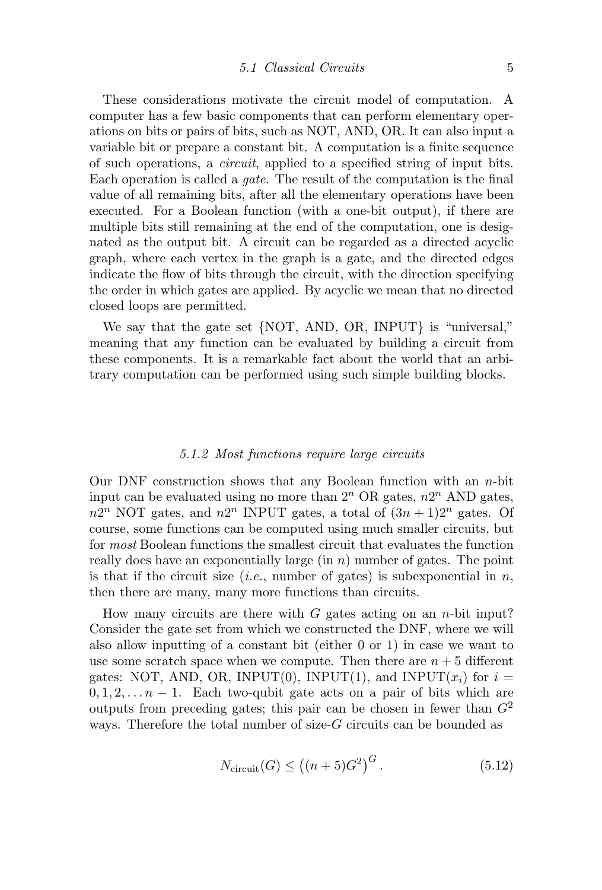These considerations motivate the circuit model of computation. A computer has a few basic components that can perform elementary operations on bits or pairs of bits, such as NOT, AND, OR. It can also input a variable bit or prepare a constant bit. A computation is a finite sequence of such operations, a *circuit*, applied to a specified string of input bits. Each operation is called a *gate*. The result of the computation is the final value of all remaining bits, after all the elementary operations have been executed. For a Boolean function (with a one-bit output), if there are multiple bits still remaining at the end of the computation, one is designated as the output bit. A circuit can be regarded as a directed acyclic graph, where each vertex in the graph is a gate, and the directed edges indicate the flow of bits through the circuit, with the direction specifying the order in which gates are applied. By acyclic we mean that no directed closed loops are permitted.

We say that the gate set {NOT, AND, OR, INPUT} is "universal," meaning that any function can be evaluated by building a circuit from these components. It is a remarkable fact about the world that an arbitrary computation can be performed using such simple building blocks.

### *5.1.2 Most functions require large circuits*

Our DNF construction shows that any Boolean function with an $n$-bit input can be evaluated using no more than $2^n$ OR gates, $n2^n$ AND gates, $n2^n$ NOT gates, and $n2^n$ INPUT gates, a total of $(3n+1)2^n$ gates. Of course, some functions can be computed using much smaller circuits, but for *most* Boolean functions the smallest circuit that evaluates the function really does have an exponentially large (in $n$) number of gates. The point is that if the circuit size (*i.e.*, number of gates) is subexponential in $n$, then there are many, many more functions than circuits.

How many circuits are there with $G$ gates acting on an $n$-bit input? Consider the gate set from which we constructed the DNF, where we will also allow inputting of a constant bit (either 0 or 1) in case we want to use some scratch space when we compute. Then there are $n+5$ different gates: NOT, AND, OR, INPUT(0), INPUT(1), and INPUT($x_i$) for $i = 0, 1, 2, \ldots n-1$. Each two-qubit gate acts on a pair of bits which are outputs from preceding gates; this pair can be chosen in fewer than $G^2$ ways. Therefore the total number of size-$G$ circuits can be bounded as

$$N_{\text{circuit}}(G) \leq \left((n+5)G^2\right)^G. \tag{5.12}$$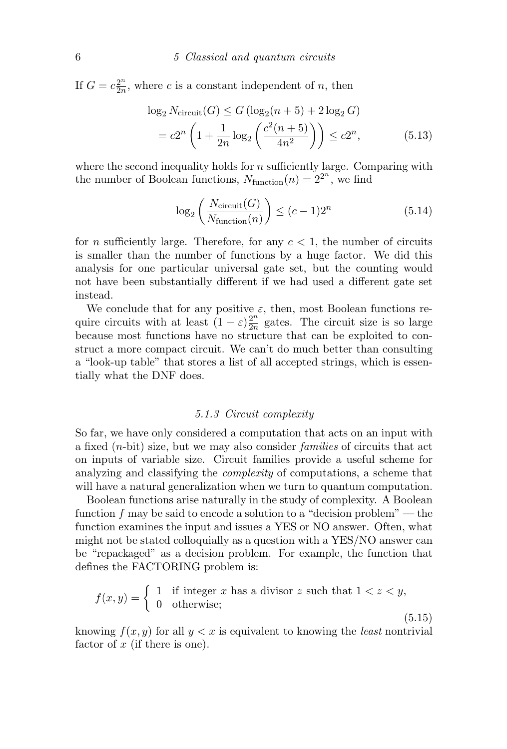If $G = c\frac{2^n}{2n}$, where $c$ is a constant independent of $n$, then

$$\log_2 N_{\text{circuit}}(G) \leq G\left(\log_2(n+5) + 2\log_2 G\right)$$
$$= c2^n\left(1 + \frac{1}{2n}\log_2\left(\frac{c^2(n+5)}{4n^2}\right)\right) \leq c2^n, \tag{5.13}$$

where the second inequality holds for $n$ sufficiently large. Comparing with the number of Boolean functions, $N_{\text{function}}(n) = 2^{2^n}$, we find

$$\log_2\left(\frac{N_{\text{circuit}}(G)}{N_{\text{function}}(n)}\right) \leq (c-1)2^n \tag{5.14}$$

for $n$ sufficiently large. Therefore, for any $c < 1$, the number of circuits is smaller than the number of functions by a huge factor. We did this analysis for one particular universal gate set, but the counting would not have been substantially different if we had used a different gate set instead.

We conclude that for any positive $\varepsilon$, then, most Boolean functions require circuits with at least $(1-\varepsilon)\frac{2^n}{2n}$ gates. The circuit size is so large because most functions have no structure that can be exploited to construct a more compact circuit. We can't do much better than consulting a "look-up table" that stores a list of all accepted strings, which is essentially what the DNF does.

### 5.1.3 Circuit complexity

So far, we have only considered a computation that acts on an input with a fixed ($n$-bit) size, but we may also consider *families* of circuits that act on inputs of variable size. Circuit families provide a useful scheme for analyzing and classifying the *complexity* of computations, a scheme that will have a natural generalization when we turn to quantum computation.

Boolean functions arise naturally in the study of complexity. A Boolean function $f$ may be said to encode a solution to a "decision problem" — the function examines the input and issues a YES or NO answer. Often, what might not be stated colloquially as a question with a YES/NO answer can be "repackaged" as a decision problem. For example, the function that defines the FACTORING problem is:

$$f(x,y) = \begin{cases} 1 & \text{if integer } x \text{ has a divisor } z \text{ such that } 1 < z < y, \\ 0 & \text{otherwise;} \end{cases} \tag{5.15}$$

knowing $f(x,y)$ for all $y < x$ is equivalent to knowing the *least* nontrivial factor of $x$ (if there is one).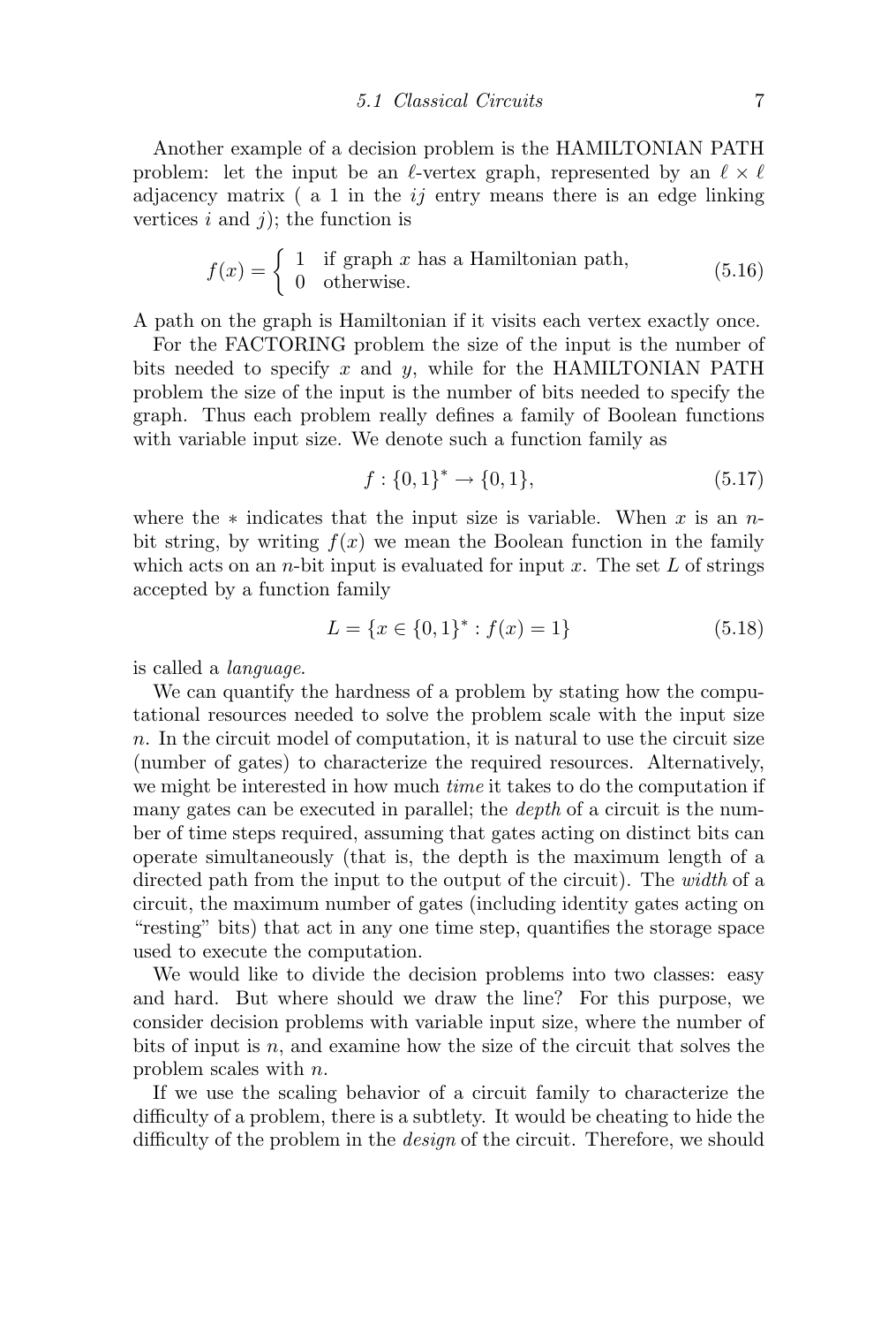Another example of a decision problem is the HAMILTONIAN PATH problem: let the input be an $\ell$-vertex graph, represented by an $\ell \times \ell$ adjacency matrix ( a 1 in the $ij$ entry means there is an edge linking vertices $i$ and $j$); the function is

$$f(x) = \begin{cases} 1 & \text{if graph } x \text{ has a Hamiltonian path,} \\ 0 & \text{otherwise.} \end{cases} \tag{5.16}$$

A path on the graph is Hamiltonian if it visits each vertex exactly once.

For the FACTORING problem the size of the input is the number of bits needed to specify $x$ and $y$, while for the HAMILTONIAN PATH problem the size of the input is the number of bits needed to specify the graph. Thus each problem really defines a family of Boolean functions with variable input size. We denote such a function family as

$$f : \{0,1\}^* \to \{0,1\}, \tag{5.17}$$

where the $*$ indicates that the input size is variable. When $x$ is an $n$-bit string, by writing $f(x)$ we mean the Boolean function in the family which acts on an $n$-bit input is evaluated for input $x$. The set $L$ of strings accepted by a function family

$$L = \{x \in \{0,1\}^* : f(x) = 1\} \tag{5.18}$$

is called a *language*.

We can quantify the hardness of a problem by stating how the computational resources needed to solve the problem scale with the input size $n$. In the circuit model of computation, it is natural to use the circuit size (number of gates) to characterize the required resources. Alternatively, we might be interested in how much *time* it takes to do the computation if many gates can be executed in parallel; the *depth* of a circuit is the number of time steps required, assuming that gates acting on distinct bits can operate simultaneously (that is, the depth is the maximum length of a directed path from the input to the output of the circuit). The *width* of a circuit, the maximum number of gates (including identity gates acting on "resting" bits) that act in any one time step, quantifies the storage space used to execute the computation.

We would like to divide the decision problems into two classes: easy and hard. But where should we draw the line? For this purpose, we consider decision problems with variable input size, where the number of bits of input is $n$, and examine how the size of the circuit that solves the problem scales with $n$.

If we use the scaling behavior of a circuit family to characterize the difficulty of a problem, there is a subtlety. It would be cheating to hide the difficulty of the problem in the *design* of the circuit. Therefore, we should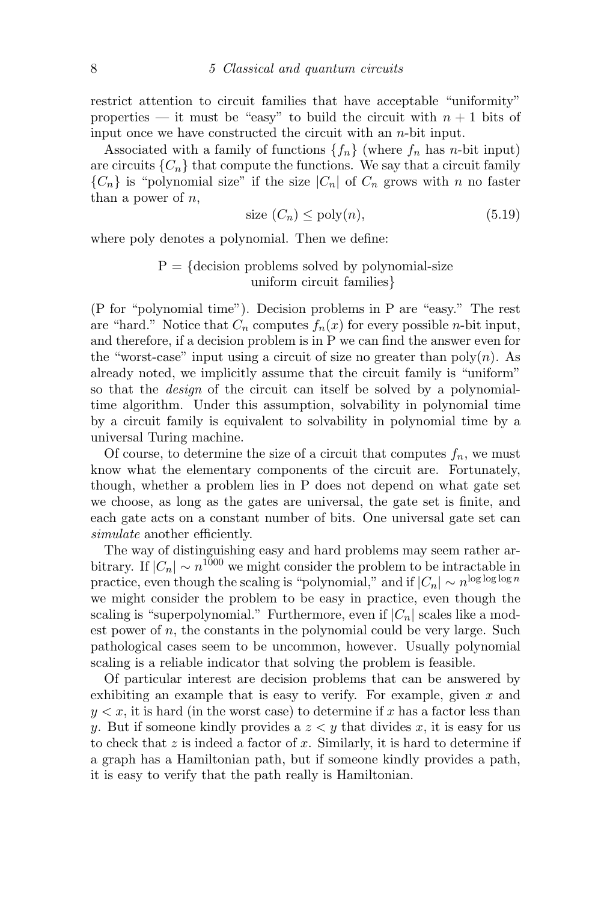restrict attention to circuit families that have acceptable "uniformity" properties — it must be "easy" to build the circuit with $n+1$ bits of input once we have constructed the circuit with an $n$-bit input.

Associated with a family of functions $\{f_n\}$ (where $f_n$ has $n$-bit input) are circuits $\{C_n\}$ that compute the functions. We say that a circuit family $\{C_n\}$ is "polynomial size" if the size $|C_n|$ of $C_n$ grows with $n$ no faster than a power of $n$,

$$\text{size}\ (C_n) \leq \text{poly}(n), \tag{5.19}$$

where poly denotes a polynomial. Then we define:

$$\text{P} = \{\text{decision problems solved by polynomial-size uniform circuit families}\}$$

(P for "polynomial time"). Decision problems in P are "easy." The rest are "hard." Notice that $C_n$ computes $f_n(x)$ for every possible $n$-bit input, and therefore, if a decision problem is in P we can find the answer even for the "worst-case" input using a circuit of size no greater than poly($n$). As already noted, we implicitly assume that the circuit family is "uniform" so that the *design* of the circuit can itself be solved by a polynomial-time algorithm. Under this assumption, solvability in polynomial time by a circuit family is equivalent to solvability in polynomial time by a universal Turing machine.

Of course, to determine the size of a circuit that computes $f_n$, we must know what the elementary components of the circuit are. Fortunately, though, whether a problem lies in P does not depend on what gate set we choose, as long as the gates are universal, the gate set is finite, and each gate acts on a constant number of bits. One universal gate set can *simulate* another efficiently.

The way of distinguishing easy and hard problems may seem rather arbitrary. If $|C_n| \sim n^{1000}$ we might consider the problem to be intractable in practice, even though the scaling is "polynomial," and if $|C_n| \sim n^{\log\log\log n}$ we might consider the problem to be easy in practice, even though the scaling is "superpolynomial." Furthermore, even if $|C_n|$ scales like a modest power of $n$, the constants in the polynomial could be very large. Such pathological cases seem to be uncommon, however. Usually polynomial scaling is a reliable indicator that solving the problem is feasible.

Of particular interest are decision problems that can be answered by exhibiting an example that is easy to verify. For example, given $x$ and $y < x$, it is hard (in the worst case) to determine if $x$ has a factor less than $y$. But if someone kindly provides a $z < y$ that divides $x$, it is easy for us to check that $z$ is indeed a factor of $x$. Similarly, it is hard to determine if a graph has a Hamiltonian path, but if someone kindly provides a path, it is easy to verify that the path really is Hamiltonian.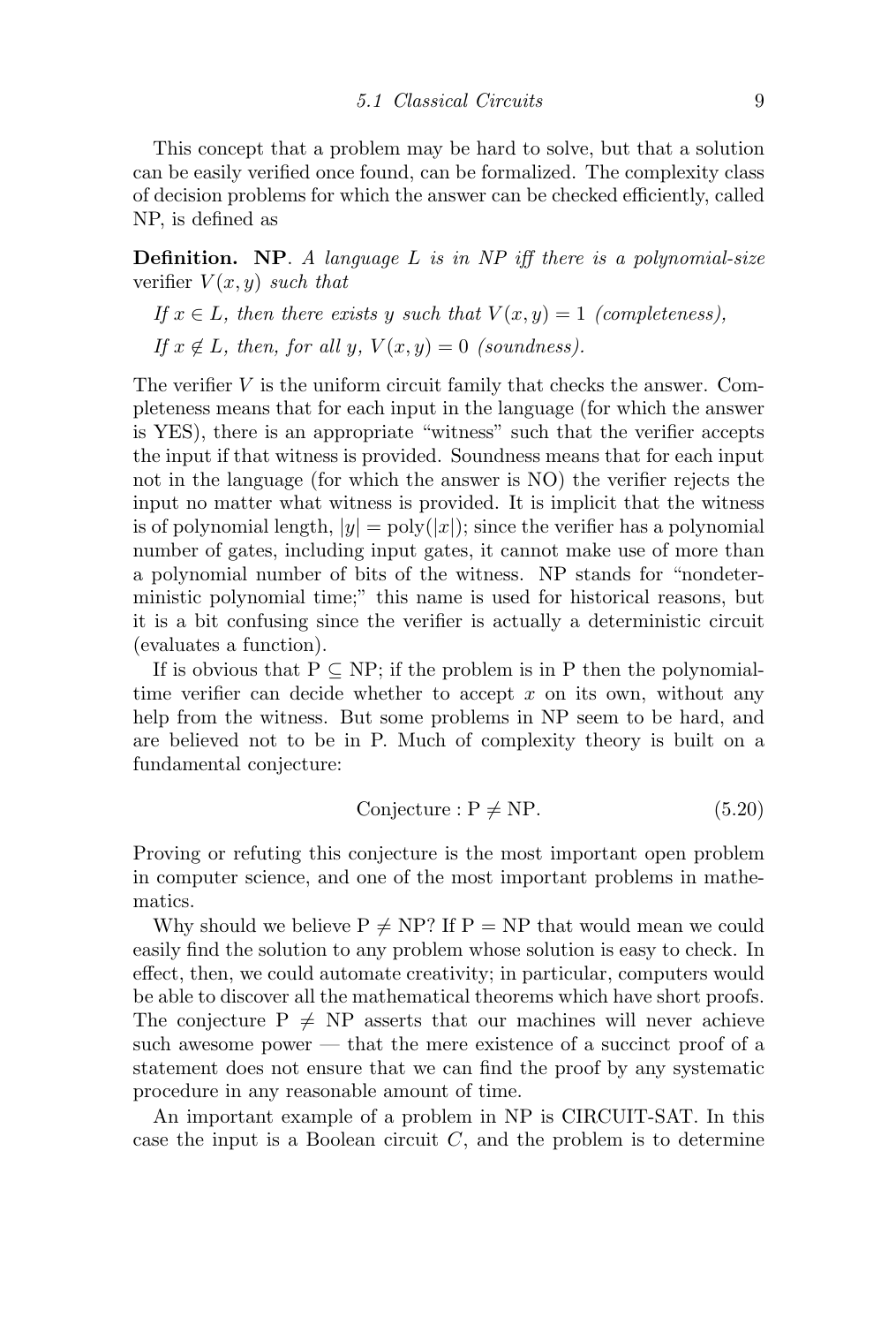This concept that a problem may be hard to solve, but that a solution can be easily verified once found, can be formalized. The complexity class of decision problems for which the answer can be checked efficiently, called NP, is defined as

**Definition. NP**. *A language $L$ is in NP iff there is a polynomial-size* verifier $V(x, y)$ *such that*

*If $x \in L$, then there exists $y$ such that $V(x, y) = 1$ (completeness),*

*If $x \notin L$, then, for all $y$, $V(x, y) = 0$ (soundness).*

The verifier $V$ is the uniform circuit family that checks the answer. Completeness means that for each input in the language (for which the answer is YES), there is an appropriate "witness" such that the verifier accepts the input if that witness is provided. Soundness means that for each input not in the language (for which the answer is NO) the verifier rejects the input no matter what witness is provided. It is implicit that the witness is of polynomial length, $|y| = \text{poly}(|x|)$; since the verifier has a polynomial number of gates, including input gates, it cannot make use of more than a polynomial number of bits of the witness. NP stands for "nondeterministic polynomial time;" this name is used for historical reasons, but it is a bit confusing since the verifier is actually a deterministic circuit (evaluates a function).

If is obvious that $\text{P} \subseteq \text{NP}$; if the problem is in P then the polynomial-time verifier can decide whether to accept $x$ on its own, without any help from the witness. But some problems in NP seem to be hard, and are believed not to be in P. Much of complexity theory is built on a fundamental conjecture:

$$\text{Conjecture} : \text{P} \neq \text{NP}. \tag{5.20}$$

Proving or refuting this conjecture is the most important open problem in computer science, and one of the most important problems in mathematics.

Why should we believe $\text{P} \neq \text{NP}$? If $\text{P} = \text{NP}$ that would mean we could easily find the solution to any problem whose solution is easy to check. In effect, then, we could automate creativity; in particular, computers would be able to discover all the mathematical theorems which have short proofs. The conjecture $\text{P} \neq \text{NP}$ asserts that our machines will never achieve such awesome power — that the mere existence of a succinct proof of a statement does not ensure that we can find the proof by any systematic procedure in any reasonable amount of time.

An important example of a problem in NP is CIRCUIT-SAT. In this case the input is a Boolean circuit $C$, and the problem is to determine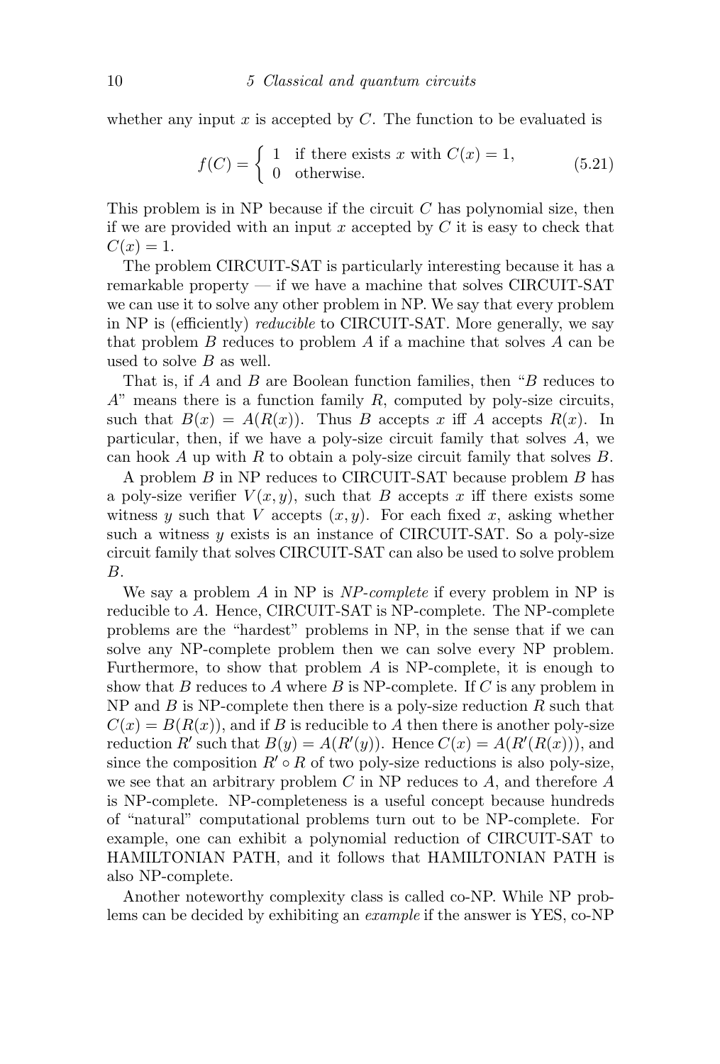whether any input $x$ is accepted by $C$. The function to be evaluated is

$$f(C) = \begin{cases} 1 & \text{if there exists } x \text{ with } C(x) = 1, \\ 0 & \text{otherwise.} \end{cases} \tag{5.21}$$

This problem is in NP because if the circuit $C$ has polynomial size, then if we are provided with an input $x$ accepted by $C$ it is easy to check that $C(x) = 1$.

The problem CIRCUIT-SAT is particularly interesting because it has a remarkable property — if we have a machine that solves CIRCUIT-SAT we can use it to solve any other problem in NP. We say that every problem in NP is (efficiently) *reducible* to CIRCUIT-SAT. More generally, we say that problem $B$ reduces to problem $A$ if a machine that solves $A$ can be used to solve $B$ as well.

That is, if $A$ and $B$ are Boolean function families, then "$B$ reduces to $A$" means there is a function family $R$, computed by poly-size circuits, such that $B(x) = A(R(x))$. Thus $B$ accepts $x$ iff $A$ accepts $R(x)$. In particular, then, if we have a poly-size circuit family that solves $A$, we can hook $A$ up with $R$ to obtain a poly-size circuit family that solves $B$.

A problem $B$ in NP reduces to CIRCUIT-SAT because problem $B$ has a poly-size verifier $V(x, y)$, such that $B$ accepts $x$ iff there exists some witness $y$ such that $V$ accepts $(x, y)$. For each fixed $x$, asking whether such a witness $y$ exists is an instance of CIRCUIT-SAT. So a poly-size circuit family that solves CIRCUIT-SAT can also be used to solve problem $B$.

We say a problem $A$ in NP is *NP-complete* if every problem in NP is reducible to $A$. Hence, CIRCUIT-SAT is NP-complete. The NP-complete problems are the "hardest" problems in NP, in the sense that if we can solve any NP-complete problem then we can solve every NP problem. Furthermore, to show that problem $A$ is NP-complete, it is enough to show that $B$ reduces to $A$ where $B$ is NP-complete. If $C$ is any problem in NP and $B$ is NP-complete then there is a poly-size reduction $R$ such that $C(x) = B(R(x))$, and if $B$ is reducible to $A$ then there is another poly-size reduction $R'$ such that $B(y) = A(R'(y))$. Hence $C(x) = A(R'(R(x)))$, and since the composition $R' \circ R$ of two poly-size reductions is also poly-size, we see that an arbitrary problem $C$ in NP reduces to $A$, and therefore $A$ is NP-complete. NP-completeness is a useful concept because hundreds of "natural" computational problems turn out to be NP-complete. For example, one can exhibit a polynomial reduction of CIRCUIT-SAT to HAMILTONIAN PATH, and it follows that HAMILTONIAN PATH is also NP-complete.

Another noteworthy complexity class is called co-NP. While NP problems can be decided by exhibiting an *example* if the answer is YES, co-NP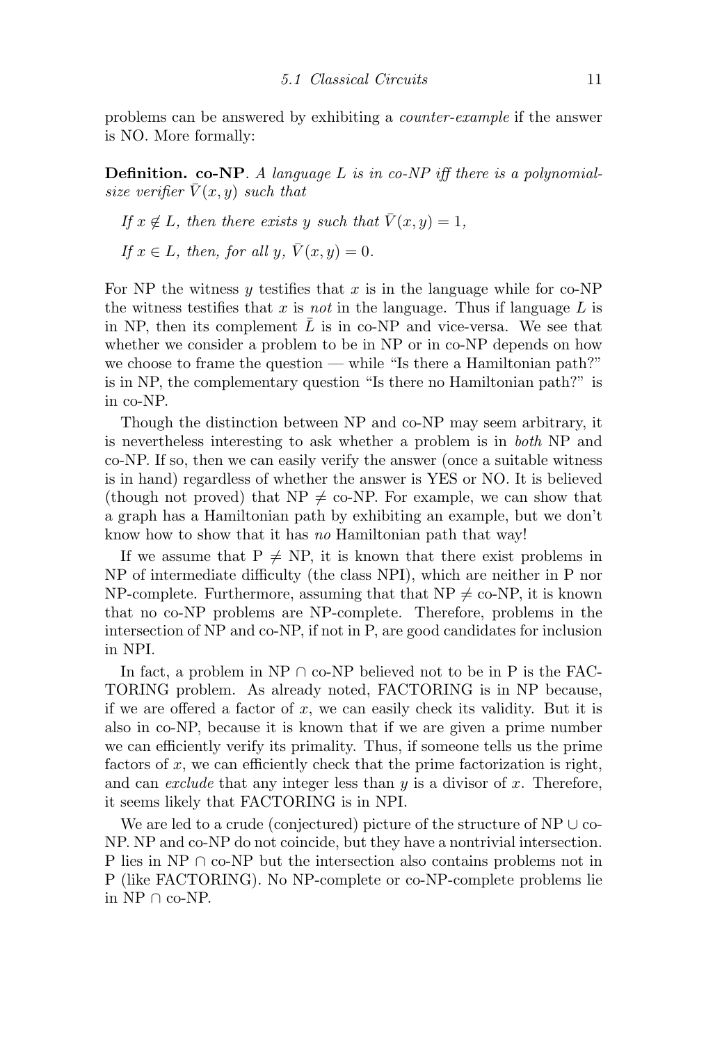problems can be answered by exhibiting a *counter-example* if the answer is NO. More formally:

**Definition. co-NP**. *A language $L$ is in co-NP iff there is a polynomial-size verifier $\bar{V}(x, y)$ such that*

*If $x \notin L$, then there exists $y$ such that $\bar{V}(x, y) = 1$,*

*If $x \in L$, then, for all $y$, $\bar{V}(x, y) = 0$.*

For NP the witness $y$ testifies that $x$ is in the language while for co-NP the witness testifies that $x$ is *not* in the language. Thus if language $L$ is in NP, then its complement $\bar{L}$ is in co-NP and vice-versa. We see that whether we consider a problem to be in NP or in co-NP depends on how we choose to frame the question — while "Is there a Hamiltonian path?" is in NP, the complementary question "Is there no Hamiltonian path?" is in co-NP.

Though the distinction between NP and co-NP may seem arbitrary, it is nevertheless interesting to ask whether a problem is in *both* NP and co-NP. If so, then we can easily verify the answer (once a suitable witness is in hand) regardless of whether the answer is YES or NO. It is believed (though not proved) that NP $\neq$ co-NP. For example, we can show that a graph has a Hamiltonian path by exhibiting an example, but we don't know how to show that it has *no* Hamiltonian path that way!

If we assume that P $\neq$ NP, it is known that there exist problems in NP of intermediate difficulty (the class NPI), which are neither in P nor NP-complete. Furthermore, assuming that that NP $\neq$ co-NP, it is known that no co-NP problems are NP-complete. Therefore, problems in the intersection of NP and co-NP, if not in P, are good candidates for inclusion in NPI.

In fact, a problem in NP $\cap$ co-NP believed not to be in P is the FACTORING problem. As already noted, FACTORING is in NP because, if we are offered a factor of $x$, we can easily check its validity. But it is also in co-NP, because it is known that if we are given a prime number we can efficiently verify its primality. Thus, if someone tells us the prime factors of $x$, we can efficiently check that the prime factorization is right, and can *exclude* that any integer less than $y$ is a divisor of $x$. Therefore, it seems likely that FACTORING is in NPI.

We are led to a crude (conjectured) picture of the structure of NP $\cup$ co-NP. NP and co-NP do not coincide, but they have a nontrivial intersection. P lies in NP $\cap$ co-NP but the intersection also contains problems not in P (like FACTORING). No NP-complete or co-NP-complete problems lie in NP $\cap$ co-NP.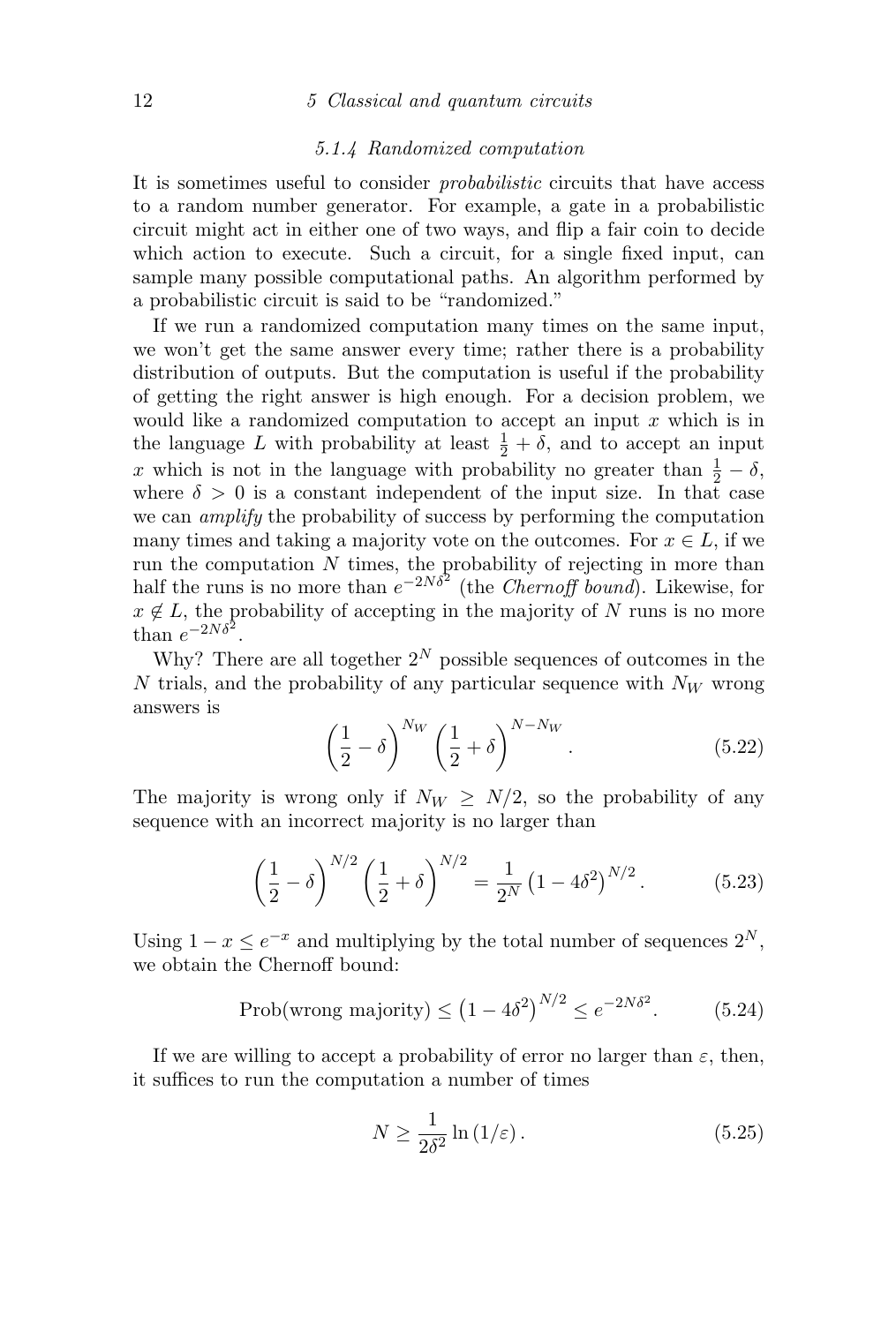### 5.1.4 Randomized computation

It is sometimes useful to consider *probabilistic* circuits that have access to a random number generator. For example, a gate in a probabilistic circuit might act in either one of two ways, and flip a fair coin to decide which action to execute. Such a circuit, for a single fixed input, can sample many possible computational paths. An algorithm performed by a probabilistic circuit is said to be "randomized."

If we run a randomized computation many times on the same input, we won't get the same answer every time; rather there is a probability distribution of outputs. But the computation is useful if the probability of getting the right answer is high enough. For a decision problem, we would like a randomized computation to accept an input $x$ which is in the language $L$ with probability at least $\frac{1}{2}+\delta$, and to accept an input $x$ which is not in the language with probability no greater than $\frac{1}{2}-\delta$, where $\delta > 0$ is a constant independent of the input size. In that case we can *amplify* the probability of success by performing the computation many times and taking a majority vote on the outcomes. For $x \in L$, if we run the computation $N$ times, the probability of rejecting in more than half the runs is no more than $e^{-2N\delta^2}$ (the *Chernoff bound*). Likewise, for $x \notin L$, the probability of accepting in the majority of $N$ runs is no more than $e^{-2N\delta^2}$.

Why? There are all together $2^N$ possible sequences of outcomes in the $N$ trials, and the probability of any particular sequence with $N_W$ wrong answers is

$$\left(\frac{1}{2}-\delta\right)^{N_W}\left(\frac{1}{2}+\delta\right)^{N-N_W}. \tag{5.22}$$

The majority is wrong only if $N_W \geq N/2$, so the probability of any sequence with an incorrect majority is no larger than

$$\left(\frac{1}{2}-\delta\right)^{N/2}\left(\frac{1}{2}+\delta\right)^{N/2} = \frac{1}{2^N}\left(1-4\delta^2\right)^{N/2}. \tag{5.23}$$

Using $1-x \leq e^{-x}$ and multiplying by the total number of sequences $2^N$, we obtain the Chernoff bound:

$$\text{Prob(wrong majority)} \leq \left(1-4\delta^2\right)^{N/2} \leq e^{-2N\delta^2}. \tag{5.24}$$

If we are willing to accept a probability of error no larger than $\varepsilon$, then, it suffices to run the computation a number of times

$$N \geq \frac{1}{2\delta^2}\ln\left(1/\varepsilon\right). \tag{5.25}$$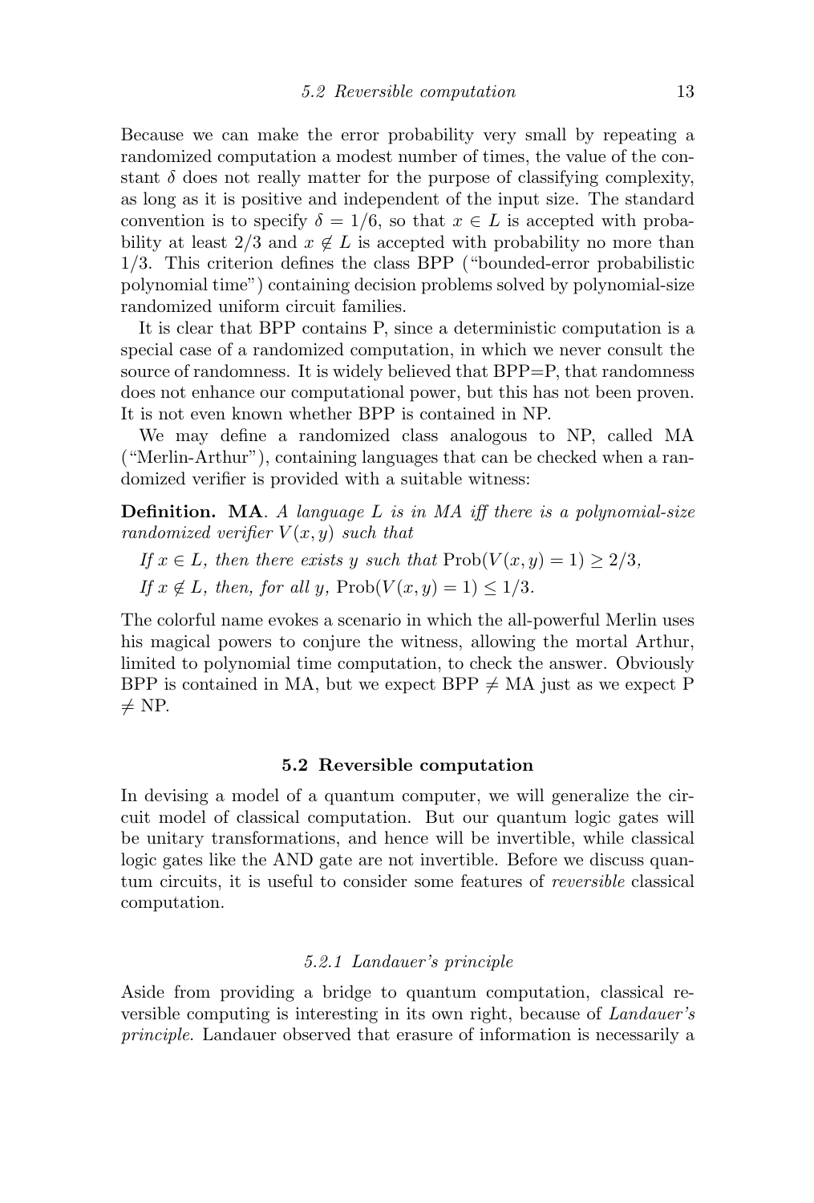Because we can make the error probability very small by repeating a randomized computation a modest number of times, the value of the constant $\delta$ does not really matter for the purpose of classifying complexity, as long as it is positive and independent of the input size. The standard convention is to specify $\delta = 1/6$, so that $x \in L$ is accepted with probability at least $2/3$ and $x \notin L$ is accepted with probability no more than $1/3$. This criterion defines the class BPP ("bounded-error probabilistic polynomial time") containing decision problems solved by polynomial-size randomized uniform circuit families.

It is clear that BPP contains P, since a deterministic computation is a special case of a randomized computation, in which we never consult the source of randomness. It is widely believed that BPP=P, that randomness does not enhance our computational power, but this has not been proven. It is not even known whether BPP is contained in NP.

We may define a randomized class analogous to NP, called MA ("Merlin-Arthur"), containing languages that can be checked when a randomized verifier is provided with a suitable witness:

**Definition. MA**. *A language $L$ is in MA iff there is a polynomial-size randomized verifier $V(x, y)$ such that*

*If $x \in L$, then there exists $y$ such that* $\mathrm{Prob}(V(x, y) = 1) \geq 2/3$,

*If $x \notin L$, then, for all $y$,* $\mathrm{Prob}(V(x, y) = 1) \leq 1/3$.

The colorful name evokes a scenario in which the all-powerful Merlin uses his magical powers to conjure the witness, allowing the mortal Arthur, limited to polynomial time computation, to check the answer. Obviously BPP is contained in MA, but we expect BPP $\neq$ MA just as we expect P $\neq$ NP.

## 5.2 Reversible computation

In devising a model of a quantum computer, we will generalize the circuit model of classical computation. But our quantum logic gates will be unitary transformations, and hence will be invertible, while classical logic gates like the AND gate are not invertible. Before we discuss quantum circuits, it is useful to consider some features of *reversible* classical computation.

### *5.2.1 Landauer's principle*

Aside from providing a bridge to quantum computation, classical reversible computing is interesting in its own right, because of *Landauer's principle*. Landauer observed that erasure of information is necessarily a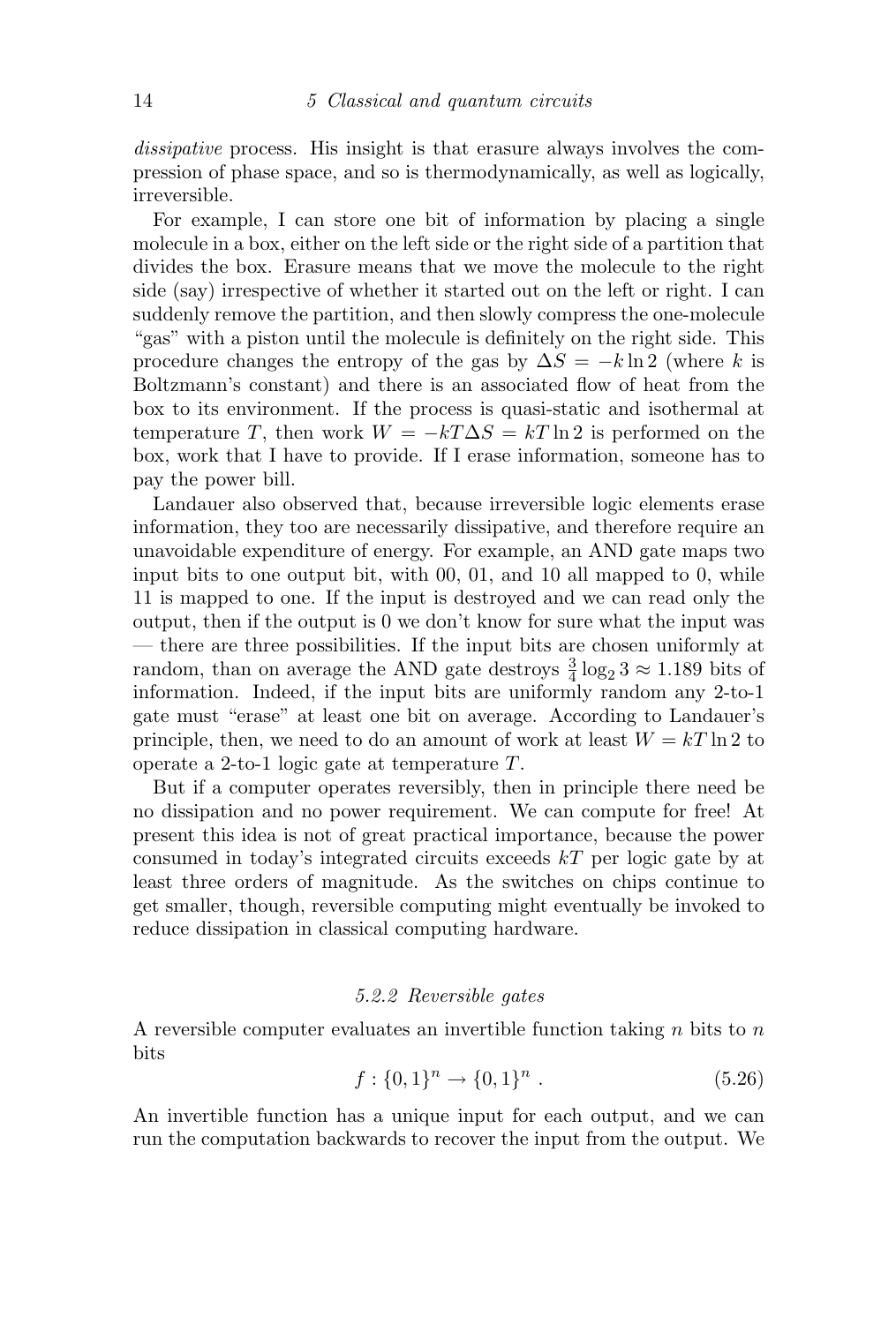*dissipative* process. His insight is that erasure always involves the compression of phase space, and so is thermodynamically, as well as logically, irreversible.

For example, I can store one bit of information by placing a single molecule in a box, either on the left side or the right side of a partition that divides the box. Erasure means that we move the molecule to the right side (say) irrespective of whether it started out on the left or right. I can suddenly remove the partition, and then slowly compress the one-molecule "gas" with a piston until the molecule is definitely on the right side. This procedure changes the entropy of the gas by $\Delta S = -k \ln 2$ (where $k$ is Boltzmann's constant) and there is an associated flow of heat from the box to its environment. If the process is quasi-static and isothermal at temperature $T$, then work $W = -kT\Delta S = kT \ln 2$ is performed on the box, work that I have to provide. If I erase information, someone has to pay the power bill.

Landauer also observed that, because irreversible logic elements erase information, they too are necessarily dissipative, and therefore require an unavoidable expenditure of energy. For example, an AND gate maps two input bits to one output bit, with 00, 01, and 10 all mapped to 0, while 11 is mapped to one. If the input is destroyed and we can read only the output, then if the output is 0 we don't know for sure what the input was — there are three possibilities. If the input bits are chosen uniformly at random, than on average the AND gate destroys $\frac{3}{4} \log_2 3 \approx 1.189$ bits of information. Indeed, if the input bits are uniformly random any 2-to-1 gate must "erase" at least one bit on average. According to Landauer's principle, then, we need to do an amount of work at least $W = kT \ln 2$ to operate a 2-to-1 logic gate at temperature $T$.

But if a computer operates reversibly, then in principle there need be no dissipation and no power requirement. We can compute for free! At present this idea is not of great practical importance, because the power consumed in today's integrated circuits exceeds $kT$ per logic gate by at least three orders of magnitude. As the switches on chips continue to get smaller, though, reversible computing might eventually be invoked to reduce dissipation in classical computing hardware.

### 5.2.2 Reversible gates

A reversible computer evaluates an invertible function taking $n$ bits to $n$ bits

$$f : \{0,1\}^n \to \{0,1\}^n \ . \tag{5.26}$$

An invertible function has a unique input for each output, and we can run the computation backwards to recover the input from the output. We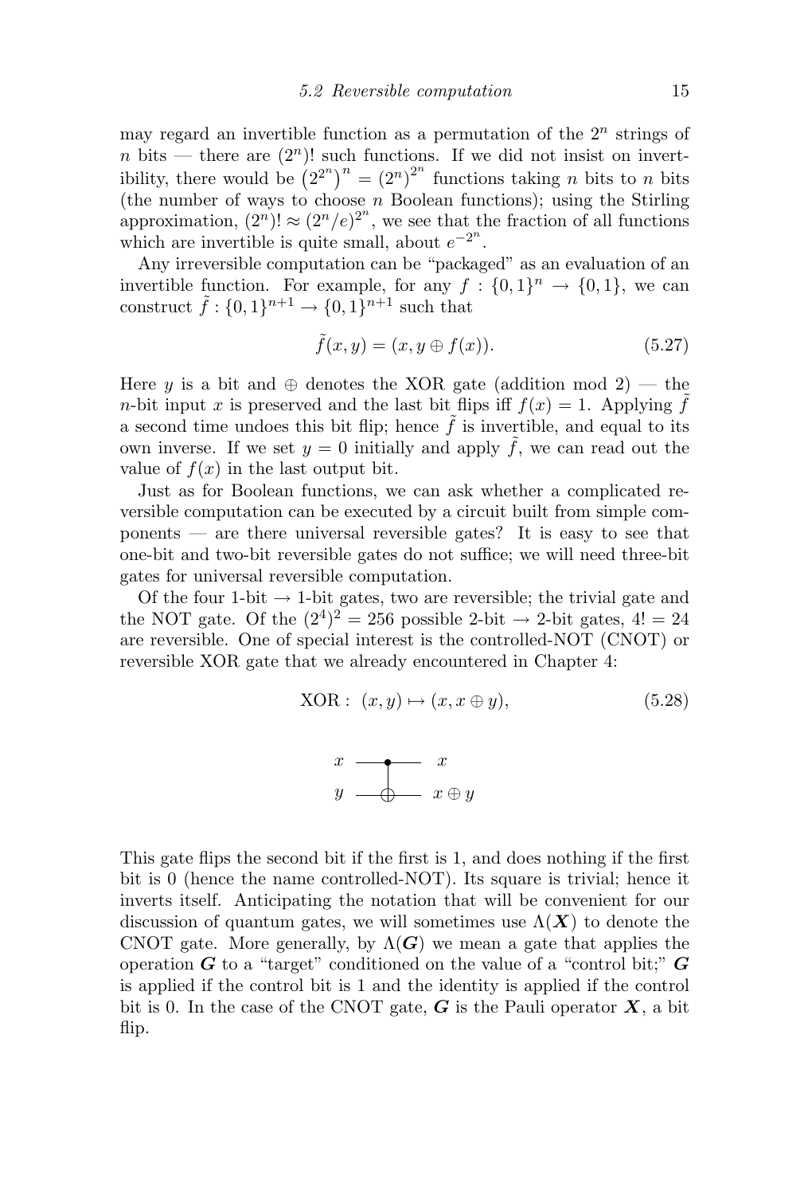may regard an invertible function as a permutation of the $2^n$ strings of $n$ bits — there are $(2^n)!$ such functions. If we did not insist on invertibility, there would be $\left(2^{2^n}\right)^n = (2^n)^{2^n}$ functions taking $n$ bits to $n$ bits (the number of ways to choose $n$ Boolean functions); using the Stirling approximation, $(2^n)! \approx (2^n/e)^{2^n}$, we see that the fraction of all functions which are invertible is quite small, about $e^{-2^n}$.

Any irreversible computation can be "packaged" as an evaluation of an invertible function. For example, for any $f : \{0,1\}^n \to \{0,1\}$, we can construct $\tilde{f} : \{0,1\}^{n+1} \to \{0,1\}^{n+1}$ such that

$$\tilde{f}(x, y) = (x, y \oplus f(x)). \tag{5.27}$$

Here $y$ is a bit and $\oplus$ denotes the XOR gate (addition mod 2) — the $n$-bit input $x$ is preserved and the last bit flips iff $f(x) = 1$. Applying $\tilde{f}$ a second time undoes this bit flip; hence $\tilde{f}$ is invertible, and equal to its own inverse. If we set $y = 0$ initially and apply $\tilde{f}$, we can read out the value of $f(x)$ in the last output bit.

Just as for Boolean functions, we can ask whether a complicated reversible computation can be executed by a circuit built from simple components — are there universal reversible gates? It is easy to see that one-bit and two-bit reversible gates do not suffice; we will need three-bit gates for universal reversible computation.

Of the four 1-bit → 1-bit gates, two are reversible; the trivial gate and the NOT gate. Of the $(2^4)^2 = 256$ possible 2-bit → 2-bit gates, $4! = 24$ are reversible. One of special interest is the controlled-NOT (CNOT) or reversible XOR gate that we already encountered in Chapter 4:

$$\text{XOR} : \; (x, y) \mapsto (x, x \oplus y), \tag{5.28}$$

This gate flips the second bit if the first is 1, and does nothing if the first bit is 0 (hence the name controlled-NOT). Its square is trivial; hence it inverts itself. Anticipating the notation that will be convenient for our discussion of quantum gates, we will sometimes use $\Lambda(\boldsymbol{X})$ to denote the CNOT gate. More generally, by $\Lambda(\boldsymbol{G})$ we mean a gate that applies the operation $\boldsymbol{G}$ to a "target" conditioned on the value of a "control bit;" $\boldsymbol{G}$ is applied if the control bit is 1 and the identity is applied if the control bit is 0. In the case of the CNOT gate, $\boldsymbol{G}$ is the Pauli operator $\boldsymbol{X}$, a bit flip.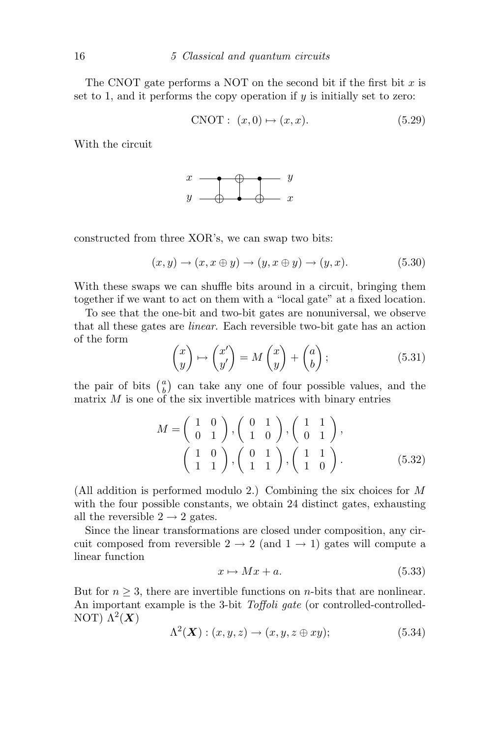The CNOT gate performs a NOT on the second bit if the first bit $x$ is set to 1, and it performs the copy operation if $y$ is initially set to zero:

$$\text{CNOT}: \ (x, 0) \mapsto (x, x). \tag{5.29}$$

With the circuit

constructed from three XOR's, we can swap two bits:

$$(x, y) \to (x, x \oplus y) \to (y, x \oplus y) \to (y, x). \tag{5.30}$$

With these swaps we can shuffle bits around in a circuit, bringing them together if we want to act on them with a "local gate" at a fixed location.

To see that the one-bit and two-bit gates are nonuniversal, we observe that all these gates are *linear*. Each reversible two-bit gate has an action of the form

$$\begin{pmatrix} x \\ y \end{pmatrix} \mapsto \begin{pmatrix} x' \\ y' \end{pmatrix} = M \begin{pmatrix} x \\ y \end{pmatrix} + \begin{pmatrix} a \\ b \end{pmatrix}; \tag{5.31}$$

the pair of bits $\binom{a}{b}$ can take any one of four possible values, and the matrix $M$ is one of the six invertible matrices with binary entries

$$M = \begin{pmatrix} 1 & 0 \\ 0 & 1 \end{pmatrix}, \begin{pmatrix} 0 & 1 \\ 1 & 0 \end{pmatrix}, \begin{pmatrix} 1 & 1 \\ 0 & 1 \end{pmatrix}, \\ \begin{pmatrix} 1 & 0 \\ 1 & 1 \end{pmatrix}, \begin{pmatrix} 0 & 1 \\ 1 & 1 \end{pmatrix}, \begin{pmatrix} 1 & 1 \\ 1 & 0 \end{pmatrix}. \tag{5.32}$$

(All addition is performed modulo 2.) Combining the six choices for $M$ with the four possible constants, we obtain 24 distinct gates, exhausting all the reversible $2 \to 2$ gates.

Since the linear transformations are closed under composition, any circuit composed from reversible $2 \to 2$ (and $1 \to 1$) gates will compute a linear function

$$x \mapsto Mx + a. \tag{5.33}$$

But for $n \geq 3$, there are invertible functions on $n$-bits that are nonlinear. An important example is the 3-bit *Toffoli gate* (or controlled-controlled-NOT) $\Lambda^2(\boldsymbol{X})$

$$\Lambda^2(\boldsymbol{X}) : (x, y, z) \to (x, y, z \oplus xy); \tag{5.34}$$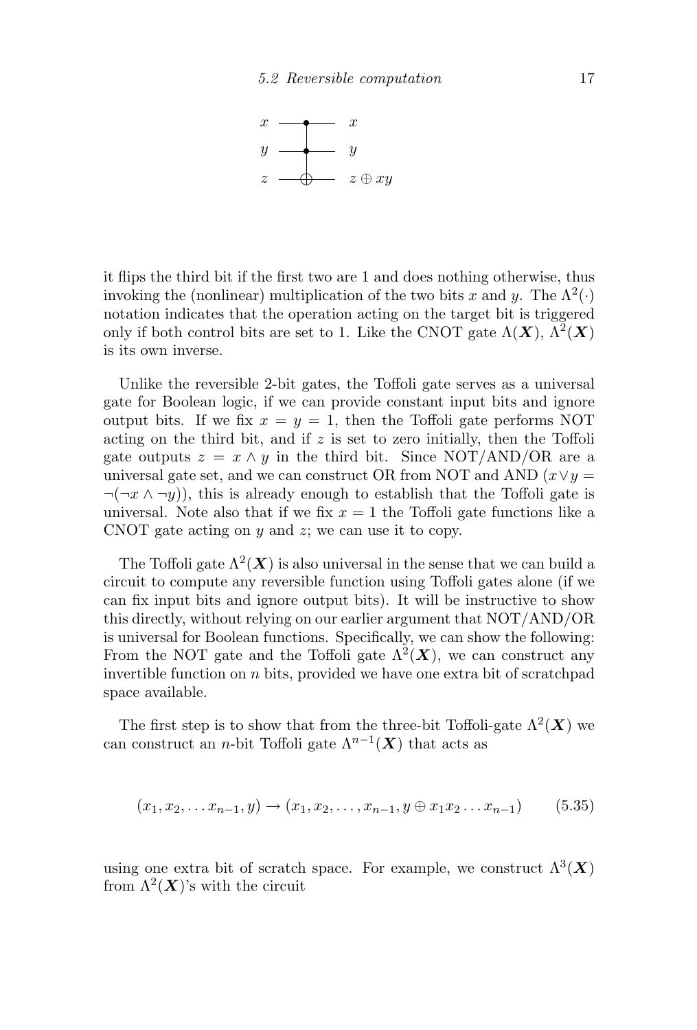$$
\begin{array}{lcl}
x & \text{—●—} & x \\
y & \text{—●—} & y \\
z & \text{—⊕—} & z \oplus xy
\end{array}
$$

it flips the third bit if the first two are 1 and does nothing otherwise, thus invoking the (nonlinear) multiplication of the two bits $x$ and $y$. The $\Lambda^2(\cdot)$ notation indicates that the operation acting on the target bit is triggered only if both control bits are set to 1. Like the CNOT gate $\Lambda(\boldsymbol{X})$, $\Lambda^2(\boldsymbol{X})$ is its own inverse.

Unlike the reversible 2-bit gates, the Toffoli gate serves as a universal gate for Boolean logic, if we can provide constant input bits and ignore output bits. If we fix $x = y = 1$, then the Toffoli gate performs NOT acting on the third bit, and if $z$ is set to zero initially, then the Toffoli gate outputs $z = x \wedge y$ in the third bit. Since NOT/AND/OR are a universal gate set, and we can construct OR from NOT and AND ($x \vee y = \neg(\neg x \wedge \neg y)$), this is already enough to establish that the Toffoli gate is universal. Note also that if we fix $x = 1$ the Toffoli gate functions like a CNOT gate acting on $y$ and $z$; we can use it to copy.

The Toffoli gate $\Lambda^2(\boldsymbol{X})$ is also universal in the sense that we can build a circuit to compute any reversible function using Toffoli gates alone (if we can fix input bits and ignore output bits). It will be instructive to show this directly, without relying on our earlier argument that NOT/AND/OR is universal for Boolean functions. Specifically, we can show the following: From the NOT gate and the Toffoli gate $\Lambda^2(\boldsymbol{X})$, we can construct any invertible function on $n$ bits, provided we have one extra bit of scratchpad space available.

The first step is to show that from the three-bit Toffoli-gate $\Lambda^2(\boldsymbol{X})$ we can construct an $n$-bit Toffoli gate $\Lambda^{n-1}(\boldsymbol{X})$ that acts as

$$(x_1, x_2, \ldots x_{n-1}, y) \rightarrow (x_1, x_2, \ldots, x_{n-1}, y \oplus x_1 x_2 \ldots x_{n-1}) \tag{5.35}$$

using one extra bit of scratch space. For example, we construct $\Lambda^3(\boldsymbol{X})$ from $\Lambda^2(\boldsymbol{X})$'s with the circuit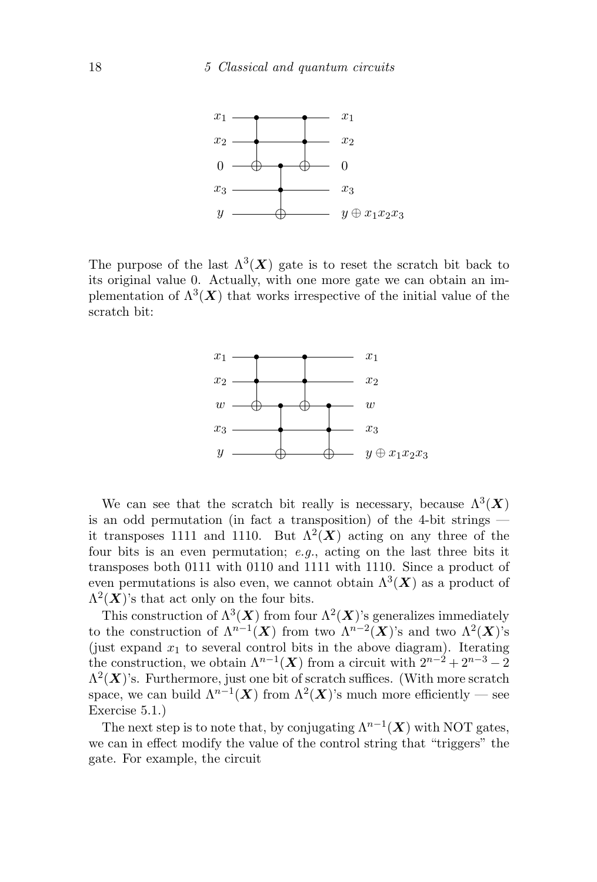The purpose of the last $\Lambda^3(\boldsymbol{X})$ gate is to reset the scratch bit back to its original value 0. Actually, with one more gate we can obtain an implementation of $\Lambda^3(\boldsymbol{X})$ that works irrespective of the initial value of the scratch bit:

We can see that the scratch bit really is necessary, because $\Lambda^3(\boldsymbol{X})$ is an odd permutation (in fact a transposition) of the 4-bit strings — it transposes 1111 and 1110. But $\Lambda^2(\boldsymbol{X})$ acting on any three of the four bits is an even permutation; *e.g.*, acting on the last three bits it transposes both 0111 with 0110 and 1111 with 1110. Since a product of even permutations is also even, we cannot obtain $\Lambda^3(\boldsymbol{X})$ as a product of $\Lambda^2(\boldsymbol{X})$'s that act only on the four bits.

This construction of $\Lambda^3(\boldsymbol{X})$ from four $\Lambda^2(\boldsymbol{X})$'s generalizes immediately to the construction of $\Lambda^{n-1}(\boldsymbol{X})$ from two $\Lambda^{n-2}(\boldsymbol{X})$'s and two $\Lambda^2(\boldsymbol{X})$'s (just expand $x_1$ to several control bits in the above diagram). Iterating the construction, we obtain $\Lambda^{n-1}(\boldsymbol{X})$ from a circuit with $2^{n-2} + 2^{n-3} - 2$ $\Lambda^2(\boldsymbol{X})$'s. Furthermore, just one bit of scratch suffices. (With more scratch space, we can build $\Lambda^{n-1}(\boldsymbol{X})$ from $\Lambda^2(\boldsymbol{X})$'s much more efficiently — see Exercise 5.1.)

The next step is to note that, by conjugating $\Lambda^{n-1}(\boldsymbol{X})$ with NOT gates, we can in effect modify the value of the control string that "triggers" the gate. For example, the circuit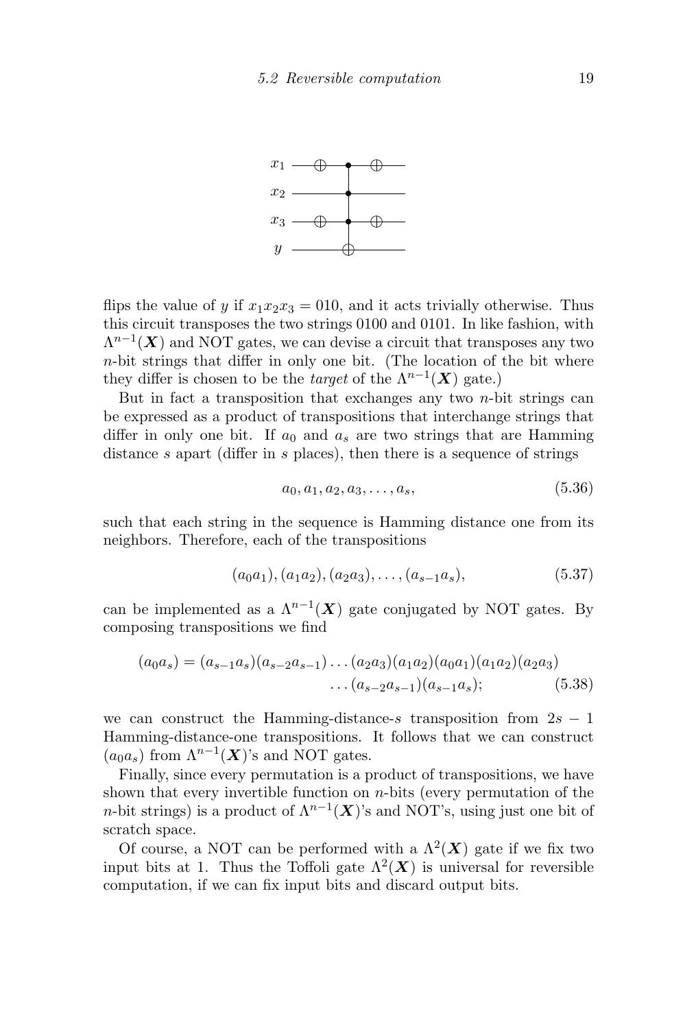flips the value of $y$ if $x_1x_2x_3 = 010$, and it acts trivially otherwise. Thus this circuit transposes the two strings 0100 and 0101. In like fashion, with $\Lambda^{n-1}(\boldsymbol{X})$ and NOT gates, we can devise a circuit that transposes any two $n$-bit strings that differ in only one bit. (The location of the bit where they differ is chosen to be the *target* of the $\Lambda^{n-1}(\boldsymbol{X})$ gate.)

But in fact a transposition that exchanges any two $n$-bit strings can be expressed as a product of transpositions that interchange strings that differ in only one bit. If $a_0$ and $a_s$ are two strings that are Hamming distance $s$ apart (differ in $s$ places), then there is a sequence of strings

$$a_0, a_1, a_2, a_3, \ldots, a_s, \tag{5.36}$$

such that each string in the sequence is Hamming distance one from its neighbors. Therefore, each of the transpositions

$$(a_0a_1), (a_1a_2), (a_2a_3), \ldots, (a_{s-1}a_s), \tag{5.37}$$

can be implemented as a $\Lambda^{n-1}(\boldsymbol{X})$ gate conjugated by NOT gates. By composing transpositions we find

$$(a_0a_s) = (a_{s-1}a_s)(a_{s-2}a_{s-1}) \ldots (a_2a_3)(a_1a_2)(a_0a_1)(a_1a_2)(a_2a_3) \\ \ldots (a_{s-2}a_{s-1})(a_{s-1}a_s); \tag{5.38}$$

we can construct the Hamming-distance-$s$ transposition from $2s - 1$ Hamming-distance-one transpositions. It follows that we can construct $(a_0a_s)$ from $\Lambda^{n-1}(\boldsymbol{X})$'s and NOT gates.

Finally, since every permutation is a product of transpositions, we have shown that every invertible function on $n$-bits (every permutation of the $n$-bit strings) is a product of $\Lambda^{n-1}(\boldsymbol{X})$'s and NOT's, using just one bit of scratch space.

Of course, a NOT can be performed with a $\Lambda^2(\boldsymbol{X})$ gate if we fix two input bits at 1. Thus the Toffoli gate $\Lambda^2(\boldsymbol{X})$ is universal for reversible computation, if we can fix input bits and discard output bits.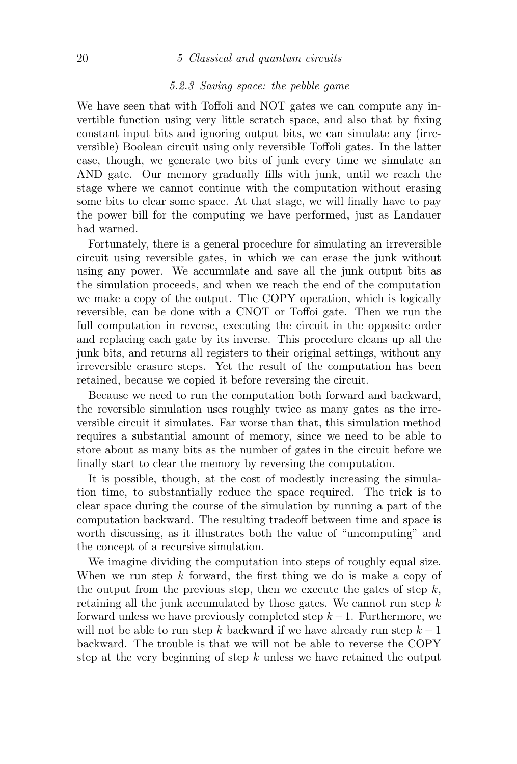### 5.2.3 Saving space: the pebble game

We have seen that with Toffoli and NOT gates we can compute any invertible function using very little scratch space, and also that by fixing constant input bits and ignoring output bits, we can simulate any (irreversible) Boolean circuit using only reversible Toffoli gates. In the latter case, though, we generate two bits of junk every time we simulate an AND gate. Our memory gradually fills with junk, until we reach the stage where we cannot continue with the computation without erasing some bits to clear some space. At that stage, we will finally have to pay the power bill for the computing we have performed, just as Landauer had warned.

Fortunately, there is a general procedure for simulating an irreversible circuit using reversible gates, in which we can erase the junk without using any power. We accumulate and save all the junk output bits as the simulation proceeds, and when we reach the end of the computation we make a copy of the output. The COPY operation, which is logically reversible, can be done with a CNOT or Toffoi gate. Then we run the full computation in reverse, executing the circuit in the opposite order and replacing each gate by its inverse. This procedure cleans up all the junk bits, and returns all registers to their original settings, without any irreversible erasure steps. Yet the result of the computation has been retained, because we copied it before reversing the circuit.

Because we need to run the computation both forward and backward, the reversible simulation uses roughly twice as many gates as the irreversible circuit it simulates. Far worse than that, this simulation method requires a substantial amount of memory, since we need to be able to store about as many bits as the number of gates in the circuit before we finally start to clear the memory by reversing the computation.

It is possible, though, at the cost of modestly increasing the simulation time, to substantially reduce the space required. The trick is to clear space during the course of the simulation by running a part of the computation backward. The resulting tradeoff between time and space is worth discussing, as it illustrates both the value of "uncomputing" and the concept of a recursive simulation.

We imagine dividing the computation into steps of roughly equal size. When we run step $k$ forward, the first thing we do is make a copy of the output from the previous step, then we execute the gates of step $k$, retaining all the junk accumulated by those gates. We cannot run step $k$ forward unless we have previously completed step $k-1$. Furthermore, we will not be able to run step $k$ backward if we have already run step $k-1$ backward. The trouble is that we will not be able to reverse the COPY step at the very beginning of step $k$ unless we have retained the output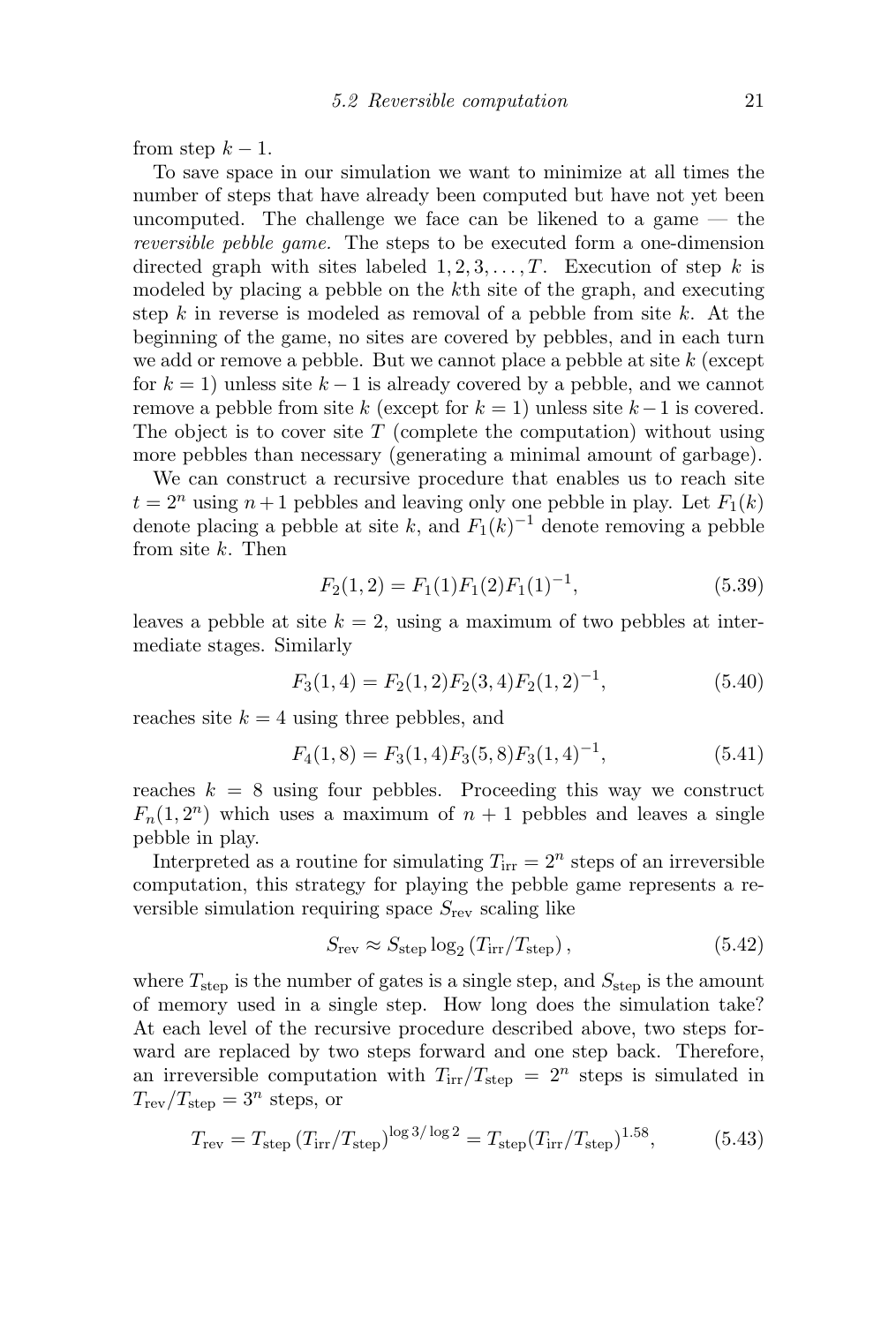from step $k-1$.

To save space in our simulation we want to minimize at all times the number of steps that have already been computed but have not yet been uncomputed. The challenge we face can be likened to a game — the *reversible pebble game.* The steps to be executed form a one-dimension directed graph with sites labeled $1, 2, 3, \ldots, T$. Execution of step $k$ is modeled by placing a pebble on the $k$th site of the graph, and executing step $k$ in reverse is modeled as removal of a pebble from site $k$. At the beginning of the game, no sites are covered by pebbles, and in each turn we add or remove a pebble. But we cannot place a pebble at site $k$ (except for $k = 1$) unless site $k-1$ is already covered by a pebble, and we cannot remove a pebble from site $k$ (except for $k = 1$) unless site $k-1$ is covered. The object is to cover site $T$ (complete the computation) without using more pebbles than necessary (generating a minimal amount of garbage).

We can construct a recursive procedure that enables us to reach site $t = 2^n$ using $n+1$ pebbles and leaving only one pebble in play. Let $F_1(k)$ denote placing a pebble at site $k$, and $F_1(k)^{-1}$ denote removing a pebble from site $k$. Then

$$F_2(1, 2) = F_1(1)F_1(2)F_1(1)^{-1}, \tag{5.39}$$

leaves a pebble at site $k = 2$, using a maximum of two pebbles at intermediate stages. Similarly

$$F_3(1, 4) = F_2(1, 2)F_2(3, 4)F_2(1, 2)^{-1}, \tag{5.40}$$

reaches site $k = 4$ using three pebbles, and

$$F_4(1, 8) = F_3(1, 4)F_3(5, 8)F_3(1, 4)^{-1}, \tag{5.41}$$

reaches $k = 8$ using four pebbles. Proceeding this way we construct $F_n(1, 2^n)$ which uses a maximum of $n + 1$ pebbles and leaves a single pebble in play.

Interpreted as a routine for simulating $T_{\text{irr}} = 2^n$ steps of an irreversible computation, this strategy for playing the pebble game represents a reversible simulation requiring space $S_{\text{rev}}$ scaling like

$$S_{\text{rev}} \approx S_{\text{step}} \log_2 \left(T_{\text{irr}}/T_{\text{step}}\right), \tag{5.42}$$

where $T_{\text{step}}$ is the number of gates is a single step, and $S_{\text{step}}$ is the amount of memory used in a single step. How long does the simulation take? At each level of the recursive procedure described above, two steps forward are replaced by two steps forward and one step back. Therefore, an irreversible computation with $T_{\text{irr}}/T_{\text{step}} = 2^n$ steps is simulated in $T_{\text{rev}}/T_{\text{step}} = 3^n$ steps, or

$$T_{\text{rev}} = T_{\text{step}} \left(T_{\text{irr}}/T_{\text{step}}\right)^{\log 3/\log 2} = T_{\text{step}}(T_{\text{irr}}/T_{\text{step}})^{1.58}, \tag{5.43}$$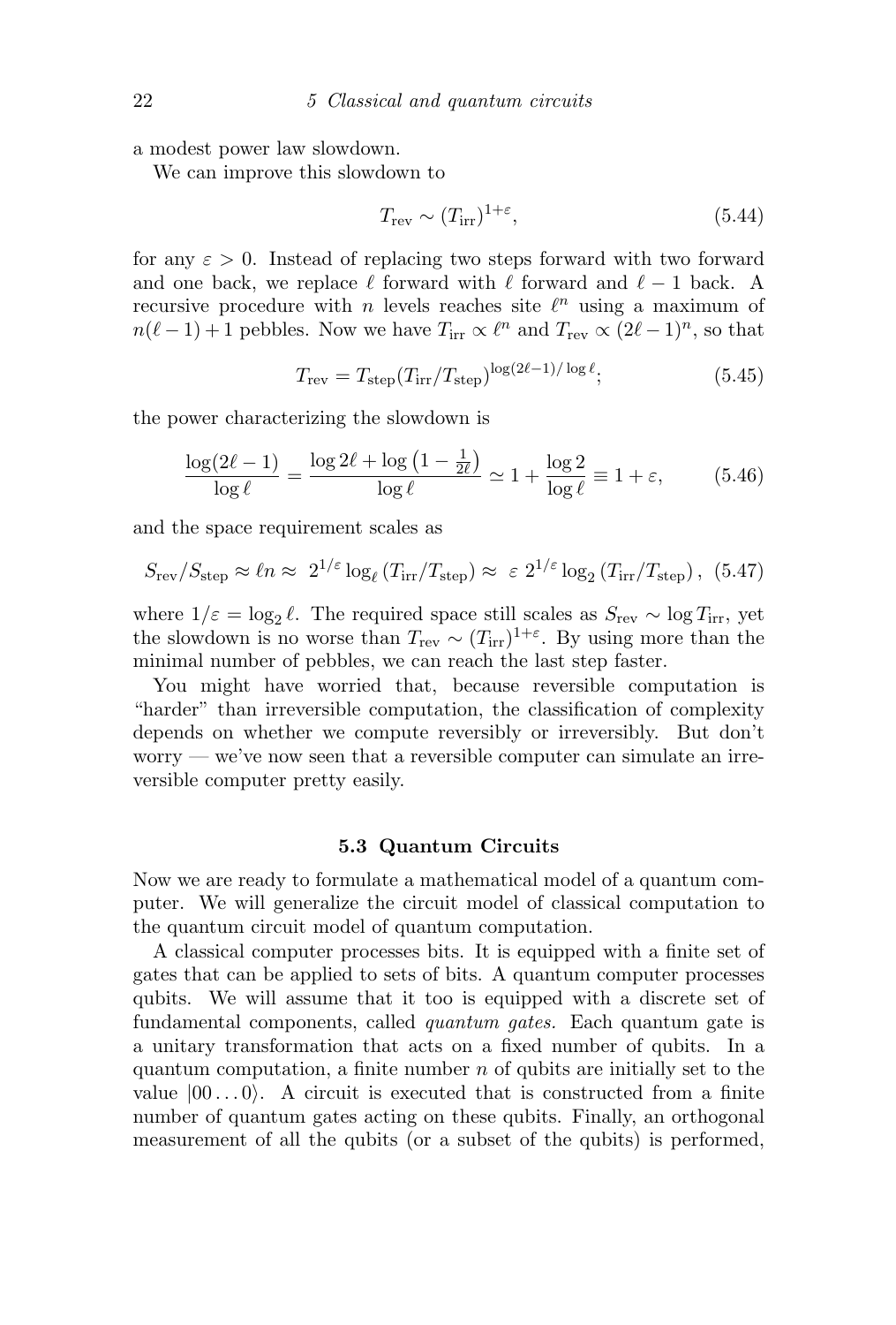a modest power law slowdown.

We can improve this slowdown to

$$T_{\rm rev} \sim (T_{\rm irr})^{1+\varepsilon}, \tag{5.44}$$

for any $\varepsilon > 0$. Instead of replacing two steps forward with two forward and one back, we replace $\ell$ forward with $\ell$ forward and $\ell - 1$ back. A recursive procedure with $n$ levels reaches site $\ell^n$ using a maximum of $n(\ell-1)+1$ pebbles. Now we have $T_{\rm irr} \propto \ell^n$ and $T_{\rm rev} \propto (2\ell-1)^n$, so that

$$T_{\rm rev} = T_{\rm step}(T_{\rm irr}/T_{\rm step})^{\log(2\ell-1)/\log \ell}; \tag{5.45}$$

the power characterizing the slowdown is

$$\frac{\log(2\ell-1)}{\log \ell} = \frac{\log 2\ell + \log\left(1 - \frac{1}{2\ell}\right)}{\log \ell} \simeq 1 + \frac{\log 2}{\log \ell} \equiv 1 + \varepsilon, \tag{5.46}$$

and the space requirement scales as

$$S_{\rm rev}/S_{\rm step} \approx \ell n \approx \; 2^{1/\varepsilon} \log_\ell \left(T_{\rm irr}/T_{\rm step}\right) \approx \; \varepsilon \; 2^{1/\varepsilon} \log_2 \left(T_{\rm irr}/T_{\rm step}\right), \tag{5.47}$$

where $1/\varepsilon = \log_2 \ell$. The required space still scales as $S_{\rm rev} \sim \log T_{\rm irr}$, yet the slowdown is no worse than $T_{\rm rev} \sim (T_{\rm irr})^{1+\varepsilon}$. By using more than the minimal number of pebbles, we can reach the last step faster.

You might have worried that, because reversible computation is "harder" than irreversible computation, the classification of complexity depends on whether we compute reversibly or irreversibly. But don't worry — we've now seen that a reversible computer can simulate an irreversible computer pretty easily.

### 5.3 Quantum Circuits

Now we are ready to formulate a mathematical model of a quantum computer. We will generalize the circuit model of classical computation to the quantum circuit model of quantum computation.

A classical computer processes bits. It is equipped with a finite set of gates that can be applied to sets of bits. A quantum computer processes qubits. We will assume that it too is equipped with a discrete set of fundamental components, called *quantum gates.* Each quantum gate is a unitary transformation that acts on a fixed number of qubits. In a quantum computation, a finite number $n$ of qubits are initially set to the value $|00\ldots0\rangle$. A circuit is executed that is constructed from a finite number of quantum gates acting on these qubits. Finally, an orthogonal measurement of all the qubits (or a subset of the qubits) is performed,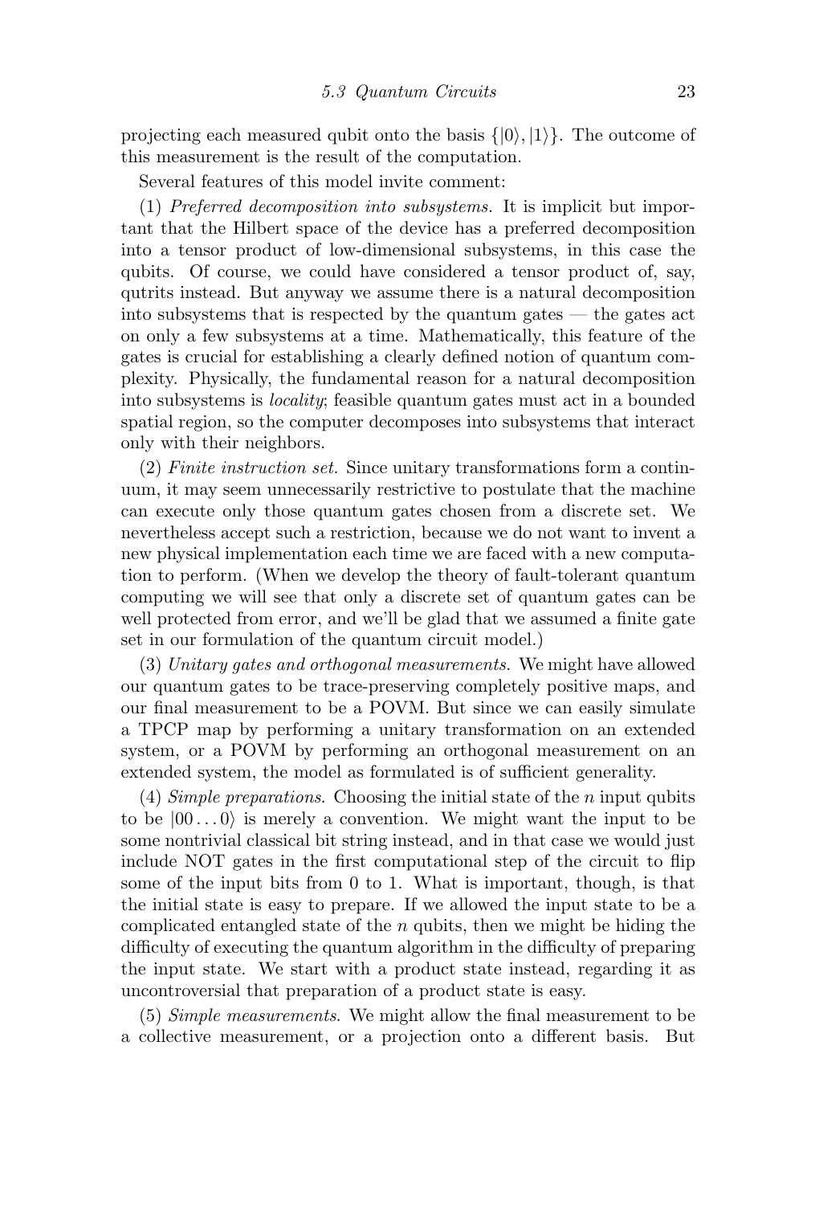projecting each measured qubit onto the basis $\{|0\rangle, |1\rangle\}$. The outcome of this measurement is the result of the computation.

Several features of this model invite comment:

(1) *Preferred decomposition into subsystems.* It is implicit but important that the Hilbert space of the device has a preferred decomposition into a tensor product of low-dimensional subsystems, in this case the qubits. Of course, we could have considered a tensor product of, say, qutrits instead. But anyway we assume there is a natural decomposition into subsystems that is respected by the quantum gates — the gates act on only a few subsystems at a time. Mathematically, this feature of the gates is crucial for establishing a clearly defined notion of quantum complexity. Physically, the fundamental reason for a natural decomposition into subsystems is *locality*; feasible quantum gates must act in a bounded spatial region, so the computer decomposes into subsystems that interact only with their neighbors.

(2) *Finite instruction set.* Since unitary transformations form a continuum, it may seem unnecessarily restrictive to postulate that the machine can execute only those quantum gates chosen from a discrete set. We nevertheless accept such a restriction, because we do not want to invent a new physical implementation each time we are faced with a new computation to perform. (When we develop the theory of fault-tolerant quantum computing we will see that only a discrete set of quantum gates can be well protected from error, and we'll be glad that we assumed a finite gate set in our formulation of the quantum circuit model.)

(3) *Unitary gates and orthogonal measurements.* We might have allowed our quantum gates to be trace-preserving completely positive maps, and our final measurement to be a POVM. But since we can easily simulate a TPCP map by performing a unitary transformation on an extended system, or a POVM by performing an orthogonal measurement on an extended system, the model as formulated is of sufficient generality.

(4) *Simple preparations.* Choosing the initial state of the $n$ input qubits to be $|00\ldots0\rangle$ is merely a convention. We might want the input to be some nontrivial classical bit string instead, and in that case we would just include NOT gates in the first computational step of the circuit to flip some of the input bits from 0 to 1. What is important, though, is that the initial state is easy to prepare. If we allowed the input state to be a complicated entangled state of the $n$ qubits, then we might be hiding the difficulty of executing the quantum algorithm in the difficulty of preparing the input state. We start with a product state instead, regarding it as uncontroversial that preparation of a product state is easy.

(5) *Simple measurements.* We might allow the final measurement to be a collective measurement, or a projection onto a different basis. But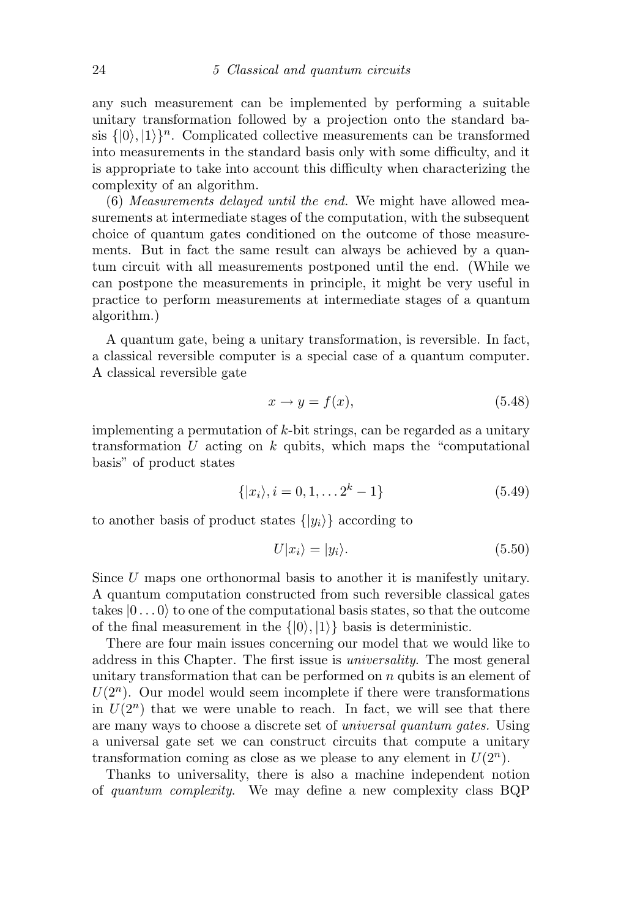any such measurement can be implemented by performing a suitable unitary transformation followed by a projection onto the standard basis $\{|0\rangle, |1\rangle\}^n$. Complicated collective measurements can be transformed into measurements in the standard basis only with some difficulty, and it is appropriate to take into account this difficulty when characterizing the complexity of an algorithm.

(6) *Measurements delayed until the end.* We might have allowed measurements at intermediate stages of the computation, with the subsequent choice of quantum gates conditioned on the outcome of those measurements. But in fact the same result can always be achieved by a quantum circuit with all measurements postponed until the end. (While we can postpone the measurements in principle, it might be very useful in practice to perform measurements at intermediate stages of a quantum algorithm.)

A quantum gate, being a unitary transformation, is reversible. In fact, a classical reversible computer is a special case of a quantum computer. A classical reversible gate

$$x \to y = f(x), \tag{5.48}$$

implementing a permutation of $k$-bit strings, can be regarded as a unitary transformation $U$ acting on $k$ qubits, which maps the "computational basis" of product states

$$\{|x_i\rangle, i = 0, 1, \ldots 2^k - 1\} \tag{5.49}$$

to another basis of product states $\{|y_i\rangle\}$ according to

$$U|x_i\rangle = |y_i\rangle. \tag{5.50}$$

Since $U$ maps one orthonormal basis to another it is manifestly unitary. A quantum computation constructed from such reversible classical gates takes $|0\ldots0\rangle$ to one of the computational basis states, so that the outcome of the final measurement in the $\{|0\rangle, |1\rangle\}$ basis is deterministic.

There are four main issues concerning our model that we would like to address in this Chapter. The first issue is *universality*. The most general unitary transformation that can be performed on $n$ qubits is an element of $U(2^n)$. Our model would seem incomplete if there were transformations in $U(2^n)$ that we were unable to reach. In fact, we will see that there are many ways to choose a discrete set of *universal quantum gates.* Using a universal gate set we can construct circuits that compute a unitary transformation coming as close as we please to any element in $U(2^n)$.

Thanks to universality, there is also a machine independent notion of *quantum complexity*. We may define a new complexity class BQP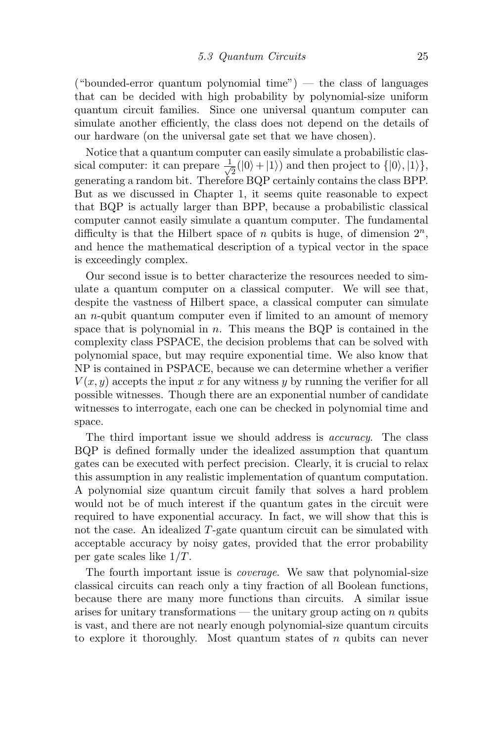("bounded-error quantum polynomial time") — the class of languages that can be decided with high probability by polynomial-size uniform quantum circuit families. Since one universal quantum computer can simulate another efficiently, the class does not depend on the details of our hardware (on the universal gate set that we have chosen).

Notice that a quantum computer can easily simulate a probabilistic classical computer: it can prepare $\frac{1}{\sqrt{2}}(|0\rangle + |1\rangle)$ and then project to $\{|0\rangle, |1\rangle\}$, generating a random bit. Therefore BQP certainly contains the class BPP. But as we discussed in Chapter 1, it seems quite reasonable to expect that BQP is actually larger than BPP, because a probabilistic classical computer cannot easily simulate a quantum computer. The fundamental difficulty is that the Hilbert space of $n$ qubits is huge, of dimension $2^n$, and hence the mathematical description of a typical vector in the space is exceedingly complex.

Our second issue is to better characterize the resources needed to simulate a quantum computer on a classical computer. We will see that, despite the vastness of Hilbert space, a classical computer can simulate an $n$-qubit quantum computer even if limited to an amount of memory space that is polynomial in $n$. This means the BQP is contained in the complexity class PSPACE, the decision problems that can be solved with polynomial space, but may require exponential time. We also know that NP is contained in PSPACE, because we can determine whether a verifier $V(x, y)$ accepts the input $x$ for any witness $y$ by running the verifier for all possible witnesses. Though there are an exponential number of candidate witnesses to interrogate, each one can be checked in polynomial time and space.

The third important issue we should address is *accuracy*. The class BQP is defined formally under the idealized assumption that quantum gates can be executed with perfect precision. Clearly, it is crucial to relax this assumption in any realistic implementation of quantum computation. A polynomial size quantum circuit family that solves a hard problem would not be of much interest if the quantum gates in the circuit were required to have exponential accuracy. In fact, we will show that this is not the case. An idealized $T$-gate quantum circuit can be simulated with acceptable accuracy by noisy gates, provided that the error probability per gate scales like $1/T$.

The fourth important issue is *coverage*. We saw that polynomial-size classical circuits can reach only a tiny fraction of all Boolean functions, because there are many more functions than circuits. A similar issue arises for unitary transformations — the unitary group acting on $n$ qubits is vast, and there are not nearly enough polynomial-size quantum circuits to explore it thoroughly. Most quantum states of $n$ qubits can never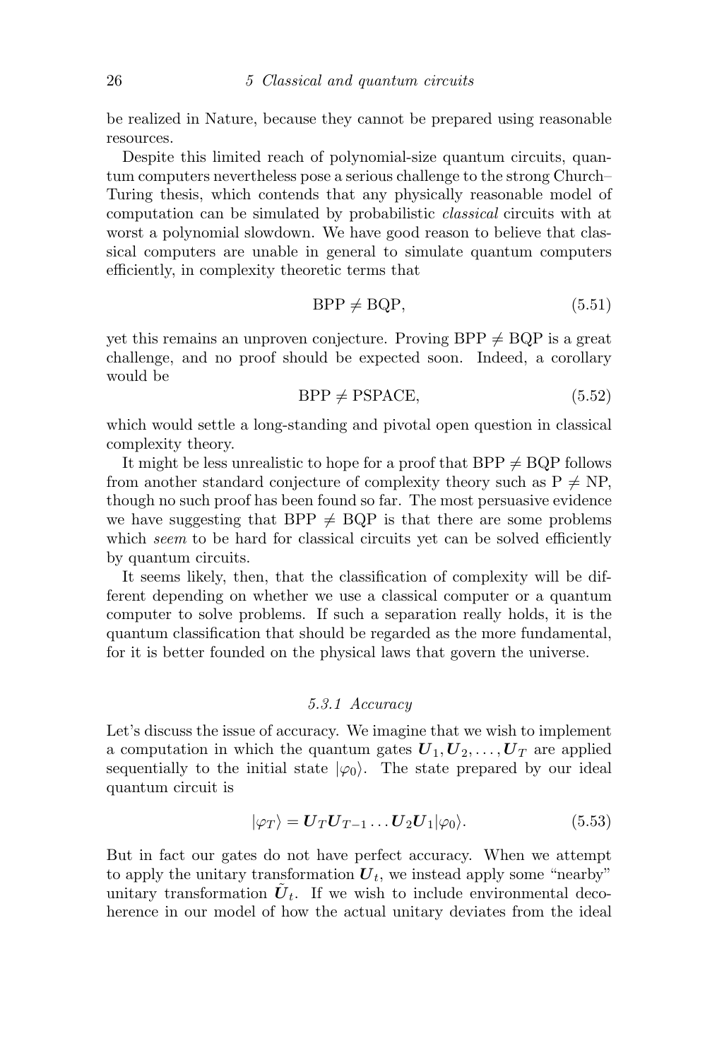be realized in Nature, because they cannot be prepared using reasonable resources.

Despite this limited reach of polynomial-size quantum circuits, quantum computers nevertheless pose a serious challenge to the strong Church–Turing thesis, which contends that any physically reasonable model of computation can be simulated by probabilistic *classical* circuits with at worst a polynomial slowdown. We have good reason to believe that classical computers are unable in general to simulate quantum computers efficiently, in complexity theoretic terms that

$$\text{BPP} \neq \text{BQP}, \tag{5.51}$$

yet this remains an unproven conjecture. Proving BPP $\neq$ BQP is a great challenge, and no proof should be expected soon. Indeed, a corollary would be

$$\text{BPP} \neq \text{PSPACE}, \tag{5.52}$$

which would settle a long-standing and pivotal open question in classical complexity theory.

It might be less unrealistic to hope for a proof that BPP $\neq$ BQP follows from another standard conjecture of complexity theory such as P $\neq$ NP, though no such proof has been found so far. The most persuasive evidence we have suggesting that BPP $\neq$ BQP is that there are some problems which *seem* to be hard for classical circuits yet can be solved efficiently by quantum circuits.

It seems likely, then, that the classification of complexity will be different depending on whether we use a classical computer or a quantum computer to solve problems. If such a separation really holds, it is the quantum classification that should be regarded as the more fundamental, for it is better founded on the physical laws that govern the universe.

### *5.3.1 Accuracy*

Let's discuss the issue of accuracy. We imagine that we wish to implement a computation in which the quantum gates $\boldsymbol{U}_1, \boldsymbol{U}_2, \ldots, \boldsymbol{U}_T$ are applied sequentially to the initial state $|\varphi_0\rangle$. The state prepared by our ideal quantum circuit is

$$|\varphi_T\rangle = \boldsymbol{U}_T \boldsymbol{U}_{T-1} \ldots \boldsymbol{U}_2 \boldsymbol{U}_1 |\varphi_0\rangle. \tag{5.53}$$

But in fact our gates do not have perfect accuracy. When we attempt to apply the unitary transformation $\boldsymbol{U}_t$, we instead apply some "nearby" unitary transformation $\tilde{\boldsymbol{U}}_t$. If we wish to include environmental decoherence in our model of how the actual unitary deviates from the ideal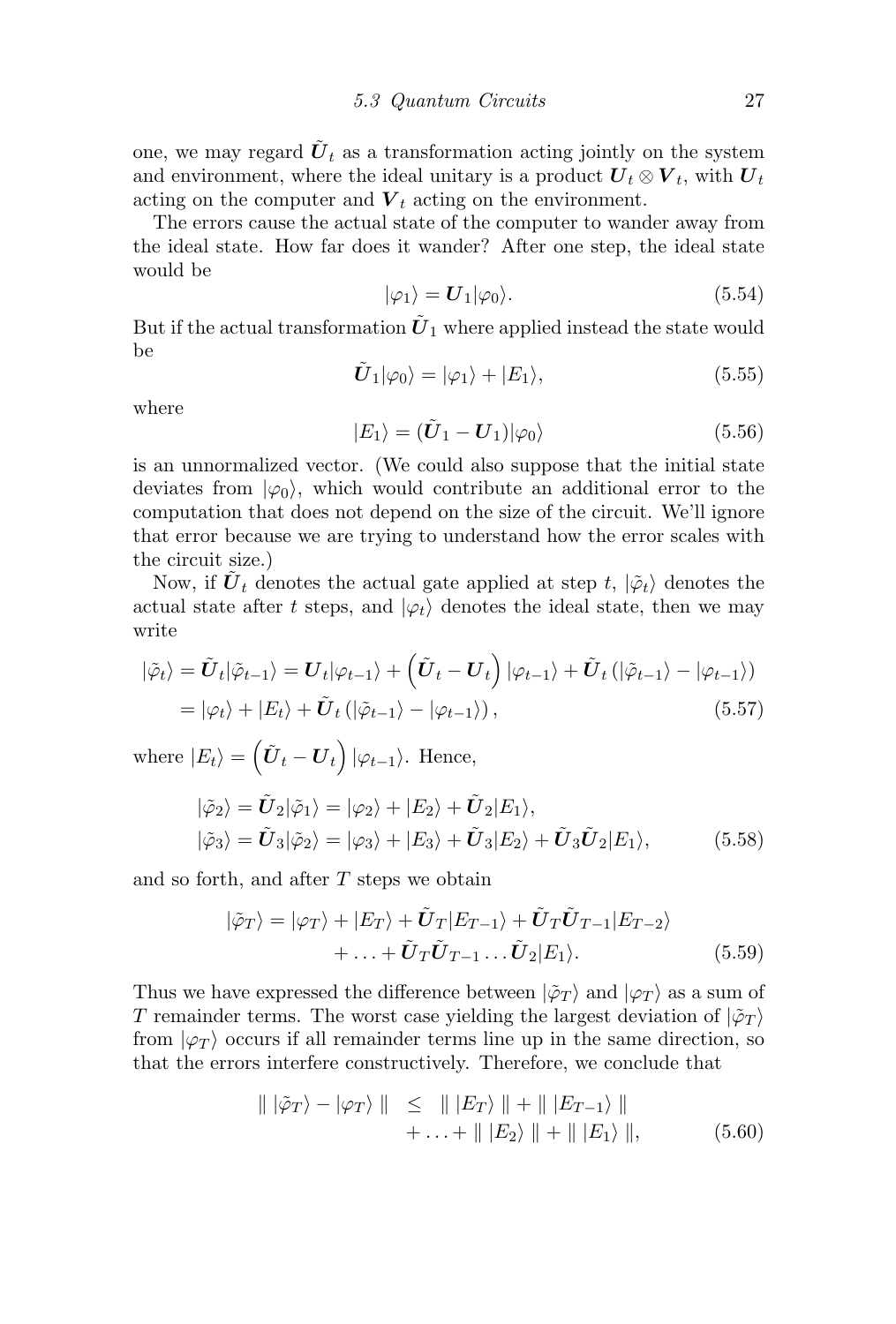one, we may regard $\tilde{\boldsymbol{U}}_t$ as a transformation acting jointly on the system and environment, where the ideal unitary is a product $\boldsymbol{U}_t \otimes \boldsymbol{V}_t$, with $\boldsymbol{U}_t$ acting on the computer and $\boldsymbol{V}_t$ acting on the environment.

The errors cause the actual state of the computer to wander away from the ideal state. How far does it wander? After one step, the ideal state would be

$$|\varphi_1\rangle = \boldsymbol{U}_1|\varphi_0\rangle. \tag{5.54}$$

But if the actual transformation $\tilde{\boldsymbol{U}}_1$ where applied instead the state would be

$$\tilde{\boldsymbol{U}}_1|\varphi_0\rangle = |\varphi_1\rangle + |E_1\rangle, \tag{5.55}$$

where

$$|E_1\rangle = (\tilde{\boldsymbol{U}}_1 - \boldsymbol{U}_1)|\varphi_0\rangle \tag{5.56}$$

is an unnormalized vector. (We could also suppose that the initial state deviates from $|\varphi_0\rangle$, which would contribute an additional error to the computation that does not depend on the size of the circuit. We'll ignore that error because we are trying to understand how the error scales with the circuit size.)

Now, if $\tilde{\boldsymbol{U}}_t$ denotes the actual gate applied at step $t$, $|\tilde{\varphi}_t\rangle$ denotes the actual state after $t$ steps, and $|\varphi_t\rangle$ denotes the ideal state, then we may write

$$\begin{aligned}
|\tilde{\varphi}_t\rangle = \tilde{\boldsymbol{U}}_t|\tilde{\varphi}_{t-1}\rangle &= \boldsymbol{U}_t|\varphi_{t-1}\rangle + \left(\tilde{\boldsymbol{U}}_t - \boldsymbol{U}_t\right)|\varphi_{t-1}\rangle + \tilde{\boldsymbol{U}}_t\left(|\tilde{\varphi}_{t-1}\rangle - |\varphi_{t-1}\rangle\right) \\
&= |\varphi_t\rangle + |E_t\rangle + \tilde{\boldsymbol{U}}_t\left(|\tilde{\varphi}_{t-1}\rangle - |\varphi_{t-1}\rangle\right),
\end{aligned} \tag{5.57}$$

where $|E_t\rangle = \left(\tilde{\boldsymbol{U}}_t - \boldsymbol{U}_t\right)|\varphi_{t-1}\rangle$. Hence,

$$\begin{aligned}
|\tilde{\varphi}_2\rangle &= \tilde{\boldsymbol{U}}_2|\tilde{\varphi}_1\rangle = |\varphi_2\rangle + |E_2\rangle + \tilde{\boldsymbol{U}}_2|E_1\rangle, \\
|\tilde{\varphi}_3\rangle &= \tilde{\boldsymbol{U}}_3|\tilde{\varphi}_2\rangle = |\varphi_3\rangle + |E_3\rangle + \tilde{\boldsymbol{U}}_3|E_2\rangle + \tilde{\boldsymbol{U}}_3\tilde{\boldsymbol{U}}_2|E_1\rangle,
\end{aligned} \tag{5.58}$$

and so forth, and after $T$ steps we obtain

$$\begin{aligned}
|\tilde{\varphi}_T\rangle = |\varphi_T\rangle + |E_T\rangle &+ \tilde{\boldsymbol{U}}_T|E_{T-1}\rangle + \tilde{\boldsymbol{U}}_T\tilde{\boldsymbol{U}}_{T-1}|E_{T-2}\rangle \\
&+ \ldots + \tilde{\boldsymbol{U}}_T\tilde{\boldsymbol{U}}_{T-1}\ldots\tilde{\boldsymbol{U}}_2|E_1\rangle.
\end{aligned} \tag{5.59}$$

Thus we have expressed the difference between $|\tilde{\varphi}_T\rangle$ and $|\varphi_T\rangle$ as a sum of $T$ remainder terms. The worst case yielding the largest deviation of $|\tilde{\varphi}_T\rangle$ from $|\varphi_T\rangle$ occurs if all remainder terms line up in the same direction, so that the errors interfere constructively. Therefore, we conclude that

$$\begin{aligned}
\|\, |\tilde{\varphi}_T\rangle - |\varphi_T\rangle \,\| \;\leq\; & \|\, |E_T\rangle \,\| + \|\, |E_{T-1}\rangle \,\| \\
& + \ldots + \|\, |E_2\rangle \,\| + \|\, |E_1\rangle \,\|,
\end{aligned} \tag{5.60}$$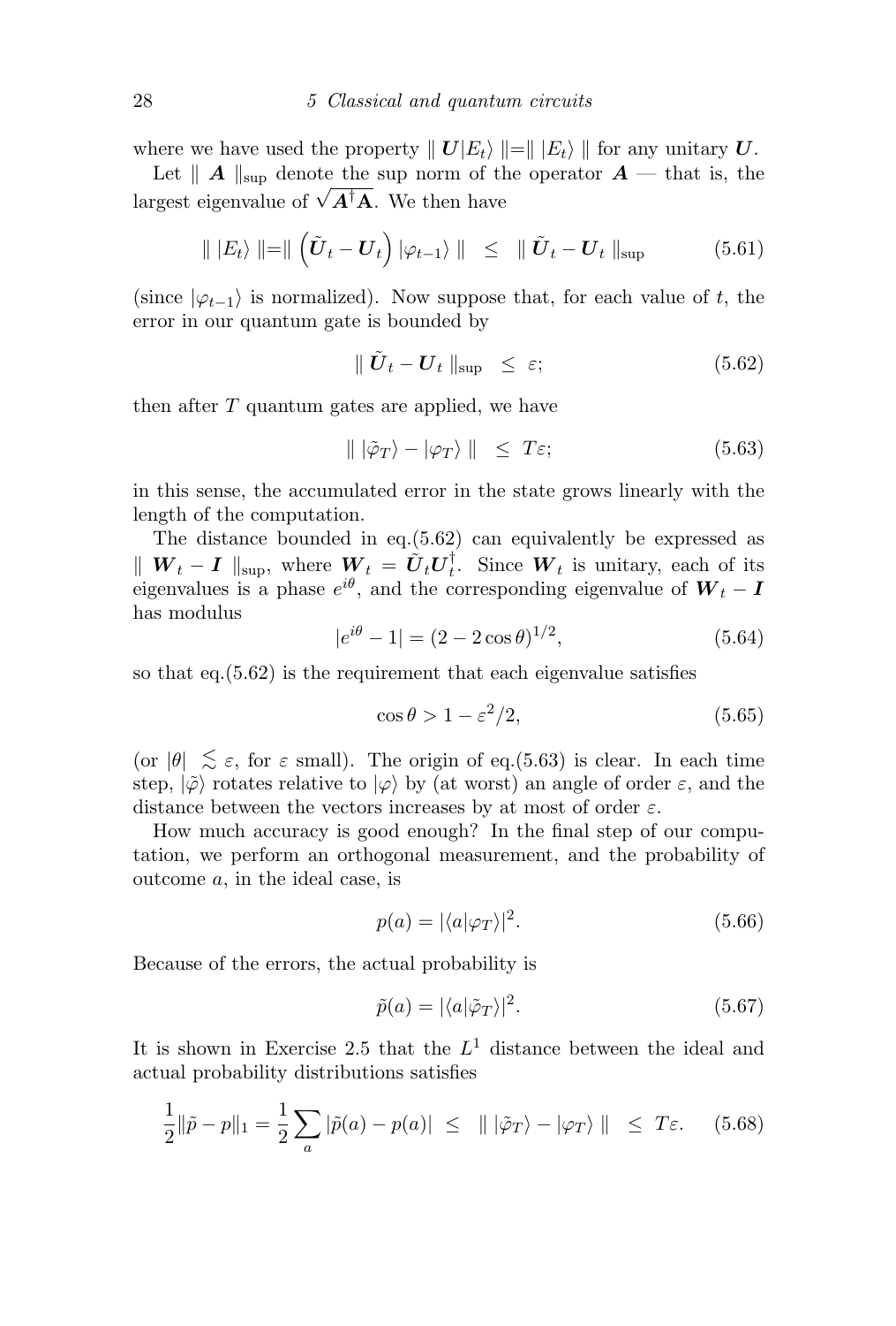where we have used the property $\parallel \boldsymbol{U}|E_t\rangle \parallel = \parallel |E_t\rangle \parallel$ for any unitary $\boldsymbol{U}$.

Let $\parallel \boldsymbol{A} \parallel_{\text{sup}}$ denote the sup norm of the operator $\boldsymbol{A}$ — that is, the largest eigenvalue of $\sqrt{\boldsymbol{A}^\dagger \mathbf{A}}$. We then have

$$\parallel |E_t\rangle \parallel = \parallel \left(\tilde{\boldsymbol{U}}_t - \boldsymbol{U}_t\right)|\varphi_{t-1}\rangle \parallel \quad \leq \quad \parallel \tilde{\boldsymbol{U}}_t - \boldsymbol{U}_t \parallel_{\text{sup}} \tag{5.61}$$

(since $|\varphi_{t-1}\rangle$ is normalized). Now suppose that, for each value of $t$, the error in our quantum gate is bounded by

$$\parallel \tilde{\boldsymbol{U}}_t - \boldsymbol{U}_t \parallel_{\text{sup}} \quad \leq \quad \varepsilon; \tag{5.62}$$

then after $T$ quantum gates are applied, we have

$$\parallel |\tilde{\varphi}_T\rangle - |\varphi_T\rangle \parallel \quad \leq \quad T\varepsilon; \tag{5.63}$$

in this sense, the accumulated error in the state grows linearly with the length of the computation.

The distance bounded in eq.(5.62) can equivalently be expressed as $\parallel \boldsymbol{W}_t - \boldsymbol{I} \parallel_{\text{sup}}$, where $\boldsymbol{W}_t = \tilde{\boldsymbol{U}}_t \boldsymbol{U}_t^\dagger$. Since $\boldsymbol{W}_t$ is unitary, each of its eigenvalues is a phase $e^{i\theta}$, and the corresponding eigenvalue of $\boldsymbol{W}_t - \boldsymbol{I}$ has modulus

$$|e^{i\theta} - 1| = (2 - 2\cos\theta)^{1/2}, \tag{5.64}$$

so that eq.(5.62) is the requirement that each eigenvalue satisfies

$$\cos\theta > 1 - \varepsilon^2/2, \tag{5.65}$$

(or $|\theta| \lesssim \varepsilon$, for $\varepsilon$ small). The origin of eq.(5.63) is clear. In each time step, $|\tilde{\varphi}\rangle$ rotates relative to $|\varphi\rangle$ by (at worst) an angle of order $\varepsilon$, and the distance between the vectors increases by at most of order $\varepsilon$.

How much accuracy is good enough? In the final step of our computation, we perform an orthogonal measurement, and the probability of outcome $a$, in the ideal case, is

$$p(a) = |\langle a|\varphi_T\rangle|^2. \tag{5.66}$$

Because of the errors, the actual probability is

$$\tilde{p}(a) = |\langle a|\tilde{\varphi}_T\rangle|^2. \tag{5.67}$$

It is shown in Exercise 2.5 that the $L^1$ distance between the ideal and actual probability distributions satisfies

$$\frac{1}{2}\|\tilde{p} - p\|_1 = \frac{1}{2}\sum_a |\tilde{p}(a) - p(a)| \quad \leq \quad \parallel |\tilde{\varphi}_T\rangle - |\varphi_T\rangle \parallel \quad \leq \quad T\varepsilon. \tag{5.68}$$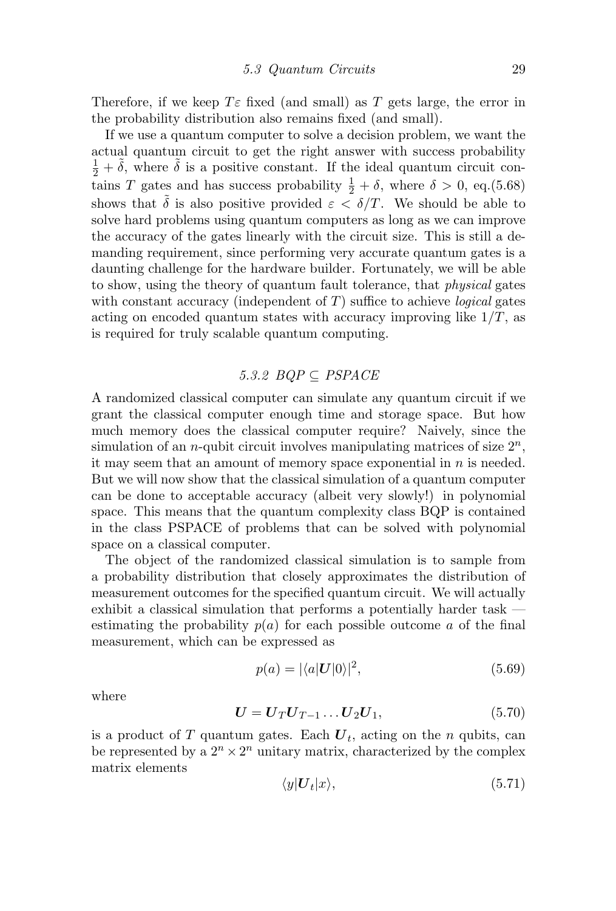Therefore, if we keep $T\varepsilon$ fixed (and small) as $T$ gets large, the error in the probability distribution also remains fixed (and small).

If we use a quantum computer to solve a decision problem, we want the actual quantum circuit to get the right answer with success probability $\frac{1}{2} + \tilde{\delta}$, where $\tilde{\delta}$ is a positive constant. If the ideal quantum circuit contains $T$ gates and has success probability $\frac{1}{2} + \delta$, where $\delta > 0$, eq.(5.68) shows that $\tilde{\delta}$ is also positive provided $\varepsilon < \delta/T$. We should be able to solve hard problems using quantum computers as long as we can improve the accuracy of the gates linearly with the circuit size. This is still a demanding requirement, since performing very accurate quantum gates is a daunting challenge for the hardware builder. Fortunately, we will be able to show, using the theory of quantum fault tolerance, that *physical* gates with constant accuracy (independent of $T$) suffice to achieve *logical* gates acting on encoded quantum states with accuracy improving like $1/T$, as is required for truly scalable quantum computing.

### *5.3.2 BQP ⊆ PSPACE*

A randomized classical computer can simulate any quantum circuit if we grant the classical computer enough time and storage space. But how much memory does the classical computer require? Naively, since the simulation of an $n$-qubit circuit involves manipulating matrices of size $2^n$, it may seem that an amount of memory space exponential in $n$ is needed. But we will now show that the classical simulation of a quantum computer can be done to acceptable accuracy (albeit very slowly!) in polynomial space. This means that the quantum complexity class BQP is contained in the class PSPACE of problems that can be solved with polynomial space on a classical computer.

The object of the randomized classical simulation is to sample from a probability distribution that closely approximates the distribution of measurement outcomes for the specified quantum circuit. We will actually exhibit a classical simulation that performs a potentially harder task — estimating the probability $p(a)$ for each possible outcome $a$ of the final measurement, which can be expressed as

$$p(a) = |\langle a|\boldsymbol{U}|0\rangle|^2, \tag{5.69}$$

where

$$\boldsymbol{U} = \boldsymbol{U}_T \boldsymbol{U}_{T-1} \ldots \boldsymbol{U}_2 \boldsymbol{U}_1, \tag{5.70}$$

is a product of $T$ quantum gates. Each $\boldsymbol{U}_t$, acting on the $n$ qubits, can be represented by a $2^n \times 2^n$ unitary matrix, characterized by the complex matrix elements

$$\langle y|\boldsymbol{U}_t|x\rangle, \tag{5.71}$$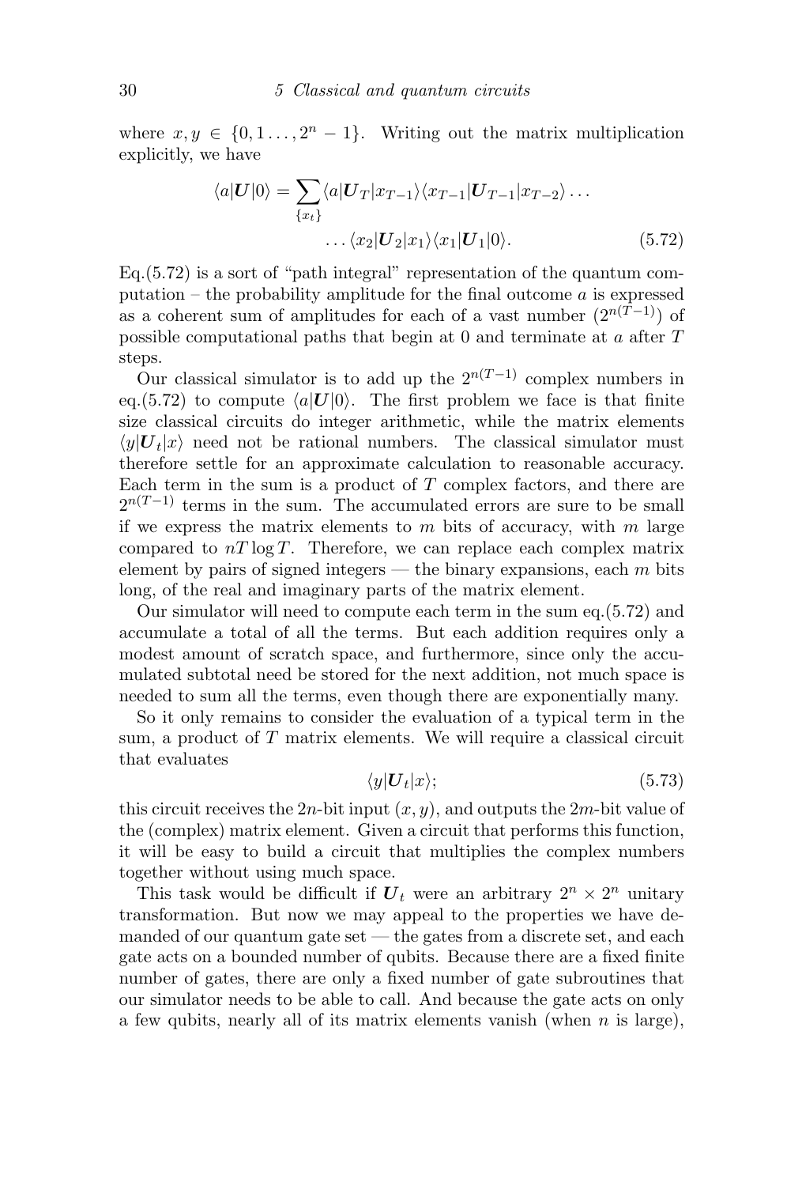where $x, y \in \{0, 1 \ldots, 2^n - 1\}$. Writing out the matrix multiplication explicitly, we have

$$\langle a|\boldsymbol{U}|0\rangle = \sum_{\{x_t\}} \langle a|\boldsymbol{U}_T|x_{T-1}\rangle\langle x_{T-1}|\boldsymbol{U}_{T-1}|x_{T-2}\rangle \ldots \\ \ldots \langle x_2|\boldsymbol{U}_2|x_1\rangle\langle x_1|\boldsymbol{U}_1|0\rangle. \tag{5.72}$$

Eq.(5.72) is a sort of "path integral" representation of the quantum computation – the probability amplitude for the final outcome $a$ is expressed as a coherent sum of amplitudes for each of a vast number ($2^{n(T-1)}$) of possible computational paths that begin at 0 and terminate at $a$ after $T$ steps.

Our classical simulator is to add up the $2^{n(T-1)}$ complex numbers in eq.(5.72) to compute $\langle a|\boldsymbol{U}|0\rangle$. The first problem we face is that finite size classical circuits do integer arithmetic, while the matrix elements $\langle y|\boldsymbol{U}_t|x\rangle$ need not be rational numbers. The classical simulator must therefore settle for an approximate calculation to reasonable accuracy. Each term in the sum is a product of $T$ complex factors, and there are $2^{n(T-1)}$ terms in the sum. The accumulated errors are sure to be small if we express the matrix elements to $m$ bits of accuracy, with $m$ large compared to $nT \log T$. Therefore, we can replace each complex matrix element by pairs of signed integers — the binary expansions, each $m$ bits long, of the real and imaginary parts of the matrix element.

Our simulator will need to compute each term in the sum eq.(5.72) and accumulate a total of all the terms. But each addition requires only a modest amount of scratch space, and furthermore, since only the accumulated subtotal need be stored for the next addition, not much space is needed to sum all the terms, even though there are exponentially many.

So it only remains to consider the evaluation of a typical term in the sum, a product of $T$ matrix elements. We will require a classical circuit that evaluates

$$\langle y|\boldsymbol{U}_t|x\rangle; \tag{5.73}$$

this circuit receives the $2n$-bit input $(x, y)$, and outputs the $2m$-bit value of the (complex) matrix element. Given a circuit that performs this function, it will be easy to build a circuit that multiplies the complex numbers together without using much space.

This task would be difficult if $\boldsymbol{U}_t$ were an arbitrary $2^n \times 2^n$ unitary transformation. But now we may appeal to the properties we have demanded of our quantum gate set — the gates from a discrete set, and each gate acts on a bounded number of qubits. Because there are a fixed finite number of gates, there are only a fixed number of gate subroutines that our simulator needs to be able to call. And because the gate acts on only a few qubits, nearly all of its matrix elements vanish (when $n$ is large),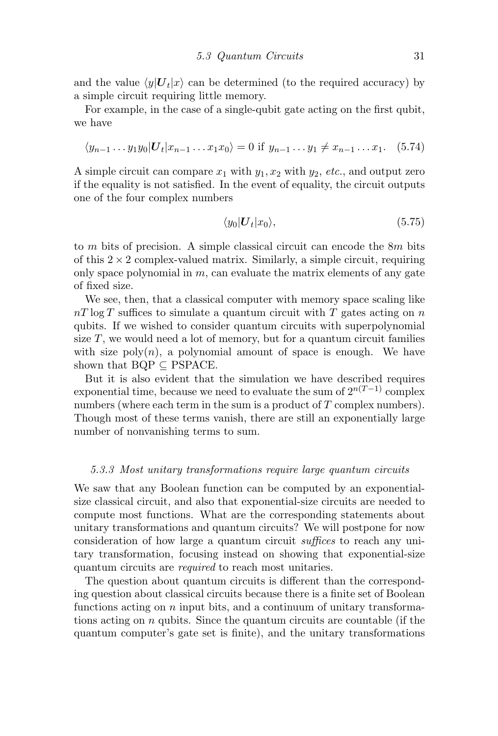and the value $\langle y|\boldsymbol{U}_t|x\rangle$ can be determined (to the required accuracy) by a simple circuit requiring little memory.

For example, in the case of a single-qubit gate acting on the first qubit, we have

$$\langle y_{n-1}\ldots y_1 y_0|\boldsymbol{U}_t|x_{n-1}\ldots x_1 x_0\rangle = 0 \text{ if } y_{n-1}\ldots y_1 \neq x_{n-1}\ldots x_1. \quad (5.74)$$

A simple circuit can compare $x_1$ with $y_1, x_2$ with $y_2$, *etc.*, and output zero if the equality is not satisfied. In the event of equality, the circuit outputs one of the four complex numbers

$$\langle y_0|\boldsymbol{U}_t|x_0\rangle, \quad (5.75)$$

to $m$ bits of precision. A simple classical circuit can encode the $8m$ bits of this $2\times 2$ complex-valued matrix. Similarly, a simple circuit, requiring only space polynomial in $m$, can evaluate the matrix elements of any gate of fixed size.

We see, then, that a classical computer with memory space scaling like $nT\log T$ suffices to simulate a quantum circuit with $T$ gates acting on $n$ qubits. If we wished to consider quantum circuits with superpolynomial size $T$, we would need a lot of memory, but for a quantum circuit families with size poly$(n)$, a polynomial amount of space is enough. We have shown that BQP $\subseteq$ PSPACE.

But it is also evident that the simulation we have described requires exponential time, because we need to evaluate the sum of $2^{n(T-1)}$ complex numbers (where each term in the sum is a product of $T$ complex numbers). Though most of these terms vanish, there are still an exponentially large number of nonvanishing terms to sum.

### 5.3.3 Most unitary transformations require large quantum circuits

We saw that any Boolean function can be computed by an exponential-size classical circuit, and also that exponential-size circuits are needed to compute most functions. What are the corresponding statements about unitary transformations and quantum circuits? We will postpone for now consideration of how large a quantum circuit *suffices* to reach any unitary transformation, focusing instead on showing that exponential-size quantum circuits are *required* to reach most unitaries.

The question about quantum circuits is different than the corresponding question about classical circuits because there is a finite set of Boolean functions acting on $n$ input bits, and a continuum of unitary transformations acting on $n$ qubits. Since the quantum circuits are countable (if the quantum computer's gate set is finite), and the unitary transformations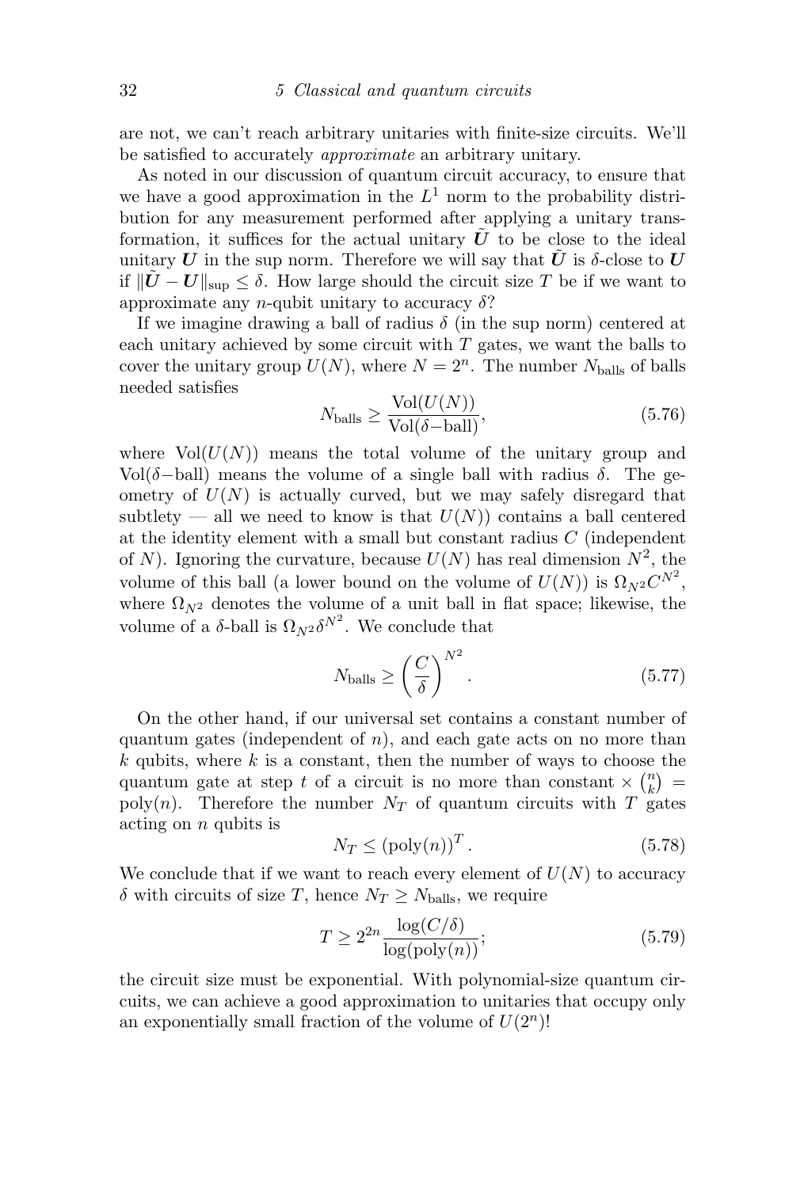are not, we can't reach arbitrary unitaries with finite-size circuits. We'll be satisfied to accurately *approximate* an arbitrary unitary.

As noted in our discussion of quantum circuit accuracy, to ensure that we have a good approximation in the $L^1$ norm to the probability distribution for any measurement performed after applying a unitary transformation, it suffices for the actual unitary $\tilde{\boldsymbol{U}}$ to be close to the ideal unitary $\boldsymbol{U}$ in the sup norm. Therefore we will say that $\tilde{\boldsymbol{U}}$ is $\delta$-close to $\boldsymbol{U}$ if $\|\tilde{\boldsymbol{U}} - \boldsymbol{U}\|_{\sup} \leq \delta$. How large should the circuit size $T$ be if we want to approximate any $n$-qubit unitary to accuracy $\delta$?

If we imagine drawing a ball of radius $\delta$ (in the sup norm) centered at each unitary achieved by some circuit with $T$ gates, we want the balls to cover the unitary group $U(N)$, where $N = 2^n$. The number $N_{\text{balls}}$ of balls needed satisfies

$$N_{\text{balls}} \geq \frac{\text{Vol}(U(N))}{\text{Vol}(\delta{-}\text{ball})}, \tag{5.76}$$

where $\text{Vol}(U(N))$ means the total volume of the unitary group and $\text{Vol}(\delta{-}\text{ball})$ means the volume of a single ball with radius $\delta$. The geometry of $U(N)$ is actually curved, but we may safely disregard that subtlety — all we need to know is that $U(N))$ contains a ball centered at the identity element with a small but constant radius $C$ (independent of $N$). Ignoring the curvature, because $U(N)$ has real dimension $N^2$, the volume of this ball (a lower bound on the volume of $U(N)$) is $\Omega_{N^2} C^{N^2}$, where $\Omega_{N^2}$ denotes the volume of a unit ball in flat space; likewise, the volume of a $\delta$-ball is $\Omega_{N^2} \delta^{N^2}$. We conclude that

$$N_{\text{balls}} \geq \left(\frac{C}{\delta}\right)^{N^2}. \tag{5.77}$$

On the other hand, if our universal set contains a constant number of quantum gates (independent of $n$), and each gate acts on no more than $k$ qubits, where $k$ is a constant, then the number of ways to choose the quantum gate at step $t$ of a circuit is no more than constant $\times \binom{n}{k} = \text{poly}(n)$. Therefore the number $N_T$ of quantum circuits with $T$ gates acting on $n$ qubits is

$$N_T \leq \left(\text{poly}(n)\right)^T. \tag{5.78}$$

We conclude that if we want to reach every element of $U(N)$ to accuracy $\delta$ with circuits of size $T$, hence $N_T \geq N_{\text{balls}}$, we require

$$T \geq 2^{2n} \frac{\log(C/\delta)}{\log(\text{poly}(n))}; \tag{5.79}$$

the circuit size must be exponential. With polynomial-size quantum circuits, we can achieve a good approximation to unitaries that occupy only an exponentially small fraction of the volume of $U(2^n)$!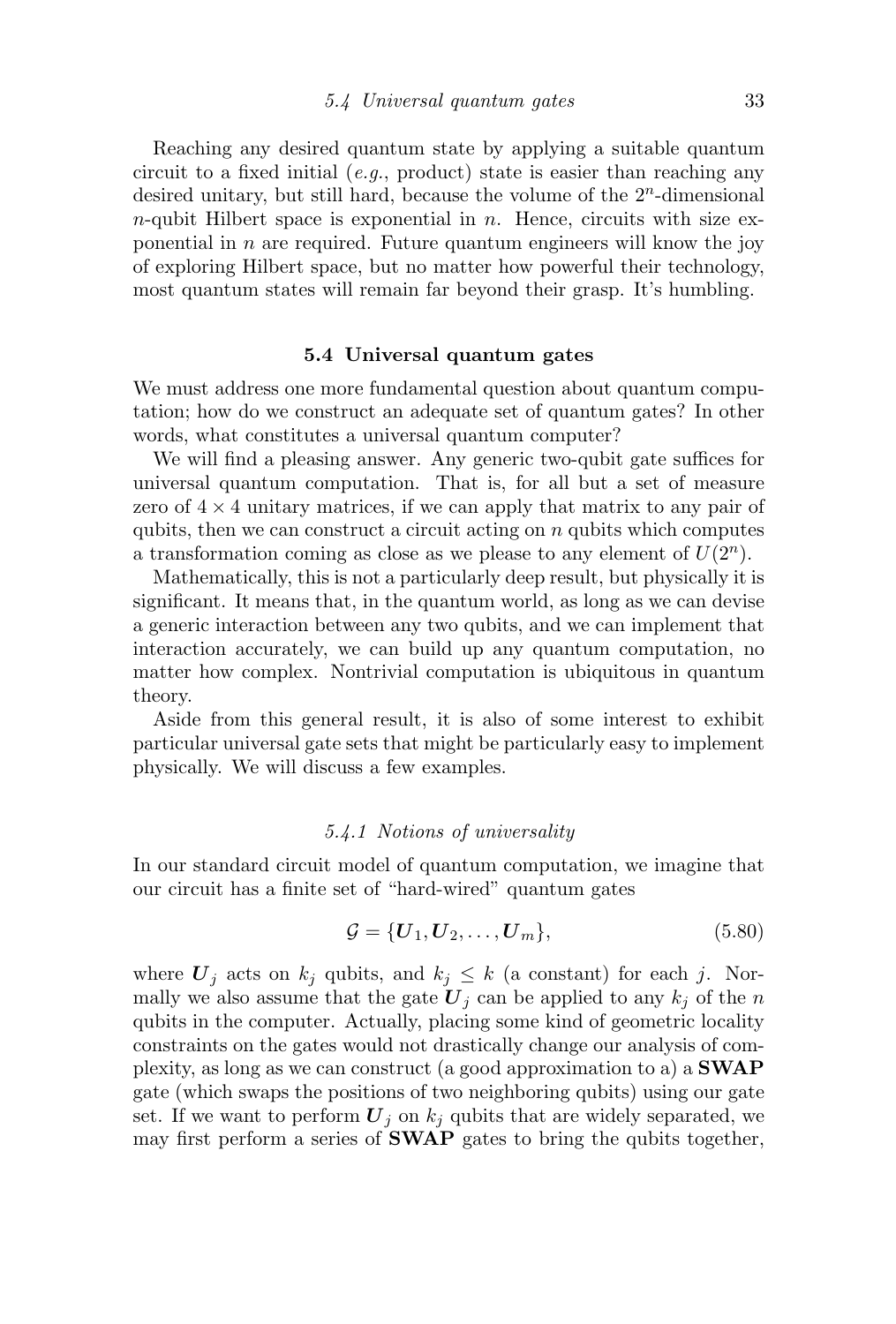Reaching any desired quantum state by applying a suitable quantum circuit to a fixed initial (*e.g.*, product) state is easier than reaching any desired unitary, but still hard, because the volume of the $2^n$-dimensional $n$-qubit Hilbert space is exponential in $n$. Hence, circuits with size exponential in $n$ are required. Future quantum engineers will know the joy of exploring Hilbert space, but no matter how powerful their technology, most quantum states will remain far beyond their grasp. It's humbling.

## 5.4 Universal quantum gates

We must address one more fundamental question about quantum computation; how do we construct an adequate set of quantum gates? In other words, what constitutes a universal quantum computer?

We will find a pleasing answer. Any generic two-qubit gate suffices for universal quantum computation. That is, for all but a set of measure zero of $4 \times 4$ unitary matrices, if we can apply that matrix to any pair of qubits, then we can construct a circuit acting on $n$ qubits which computes a transformation coming as close as we please to any element of $U(2^n)$.

Mathematically, this is not a particularly deep result, but physically it is significant. It means that, in the quantum world, as long as we can devise a generic interaction between any two qubits, and we can implement that interaction accurately, we can build up any quantum computation, no matter how complex. Nontrivial computation is ubiquitous in quantum theory.

Aside from this general result, it is also of some interest to exhibit particular universal gate sets that might be particularly easy to implement physically. We will discuss a few examples.

### *5.4.1 Notions of universality*

In our standard circuit model of quantum computation, we imagine that our circuit has a finite set of "hard-wired" quantum gates

$$\mathcal{G} = \{\boldsymbol{U}_1, \boldsymbol{U}_2, \ldots, \boldsymbol{U}_m\}, \tag{5.80}$$

where $\boldsymbol{U}_j$ acts on $k_j$ qubits, and $k_j \leq k$ (a constant) for each $j$. Normally we also assume that the gate $\boldsymbol{U}_j$ can be applied to any $k_j$ of the $n$ qubits in the computer. Actually, placing some kind of geometric locality constraints on the gates would not drastically change our analysis of complexity, as long as we can construct (a good approximation to a) a **SWAP** gate (which swaps the positions of two neighboring qubits) using our gate set. If we want to perform $\boldsymbol{U}_j$ on $k_j$ qubits that are widely separated, we may first perform a series of **SWAP** gates to bring the qubits together,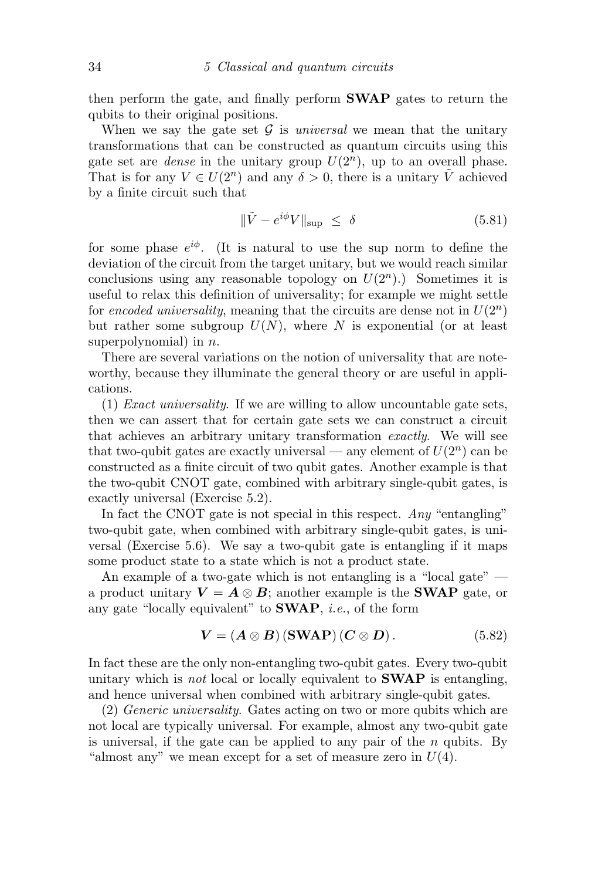then perform the gate, and finally perform **SWAP** gates to return the qubits to their original positions.

When we say the gate set $\mathcal{G}$ is *universal* we mean that the unitary transformations that can be constructed as quantum circuits using this gate set are *dense* in the unitary group $U(2^n)$, up to an overall phase. That is for any $V \in U(2^n)$ and any $\delta > 0$, there is a unitary $\tilde{V}$ achieved by a finite circuit such that

$$\|\tilde{V} - e^{i\phi}V\|_{\text{sup}} \;\leq\; \delta \tag{5.81}$$

for some phase $e^{i\phi}$. (It is natural to use the sup norm to define the deviation of the circuit from the target unitary, but we would reach similar conclusions using any reasonable topology on $U(2^n)$.) Sometimes it is useful to relax this definition of universality; for example we might settle for *encoded universality*, meaning that the circuits are dense not in $U(2^n)$ but rather some subgroup $U(N)$, where $N$ is exponential (or at least superpolynomial) in $n$.

There are several variations on the notion of universality that are noteworthy, because they illuminate the general theory or are useful in applications.

(1) *Exact universality*. If we are willing to allow uncountable gate sets, then we can assert that for certain gate sets we can construct a circuit that achieves an arbitrary unitary transformation *exactly*. We will see that two-qubit gates are exactly universal — any element of $U(2^n)$ can be constructed as a finite circuit of two qubit gates. Another example is that the two-qubit CNOT gate, combined with arbitrary single-qubit gates, is exactly universal (Exercise 5.2).

In fact the CNOT gate is not special in this respect. *Any* "entangling" two-qubit gate, when combined with arbitrary single-qubit gates, is universal (Exercise 5.6). We say a two-qubit gate is entangling if it maps some product state to a state which is not a product state.

An example of a two-gate which is not entangling is a "local gate" — a product unitary $\boldsymbol{V} = \boldsymbol{A} \otimes \boldsymbol{B}$; another example is the **SWAP** gate, or any gate "locally equivalent" to **SWAP**, *i.e.*, of the form

$$\boldsymbol{V} = (\boldsymbol{A} \otimes \boldsymbol{B})\,(\textbf{SWAP})\,(\boldsymbol{C} \otimes \boldsymbol{D})\,. \tag{5.82}$$

In fact these are the only non-entangling two-qubit gates. Every two-qubit unitary which is *not* local or locally equivalent to **SWAP** is entangling, and hence universal when combined with arbitrary single-qubit gates.

(2) *Generic universality*. Gates acting on two or more qubits which are not local are typically universal. For example, almost any two-qubit gate is universal, if the gate can be applied to any pair of the $n$ qubits. By "almost any" we mean except for a set of measure zero in $U(4)$.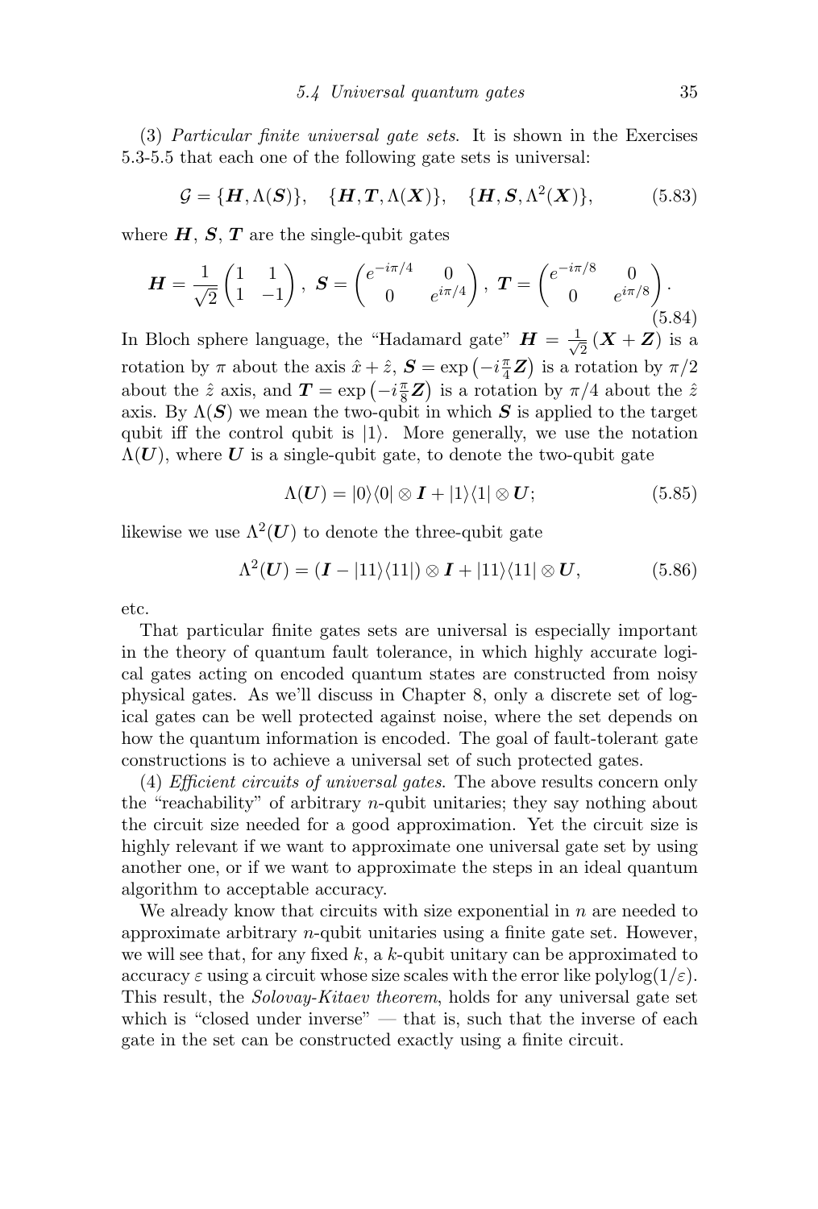(3) *Particular finite universal gate sets*. It is shown in the Exercises 5.3-5.5 that each one of the following gate sets is universal:

$$\mathcal{G} = \{\boldsymbol{H}, \Lambda(\boldsymbol{S})\}, \quad \{\boldsymbol{H}, \boldsymbol{T}, \Lambda(\boldsymbol{X})\}, \quad \{\boldsymbol{H}, \boldsymbol{S}, \Lambda^2(\boldsymbol{X})\}, \tag{5.83}$$

where $\boldsymbol{H}$, $\boldsymbol{S}$, $\boldsymbol{T}$ are the single-qubit gates

$$\boldsymbol{H} = \frac{1}{\sqrt{2}}\begin{pmatrix} 1 & 1 \\ 1 & -1 \end{pmatrix}, \ \boldsymbol{S} = \begin{pmatrix} e^{-i\pi/4} & 0 \\ 0 & e^{i\pi/4} \end{pmatrix}, \ \boldsymbol{T} = \begin{pmatrix} e^{-i\pi/8} & 0 \\ 0 & e^{i\pi/8} \end{pmatrix}. \tag{5.84}$$

In Bloch sphere language, the "Hadamard gate" $\boldsymbol{H} = \frac{1}{\sqrt{2}}(\boldsymbol{X} + \boldsymbol{Z})$ is a rotation by $\pi$ about the axis $\hat{x} + \hat{z}$, $\boldsymbol{S} = \exp\left(-i\frac{\pi}{4}\boldsymbol{Z}\right)$ is a rotation by $\pi/2$ about the $\hat{z}$ axis, and $\boldsymbol{T} = \exp\left(-i\frac{\pi}{8}\boldsymbol{Z}\right)$ is a rotation by $\pi/4$ about the $\hat{z}$ axis. By $\Lambda(\boldsymbol{S})$ we mean the two-qubit in which $\boldsymbol{S}$ is applied to the target qubit iff the control qubit is $|1\rangle$. More generally, we use the notation $\Lambda(\boldsymbol{U})$, where $\boldsymbol{U}$ is a single-qubit gate, to denote the two-qubit gate

$$\Lambda(\boldsymbol{U}) = |0\rangle\langle 0| \otimes \boldsymbol{I} + |1\rangle\langle 1| \otimes \boldsymbol{U}; \tag{5.85}$$

likewise we use $\Lambda^2(\boldsymbol{U})$ to denote the three-qubit gate

$$\Lambda^2(\boldsymbol{U}) = (\boldsymbol{I} - |11\rangle\langle 11|) \otimes \boldsymbol{I} + |11\rangle\langle 11| \otimes \boldsymbol{U}, \tag{5.86}$$

etc.

That particular finite gates sets are universal is especially important in the theory of quantum fault tolerance, in which highly accurate logical gates acting on encoded quantum states are constructed from noisy physical gates. As we'll discuss in Chapter 8, only a discrete set of logical gates can be well protected against noise, where the set depends on how the quantum information is encoded. The goal of fault-tolerant gate constructions is to achieve a universal set of such protected gates.

(4) *Efficient circuits of universal gates*. The above results concern only the "reachability" of arbitrary $n$-qubit unitaries; they say nothing about the circuit size needed for a good approximation. Yet the circuit size is highly relevant if we want to approximate one universal gate set by using another one, or if we want to approximate the steps in an ideal quantum algorithm to acceptable accuracy.

We already know that circuits with size exponential in $n$ are needed to approximate arbitrary $n$-qubit unitaries using a finite gate set. However, we will see that, for any fixed $k$, a $k$-qubit unitary can be approximated to accuracy $\varepsilon$ using a circuit whose size scales with the error like $\text{polylog}(1/\varepsilon)$. This result, the *Solovay-Kitaev theorem*, holds for any universal gate set which is "closed under inverse" — that is, such that the inverse of each gate in the set can be constructed exactly using a finite circuit.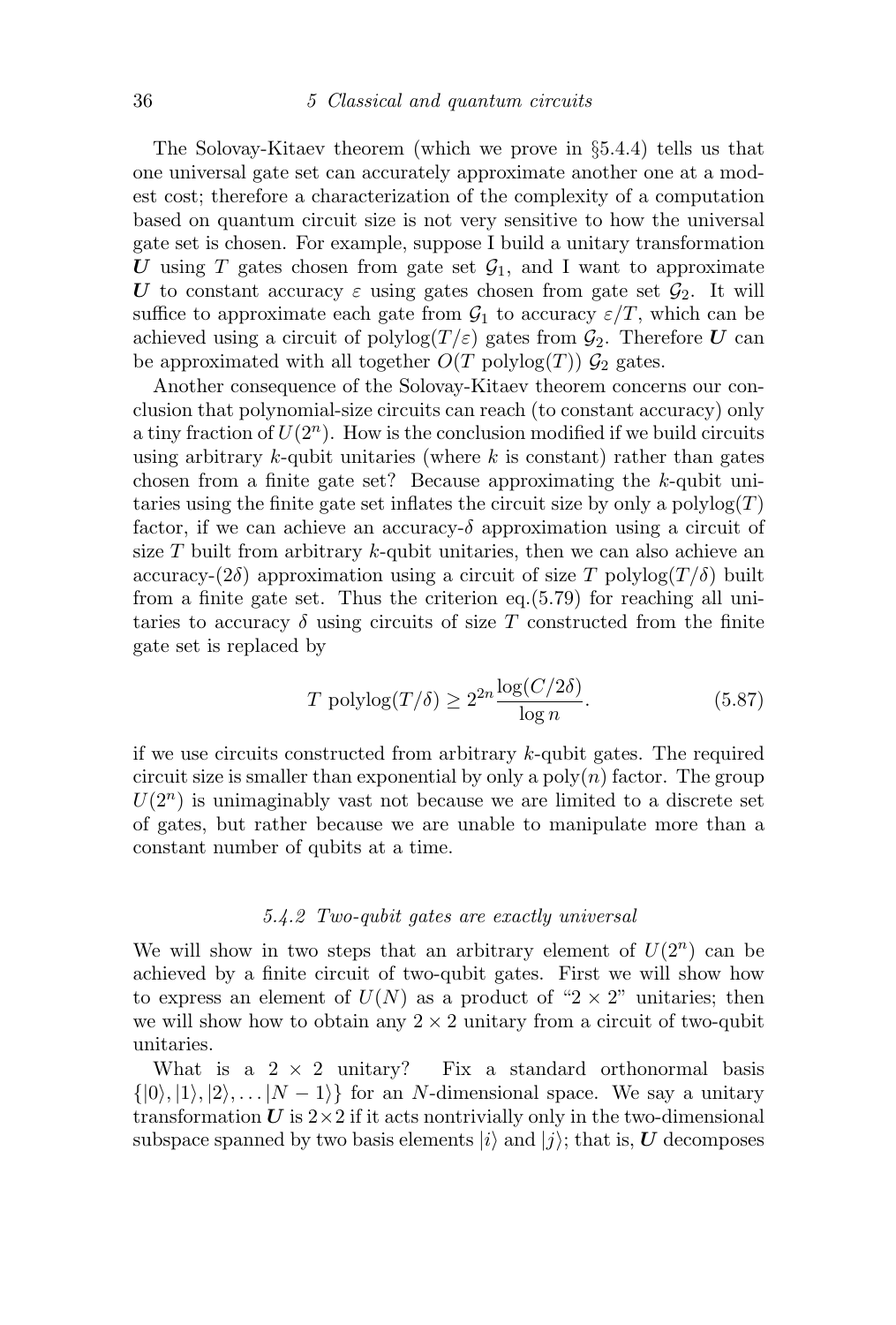The Solovay-Kitaev theorem (which we prove in §5.4.4) tells us that one universal gate set can accurately approximate another one at a modest cost; therefore a characterization of the complexity of a computation based on quantum circuit size is not very sensitive to how the universal gate set is chosen. For example, suppose I build a unitary transformation $\boldsymbol{U}$ using $T$ gates chosen from gate set $\mathcal{G}_1$, and I want to approximate $\boldsymbol{U}$ to constant accuracy $\varepsilon$ using gates chosen from gate set $\mathcal{G}_2$. It will suffice to approximate each gate from $\mathcal{G}_1$ to accuracy $\varepsilon/T$, which can be achieved using a circuit of polylog$(T/\varepsilon)$ gates from $\mathcal{G}_2$. Therefore $\boldsymbol{U}$ can be approximated with all together $O(T \text{ polylog}(T))$ $\mathcal{G}_2$ gates.

Another consequence of the Solovay-Kitaev theorem concerns our conclusion that polynomial-size circuits can reach (to constant accuracy) only a tiny fraction of $U(2^n)$. How is the conclusion modified if we build circuits using arbitrary $k$-qubit unitaries (where $k$ is constant) rather than gates chosen from a finite gate set? Because approximating the $k$-qubit unitaries using the finite gate set inflates the circuit size by only a polylog$(T)$ factor, if we can achieve an accuracy-$\delta$ approximation using a circuit of size $T$ built from arbitrary $k$-qubit unitaries, then we can also achieve an accuracy-$(2\delta)$ approximation using a circuit of size $T$ polylog$(T/\delta)$ built from a finite gate set. Thus the criterion eq.(5.79) for reaching all unitaries to accuracy $\delta$ using circuits of size $T$ constructed from the finite gate set is replaced by

$$T \text{ polylog}(T/\delta) \geq 2^{2n} \frac{\log(C/2\delta)}{\log n}. \tag{5.87}$$

if we use circuits constructed from arbitrary $k$-qubit gates. The required circuit size is smaller than exponential by only a poly$(n)$ factor. The group $U(2^n)$ is unimaginably vast not because we are limited to a discrete set of gates, but rather because we are unable to manipulate more than a constant number of qubits at a time.

### *5.4.2 Two-qubit gates are exactly universal*

We will show in two steps that an arbitrary element of $U(2^n)$ can be achieved by a finite circuit of two-qubit gates. First we will show how to express an element of $U(N)$ as a product of "$2 \times 2$" unitaries; then we will show how to obtain any $2 \times 2$ unitary from a circuit of two-qubit unitaries.

What is a $2 \times 2$ unitary? Fix a standard orthonormal basis $\{|0\rangle, |1\rangle, |2\rangle, \ldots |N-1\rangle\}$ for an $N$-dimensional space. We say a unitary transformation $\boldsymbol{U}$ is $2\times 2$ if it acts nontrivially only in the two-dimensional subspace spanned by two basis elements $|i\rangle$ and $|j\rangle$; that is, $\boldsymbol{U}$ decomposes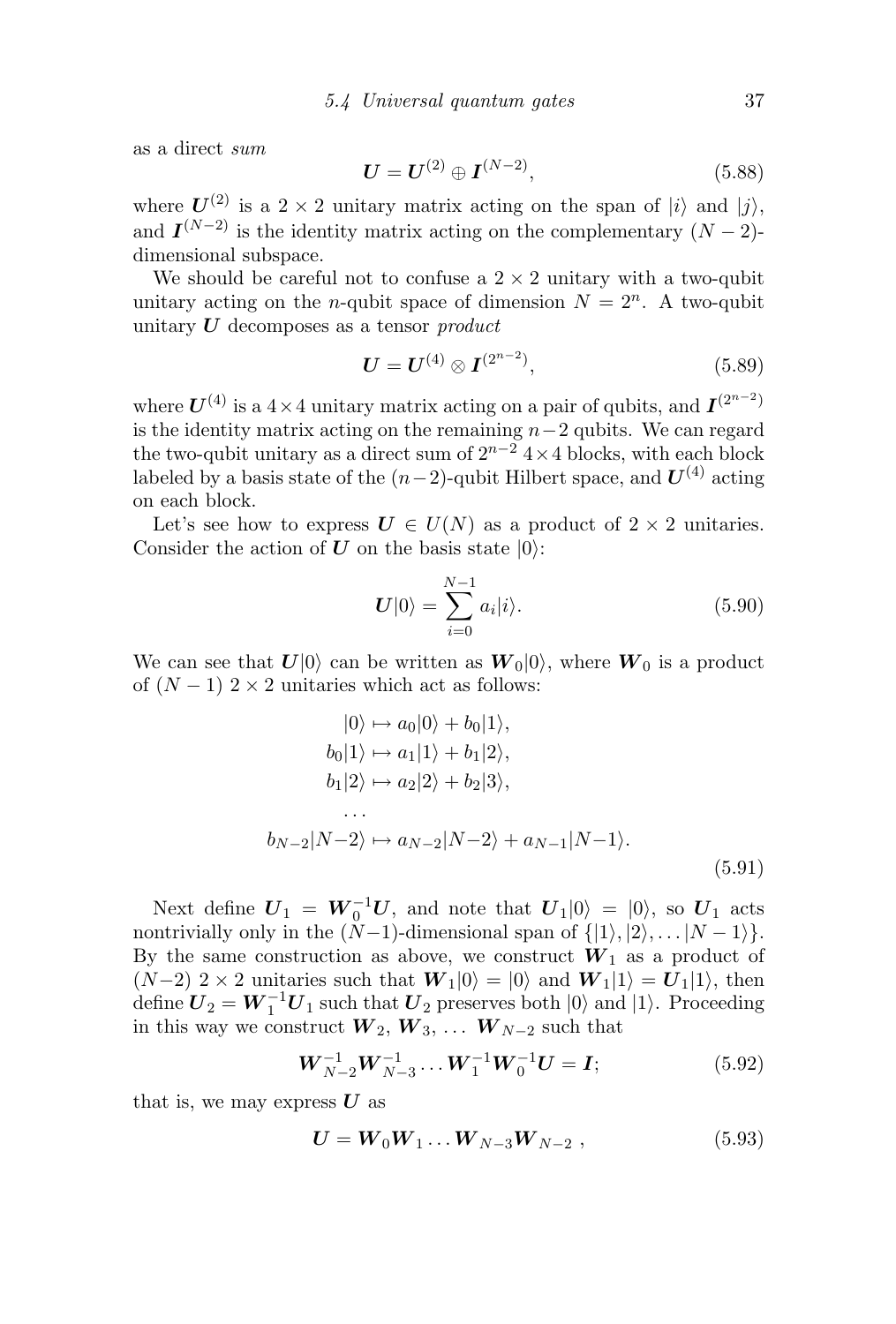as a direct *sum*

$$\boldsymbol{U} = \boldsymbol{U}^{(2)} \oplus \boldsymbol{I}^{(N-2)}, \tag{5.88}$$

where $\boldsymbol{U}^{(2)}$ is a $2\times 2$ unitary matrix acting on the span of $|i\rangle$ and $|j\rangle$, and $\boldsymbol{I}^{(N-2)}$ is the identity matrix acting on the complementary $(N-2)$-dimensional subspace.

We should be careful not to confuse a $2\times 2$ unitary with a two-qubit unitary acting on the $n$-qubit space of dimension $N = 2^n$. A two-qubit unitary $\boldsymbol{U}$ decomposes as a tensor *product*

$$\boldsymbol{U} = \boldsymbol{U}^{(4)} \otimes \boldsymbol{I}^{(2^{n-2})}, \tag{5.89}$$

where $\boldsymbol{U}^{(4)}$ is a $4\times 4$ unitary matrix acting on a pair of qubits, and $\boldsymbol{I}^{(2^{n-2})}$ is the identity matrix acting on the remaining $n-2$ qubits. We can regard the two-qubit unitary as a direct sum of $2^{n-2}$ $4\times 4$ blocks, with each block labeled by a basis state of the $(n-2)$-qubit Hilbert space, and $\boldsymbol{U}^{(4)}$ acting on each block.

Let's see how to express $\boldsymbol{U} \in U(N)$ as a product of $2\times 2$ unitaries. Consider the action of $\boldsymbol{U}$ on the basis state $|0\rangle$:

$$\boldsymbol{U}|0\rangle = \sum_{i=0}^{N-1} a_i |i\rangle. \tag{5.90}$$

We can see that $\boldsymbol{U}|0\rangle$ can be written as $\boldsymbol{W}_0|0\rangle$, where $\boldsymbol{W}_0$ is a product of $(N-1)$ $2\times 2$ unitaries which act as follows:

$$\begin{aligned}
|0\rangle &\mapsto a_0|0\rangle + b_0|1\rangle,\\
b_0|1\rangle &\mapsto a_1|1\rangle + b_1|2\rangle,\\
b_1|2\rangle &\mapsto a_2|2\rangle + b_2|3\rangle,\\
&\dots\\
b_{N-2}|N-2\rangle &\mapsto a_{N-2}|N-2\rangle + a_{N-1}|N-1\rangle.
\end{aligned} \tag{5.91}$$

Next define $\boldsymbol{U}_1 = \boldsymbol{W}_0^{-1}\boldsymbol{U}$, and note that $\boldsymbol{U}_1|0\rangle = |0\rangle$, so $\boldsymbol{U}_1$ acts nontrivially only in the $(N-1)$-dimensional span of $\{|1\rangle, |2\rangle, \dots |N-1\rangle\}$. By the same construction as above, we construct $\boldsymbol{W}_1$ as a product of $(N-2)$ $2\times 2$ unitaries such that $\boldsymbol{W}_1|0\rangle = |0\rangle$ and $\boldsymbol{W}_1|1\rangle = \boldsymbol{U}_1|1\rangle$, then define $\boldsymbol{U}_2 = \boldsymbol{W}_1^{-1}\boldsymbol{U}_1$ such that $\boldsymbol{U}_2$ preserves both $|0\rangle$ and $|1\rangle$. Proceeding in this way we construct $\boldsymbol{W}_2$, $\boldsymbol{W}_3$, $\dots$ $\boldsymbol{W}_{N-2}$ such that

$$\boldsymbol{W}_{N-2}^{-1}\boldsymbol{W}_{N-3}^{-1}\dots\boldsymbol{W}_1^{-1}\boldsymbol{W}_0^{-1}\boldsymbol{U} = \boldsymbol{I}; \tag{5.92}$$

that is, we may express $\boldsymbol{U}$ as

$$\boldsymbol{U} = \boldsymbol{W}_0\boldsymbol{W}_1\dots\boldsymbol{W}_{N-3}\boldsymbol{W}_{N-2}\ , \tag{5.93}$$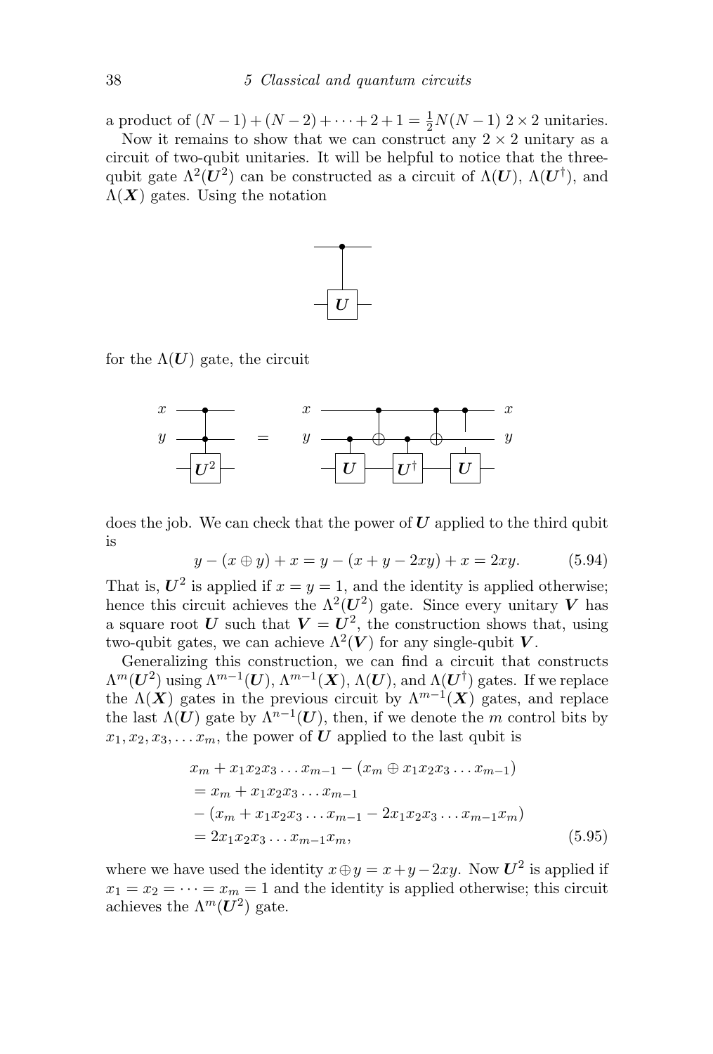a product of $(N-1)+(N-2)+\cdots+2+1 = \frac{1}{2}N(N-1)$ $2\times 2$ unitaries.

Now it remains to show that we can construct any $2\times 2$ unitary as a circuit of two-qubit unitaries. It will be helpful to notice that the three-qubit gate $\Lambda^2(\boldsymbol{U}^2)$ can be constructed as a circuit of $\Lambda(\boldsymbol{U})$, $\Lambda(\boldsymbol{U}^\dagger)$, and $\Lambda(\boldsymbol{X})$ gates. Using the notation

for the $\Lambda(\boldsymbol{U})$ gate, the circuit

does the job. We can check that the power of $\boldsymbol{U}$ applied to the third qubit is

$$y-(x\oplus y)+x = y-(x+y-2xy)+x = 2xy. \tag{5.94}$$

That is, $\boldsymbol{U}^2$ is applied if $x=y=1$, and the identity is applied otherwise; hence this circuit achieves the $\Lambda^2(\boldsymbol{U}^2)$ gate. Since every unitary $\boldsymbol{V}$ has a square root $\boldsymbol{U}$ such that $\boldsymbol{V}=\boldsymbol{U}^2$, the construction shows that, using two-qubit gates, we can achieve $\Lambda^2(\boldsymbol{V})$ for any single-qubit $\boldsymbol{V}$.

Generalizing this construction, we can find a circuit that constructs $\Lambda^m(\boldsymbol{U}^2)$ using $\Lambda^{m-1}(\boldsymbol{U})$, $\Lambda^{m-1}(\boldsymbol{X})$, $\Lambda(\boldsymbol{U})$, and $\Lambda(\boldsymbol{U}^\dagger)$ gates. If we replace the $\Lambda(\boldsymbol{X})$ gates in the previous circuit by $\Lambda^{m-1}(\boldsymbol{X})$ gates, and replace the last $\Lambda(\boldsymbol{U})$ gate by $\Lambda^{n-1}(\boldsymbol{U})$, then, if we denote the $m$ control bits by $x_1, x_2, x_3, \ldots x_m$, the power of $\boldsymbol{U}$ applied to the last qubit is

$$\begin{aligned}
&x_m + x_1x_2x_3\ldots x_{m-1} - (x_m \oplus x_1x_2x_3\ldots x_{m-1})\\
&= x_m + x_1x_2x_3\ldots x_{m-1}\\
&\quad - (x_m + x_1x_2x_3\ldots x_{m-1} - 2x_1x_2x_3\ldots x_{m-1}x_m)\\
&= 2x_1x_2x_3\ldots x_{m-1}x_m,
\end{aligned} \tag{5.95}$$

where we have used the identity $x\oplus y = x+y-2xy$. Now $\boldsymbol{U}^2$ is applied if $x_1=x_2=\cdots=x_m=1$ and the identity is applied otherwise; this circuit achieves the $\Lambda^m(\boldsymbol{U}^2)$ gate.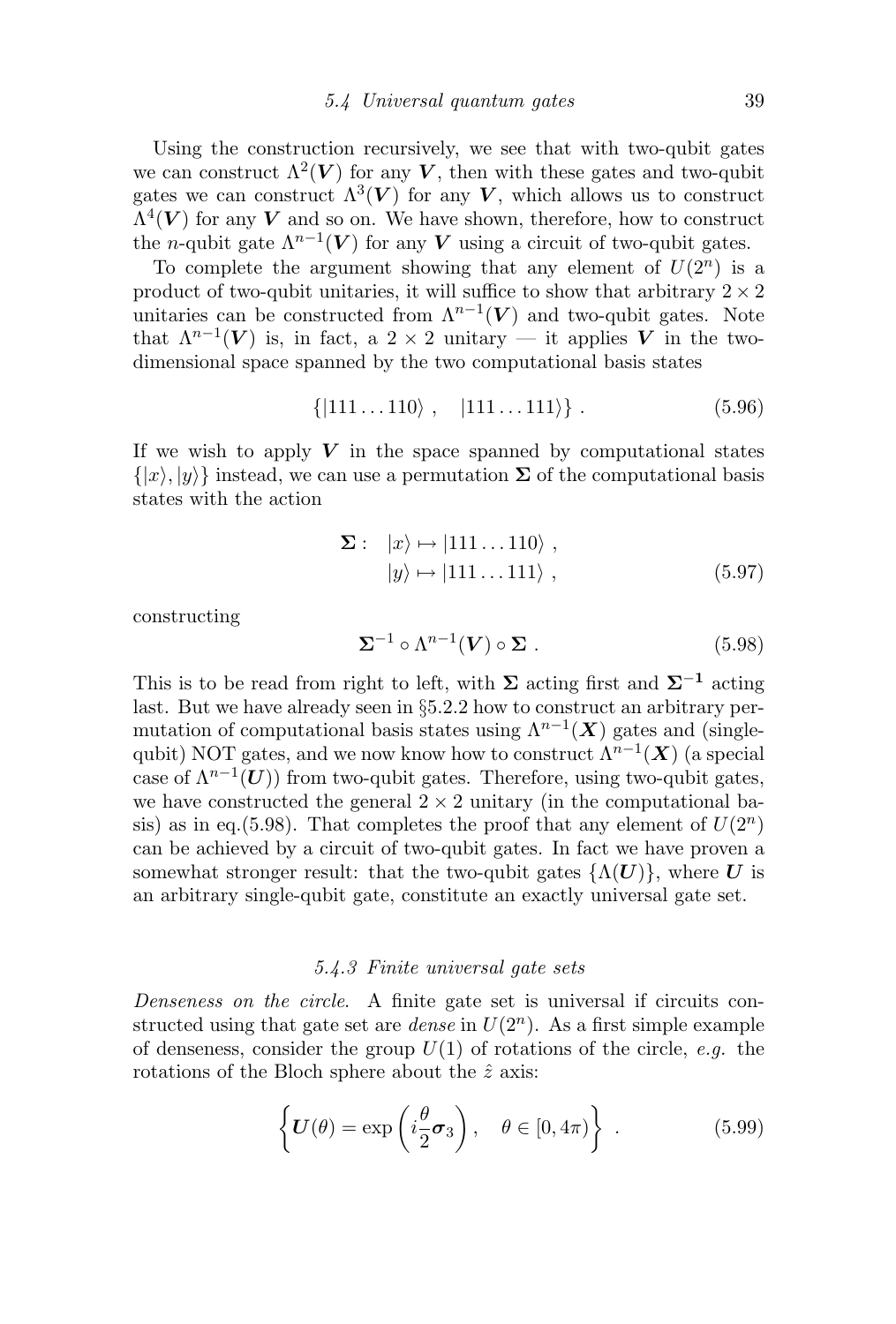Using the construction recursively, we see that with two-qubit gates we can construct $\Lambda^2(\boldsymbol{V})$ for any $\boldsymbol{V}$, then with these gates and two-qubit gates we can construct $\Lambda^3(\boldsymbol{V})$ for any $\boldsymbol{V}$, which allows us to construct $\Lambda^4(\boldsymbol{V})$ for any $\boldsymbol{V}$ and so on. We have shown, therefore, how to construct the $n$-qubit gate $\Lambda^{n-1}(\boldsymbol{V})$ for any $\boldsymbol{V}$ using a circuit of two-qubit gates.

To complete the argument showing that any element of $U(2^n)$ is a product of two-qubit unitaries, it will suffice to show that arbitrary $2\times 2$ unitaries can be constructed from $\Lambda^{n-1}(\boldsymbol{V})$ and two-qubit gates. Note that $\Lambda^{n-1}(\boldsymbol{V})$ is, in fact, a $2\times 2$ unitary — it applies $\boldsymbol{V}$ in the two-dimensional space spanned by the two computational basis states

$$\{|111\ldots110\rangle\ , \quad |111\ldots111\rangle\}\ . \tag{5.96}$$

If we wish to apply $\boldsymbol{V}$ in the space spanned by computational states $\{|x\rangle, |y\rangle\}$ instead, we can use a permutation $\boldsymbol{\Sigma}$ of the computational basis states with the action

$$\begin{aligned}\boldsymbol{\Sigma}:\quad &|x\rangle \mapsto |111\ldots110\rangle\ ,\\ &|y\rangle \mapsto |111\ldots111\rangle\ ,\end{aligned} \tag{5.97}$$

constructing

$$\boldsymbol{\Sigma}^{-1}\circ\Lambda^{n-1}(\boldsymbol{V})\circ\boldsymbol{\Sigma}\ . \tag{5.98}$$

This is to be read from right to left, with $\boldsymbol{\Sigma}$ acting first and $\boldsymbol{\Sigma^{-1}}$ acting last. But we have already seen in §5.2.2 how to construct an arbitrary permutation of computational basis states using $\Lambda^{n-1}(\boldsymbol{X})$ gates and (single-qubit) NOT gates, and we now know how to construct $\Lambda^{n-1}(\boldsymbol{X})$ (a special case of $\Lambda^{n-1}(\boldsymbol{U})$) from two-qubit gates. Therefore, using two-qubit gates, we have constructed the general $2\times 2$ unitary (in the computational basis) as in eq.(5.98). That completes the proof that any element of $U(2^n)$ can be achieved by a circuit of two-qubit gates. In fact we have proven a somewhat stronger result: that the two-qubit gates $\{\Lambda(\boldsymbol{U})\}$, where $\boldsymbol{U}$ is an arbitrary single-qubit gate, constitute an exactly universal gate set.

### *5.4.3 Finite universal gate sets*

*Denseness on the circle.* A finite gate set is universal if circuits constructed using that gate set are *dense* in $U(2^n)$. As a first simple example of denseness, consider the group $U(1)$ of rotations of the circle, *e.g.* the rotations of the Bloch sphere about the $\hat{z}$ axis:

$$\left\{\boldsymbol{U}(\theta) = \exp\left(i\frac{\theta}{2}\boldsymbol{\sigma}_3\right), \quad \theta\in[0,4\pi)\right\}\ . \tag{5.99}$$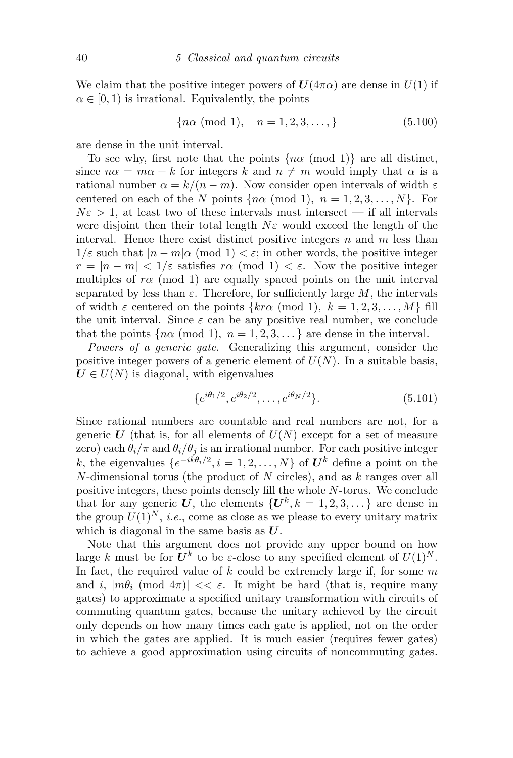We claim that the positive integer powers of $\boldsymbol{U}(4\pi\alpha)$ are dense in $U(1)$ if $\alpha \in [0,1)$ is irrational. Equivalently, the points

$$\{n\alpha \pmod 1), \quad n = 1, 2, 3, \ldots,\} \tag{5.100}$$

are dense in the unit interval.

To see why, first note that the points $\{n\alpha \pmod 1)\}$ are all distinct, since $n\alpha = m\alpha + k$ for integers $k$ and $n \neq m$ would imply that $\alpha$ is a rational number $\alpha = k/(n-m)$. Now consider open intervals of width $\varepsilon$ centered on each of the $N$ points $\{n\alpha \pmod 1),\ n = 1, 2, 3, \ldots, N\}$. For $N\varepsilon > 1$, at least two of these intervals must intersect — if all intervals were disjoint then their total length $N\varepsilon$ would exceed the length of the interval. Hence there exist distinct positive integers $n$ and $m$ less than $1/\varepsilon$ such that $|n-m|\alpha \pmod 1) < \varepsilon$; in other words, the positive integer $r = |n-m| < 1/\varepsilon$ satisfies $r\alpha \pmod 1) < \varepsilon$. Now the positive integer multiples of $r\alpha \pmod 1)$ are equally spaced points on the unit interval separated by less than $\varepsilon$. Therefore, for sufficiently large $M$, the intervals of width $\varepsilon$ centered on the points $\{kr\alpha \pmod 1),\ k = 1, 2, 3, \ldots, M\}$ fill the unit interval. Since $\varepsilon$ can be any positive real number, we conclude that the points $\{n\alpha \pmod 1),\ n = 1, 2, 3, \ldots\}$ are dense in the interval.

*Powers of a generic gate.* Generalizing this argument, consider the positive integer powers of a generic element of $U(N)$. In a suitable basis, $\boldsymbol{U} \in U(N)$ is diagonal, with eigenvalues

$$\{e^{i\theta_1/2}, e^{i\theta_2/2}, \ldots, e^{i\theta_N/2}\}. \tag{5.101}$$

Since rational numbers are countable and real numbers are not, for a generic $\boldsymbol{U}$ (that is, for all elements of $U(N)$ except for a set of measure zero) each $\theta_i/\pi$ and $\theta_i/\theta_j$ is an irrational number. For each positive integer $k$, the eigenvalues $\{e^{-ik\theta_i/2}, i = 1, 2, \ldots, N\}$ of $\boldsymbol{U}^k$ define a point on the $N$-dimensional torus (the product of $N$ circles), and as $k$ ranges over all positive integers, these points densely fill the whole $N$-torus. We conclude that for any generic $\boldsymbol{U}$, the elements $\{\boldsymbol{U}^k, k = 1, 2, 3, \ldots\}$ are dense in the group $U(1)^N$, *i.e.*, come as close as we please to every unitary matrix which is diagonal in the same basis as $\boldsymbol{U}$.

Note that this argument does not provide any upper bound on how large $k$ must be for $\boldsymbol{U}^k$ to be $\varepsilon$-close to any specified element of $U(1)^N$. In fact, the required value of $k$ could be extremely large if, for some $m$ and $i$, $|m\theta_i \pmod{4\pi})| << \varepsilon$. It might be hard (that is, require many gates) to approximate a specified unitary transformation with circuits of commuting quantum gates, because the unitary achieved by the circuit only depends on how many times each gate is applied, not on the order in which the gates are applied. It is much easier (requires fewer gates) to achieve a good approximation using circuits of noncommuting gates.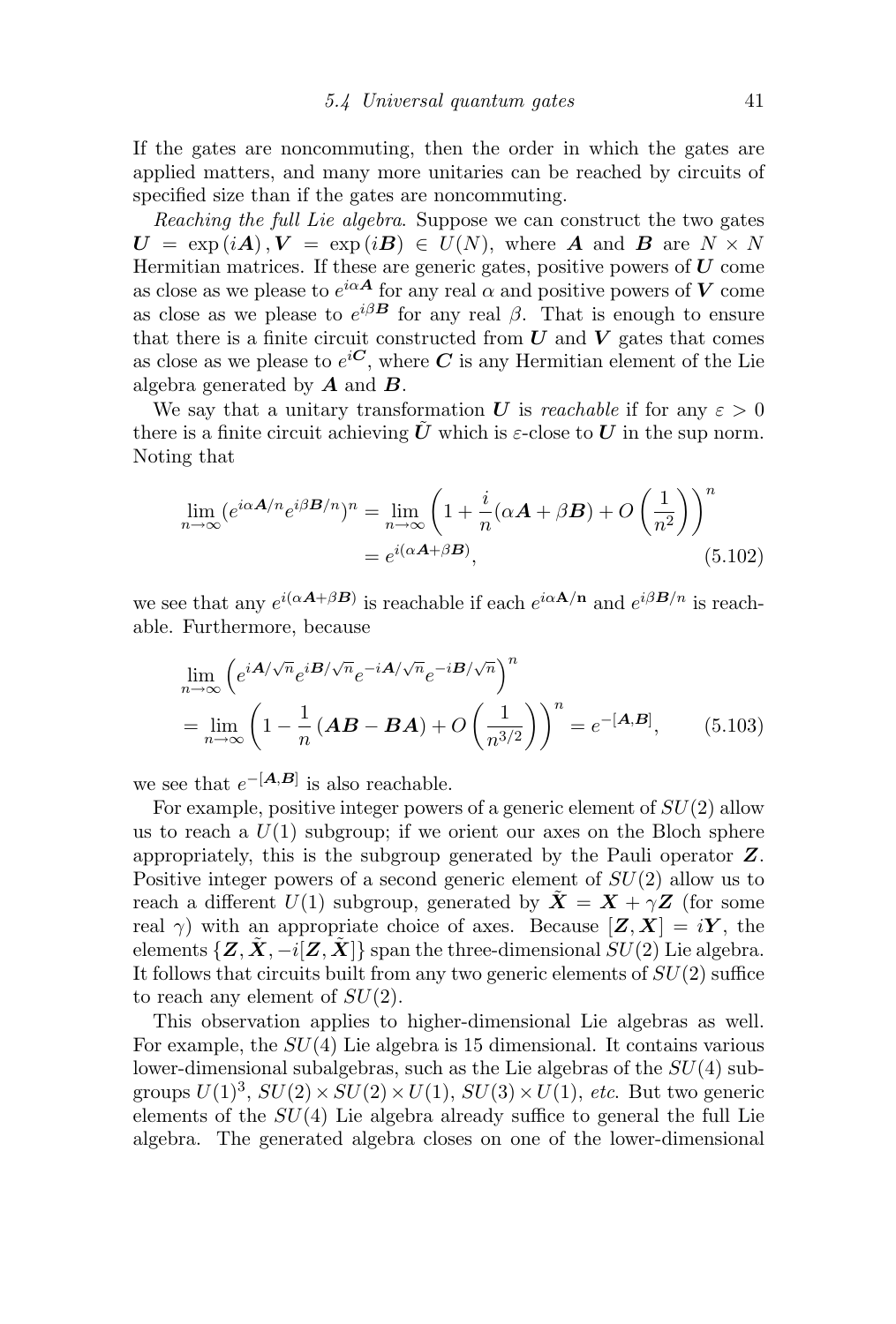If the gates are noncommuting, then the order in which the gates are applied matters, and many more unitaries can be reached by circuits of specified size than if the gates are noncommuting.

*Reaching the full Lie algebra*. Suppose we can construct the two gates $\boldsymbol{U} = \exp(i\boldsymbol{A}), \boldsymbol{V} = \exp(i\boldsymbol{B}) \in U(N)$, where $\boldsymbol{A}$ and $\boldsymbol{B}$ are $N \times N$ Hermitian matrices. If these are generic gates, positive powers of $\boldsymbol{U}$ come as close as we please to $e^{i\alpha \boldsymbol{A}}$ for any real $\alpha$ and positive powers of $\boldsymbol{V}$ come as close as we please to $e^{i\beta \boldsymbol{B}}$ for any real $\beta$. That is enough to ensure that there is a finite circuit constructed from $\boldsymbol{U}$ and $\boldsymbol{V}$ gates that comes as close as we please to $e^{i\boldsymbol{C}}$, where $\boldsymbol{C}$ is any Hermitian element of the Lie algebra generated by $\boldsymbol{A}$ and $\boldsymbol{B}$.

We say that a unitary transformation $\boldsymbol{U}$ is *reachable* if for any $\varepsilon > 0$ there is a finite circuit achieving $\tilde{\boldsymbol{U}}$ which is $\varepsilon$-close to $\boldsymbol{U}$ in the sup norm. Noting that

$$\lim_{n\to\infty} (e^{i\alpha \boldsymbol{A}/n} e^{i\beta \boldsymbol{B}/n})^n = \lim_{n\to\infty} \left(1 + \frac{i}{n}(\alpha \boldsymbol{A} + \beta \boldsymbol{B}) + O\left(\frac{1}{n^2}\right)\right)^n = e^{i(\alpha \boldsymbol{A} + \beta \boldsymbol{B})}, \tag{5.102}$$

we see that any $e^{i(\alpha \boldsymbol{A}+\beta \boldsymbol{B})}$ is reachable if each $e^{i\alpha \mathbf{A}/\mathbf{n}}$ and $e^{i\beta \boldsymbol{B}/n}$ is reachable. Furthermore, because

$$\lim_{n\to\infty} \left(e^{i\boldsymbol{A}/\sqrt{n}} e^{i\boldsymbol{B}/\sqrt{n}} e^{-i\boldsymbol{A}/\sqrt{n}} e^{-i\boldsymbol{B}/\sqrt{n}}\right)^n = \lim_{n\to\infty} \left(1 - \frac{1}{n}(\boldsymbol{A}\boldsymbol{B} - \boldsymbol{B}\boldsymbol{A}) + O\left(\frac{1}{n^{3/2}}\right)\right)^n = e^{-[\boldsymbol{A},\boldsymbol{B}]}, \tag{5.103}$$

we see that $e^{-[\boldsymbol{A},\boldsymbol{B}]}$ is also reachable.

For example, positive integer powers of a generic element of $SU(2)$ allow us to reach a $U(1)$ subgroup; if we orient our axes on the Bloch sphere appropriately, this is the subgroup generated by the Pauli operator $\boldsymbol{Z}$. Positive integer powers of a second generic element of $SU(2)$ allow us to reach a different $U(1)$ subgroup, generated by $\tilde{\boldsymbol{X}} = \boldsymbol{X} + \gamma \boldsymbol{Z}$ (for some real $\gamma$) with an appropriate choice of axes. Because $[\boldsymbol{Z}, \boldsymbol{X}] = i\boldsymbol{Y}$, the elements $\{\boldsymbol{Z}, \tilde{\boldsymbol{X}}, -i[\boldsymbol{Z}, \tilde{\boldsymbol{X}}]\}$ span the three-dimensional $SU(2)$ Lie algebra. It follows that circuits built from any two generic elements of $SU(2)$ suffice to reach any element of $SU(2)$.

This observation applies to higher-dimensional Lie algebras as well. For example, the $SU(4)$ Lie algebra is 15 dimensional. It contains various lower-dimensional subalgebras, such as the Lie algebras of the $SU(4)$ subgroups $U(1)^3$, $SU(2) \times SU(2) \times U(1)$, $SU(3) \times U(1)$, *etc.* But two generic elements of the $SU(4)$ Lie algebra already suffice to general the full Lie algebra. The generated algebra closes on one of the lower-dimensional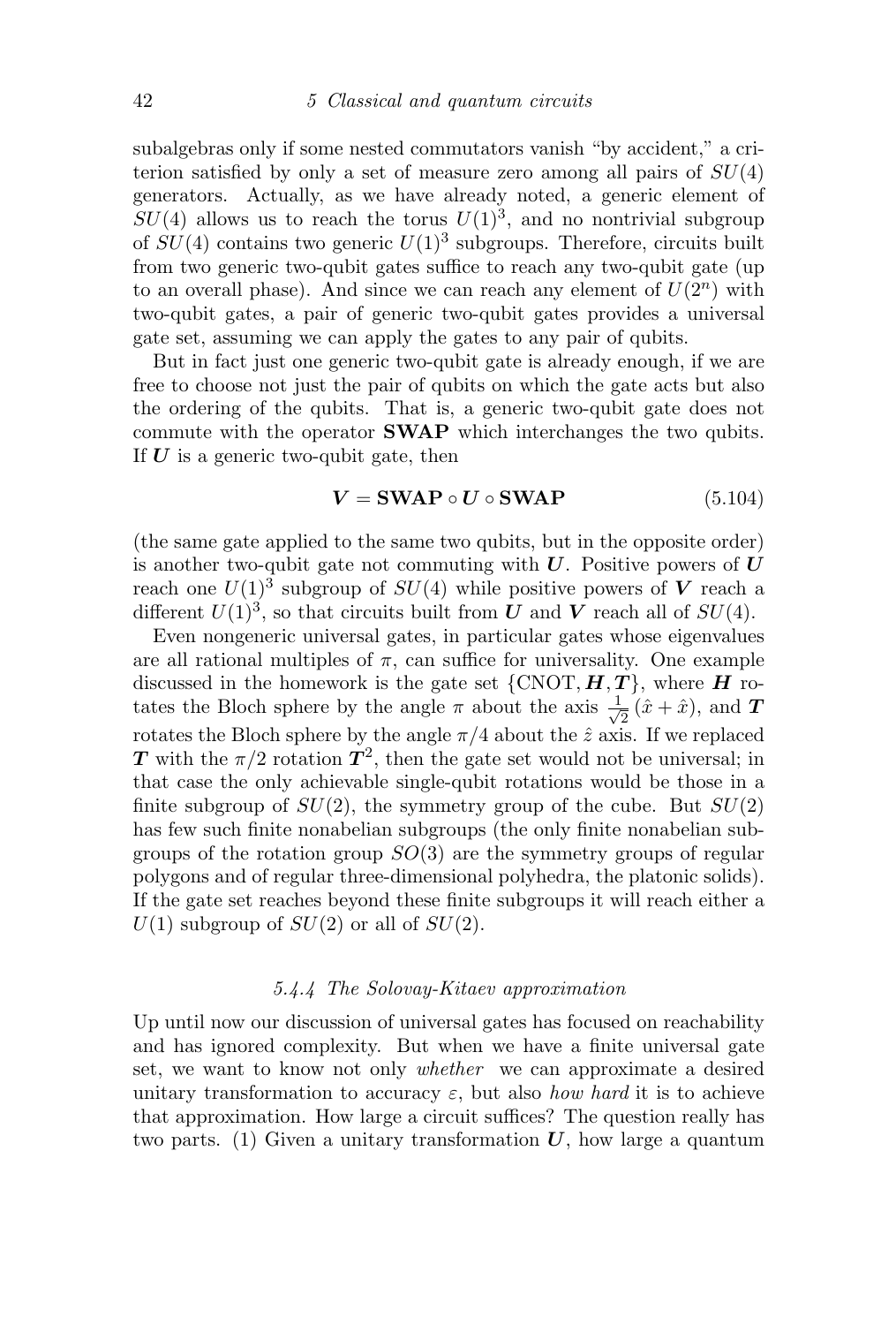subalgebras only if some nested commutators vanish "by accident," a criterion satisfied by only a set of measure zero among all pairs of $SU(4)$ generators. Actually, as we have already noted, a generic element of $SU(4)$ allows us to reach the torus $U(1)^3$, and no nontrivial subgroup of $SU(4)$ contains two generic $U(1)^3$ subgroups. Therefore, circuits built from two generic two-qubit gates suffice to reach any two-qubit gate (up to an overall phase). And since we can reach any element of $U(2^n)$ with two-qubit gates, a pair of generic two-qubit gates provides a universal gate set, assuming we can apply the gates to any pair of qubits.

But in fact just one generic two-qubit gate is already enough, if we are free to choose not just the pair of qubits on which the gate acts but also the ordering of the qubits. That is, a generic two-qubit gate does not commute with the operator **SWAP** which interchanges the two qubits. If $\boldsymbol{U}$ is a generic two-qubit gate, then

$$\boldsymbol{V} = \mathbf{SWAP} \circ \boldsymbol{U} \circ \mathbf{SWAP} \tag{5.104}$$

(the same gate applied to the same two qubits, but in the opposite order) is another two-qubit gate not commuting with $\boldsymbol{U}$. Positive powers of $\boldsymbol{U}$ reach one $U(1)^3$ subgroup of $SU(4)$ while positive powers of $\boldsymbol{V}$ reach a different $U(1)^3$, so that circuits built from $\boldsymbol{U}$ and $\boldsymbol{V}$ reach all of $SU(4)$.

Even nongeneric universal gates, in particular gates whose eigenvalues are all rational multiples of $\pi$, can suffice for universality. One example discussed in the homework is the gate set $\{\text{CNOT}, \boldsymbol{H}, \boldsymbol{T}\}$, where $\boldsymbol{H}$ rotates the Bloch sphere by the angle $\pi$ about the axis $\frac{1}{\sqrt{2}}(\hat{x} + \hat{x})$, and $\boldsymbol{T}$ rotates the Bloch sphere by the angle $\pi/4$ about the $\hat{z}$ axis. If we replaced $\boldsymbol{T}$ with the $\pi/2$ rotation $\boldsymbol{T}^2$, then the gate set would not be universal; in that case the only achievable single-qubit rotations would be those in a finite subgroup of $SU(2)$, the symmetry group of the cube. But $SU(2)$ has few such finite nonabelian subgroups (the only finite nonabelian subgroups of the rotation group $SO(3)$ are the symmetry groups of regular polygons and of regular three-dimensional polyhedra, the platonic solids). If the gate set reaches beyond these finite subgroups it will reach either a $U(1)$ subgroup of $SU(2)$ or all of $SU(2)$.

### *5.4.4 The Solovay-Kitaev approximation*

Up until now our discussion of universal gates has focused on reachability and has ignored complexity. But when we have a finite universal gate set, we want to know not only *whether* we can approximate a desired unitary transformation to accuracy $\varepsilon$, but also *how hard* it is to achieve that approximation. How large a circuit suffices? The question really has two parts. (1) Given a unitary transformation $\boldsymbol{U}$, how large a quantum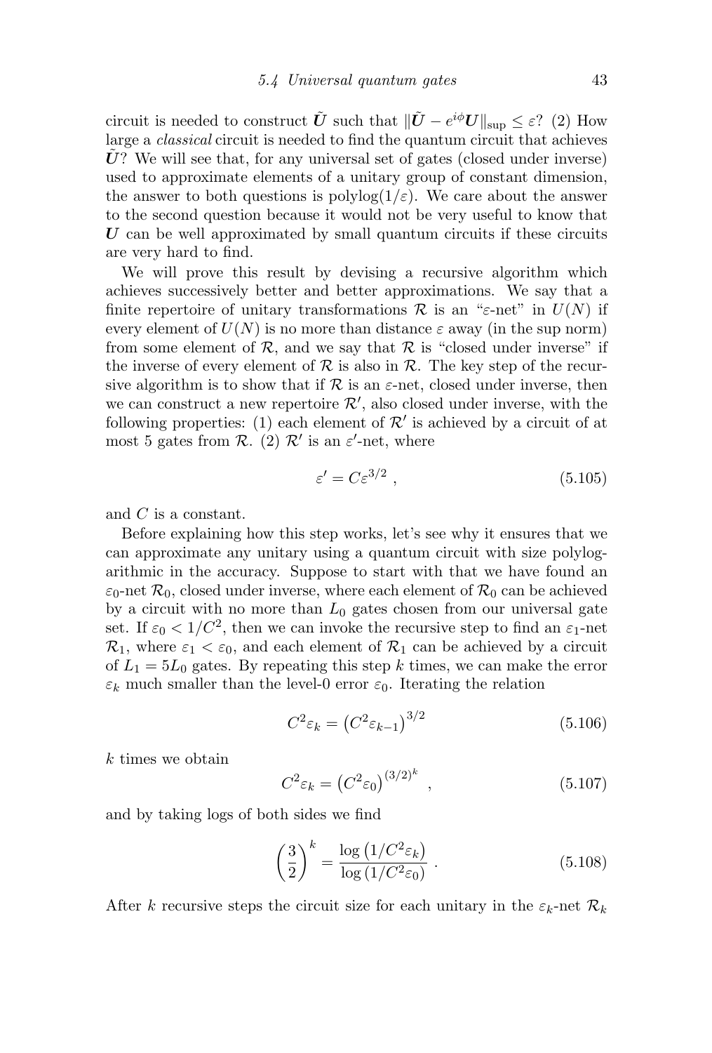circuit is needed to construct $\tilde{\boldsymbol{U}}$ such that $\|\tilde{\boldsymbol{U}} - e^{i\phi}\boldsymbol{U}\|_{\sup} \leq \varepsilon$? (2) How large a *classical* circuit is needed to find the quantum circuit that achieves $\tilde{\boldsymbol{U}}$? We will see that, for any universal set of gates (closed under inverse) used to approximate elements of a unitary group of constant dimension, the answer to both questions is polylog$(1/\varepsilon)$. We care about the answer to the second question because it would not be very useful to know that $\boldsymbol{U}$ can be well approximated by small quantum circuits if these circuits are very hard to find.

We will prove this result by devising a recursive algorithm which achieves successively better and better approximations. We say that a finite repertoire of unitary transformations $\mathcal{R}$ is an "$\varepsilon$-net" in $U(N)$ if every element of $U(N)$ is no more than distance $\varepsilon$ away (in the sup norm) from some element of $\mathcal{R}$, and we say that $\mathcal{R}$ is "closed under inverse" if the inverse of every element of $\mathcal{R}$ is also in $\mathcal{R}$. The key step of the recursive algorithm is to show that if $\mathcal{R}$ is an $\varepsilon$-net, closed under inverse, then we can construct a new repertoire $\mathcal{R}'$, also closed under inverse, with the following properties: (1) each element of $\mathcal{R}'$ is achieved by a circuit of at most 5 gates from $\mathcal{R}$. (2) $\mathcal{R}'$ is an $\varepsilon'$-net, where

$$\varepsilon' = C\varepsilon^{3/2} \ , \tag{5.105}$$

and $C$ is a constant.

Before explaining how this step works, let's see why it ensures that we can approximate any unitary using a quantum circuit with size polylogarithmic in the accuracy. Suppose to start with that we have found an $\varepsilon_0$-net $\mathcal{R}_0$, closed under inverse, where each element of $\mathcal{R}_0$ can be achieved by a circuit with no more than $L_0$ gates chosen from our universal gate set. If $\varepsilon_0 < 1/C^2$, then we can invoke the recursive step to find an $\varepsilon_1$-net $\mathcal{R}_1$, where $\varepsilon_1 < \varepsilon_0$, and each element of $\mathcal{R}_1$ can be achieved by a circuit of $L_1 = 5L_0$ gates. By repeating this step $k$ times, we can make the error $\varepsilon_k$ much smaller than the level-0 error $\varepsilon_0$. Iterating the relation

$$C^2\varepsilon_k = \left(C^2\varepsilon_{k-1}\right)^{3/2} \tag{5.106}$$

$k$ times we obtain

$$C^2\varepsilon_k = \left(C^2\varepsilon_0\right)^{(3/2)^k} \ , \tag{5.107}$$

and by taking logs of both sides we find

$$\left(\frac{3}{2}\right)^k = \frac{\log\left(1/C^2\varepsilon_k\right)}{\log\left(1/C^2\varepsilon_0\right)} \ . \tag{5.108}$$

After $k$ recursive steps the circuit size for each unitary in the $\varepsilon_k$-net $\mathcal{R}_k$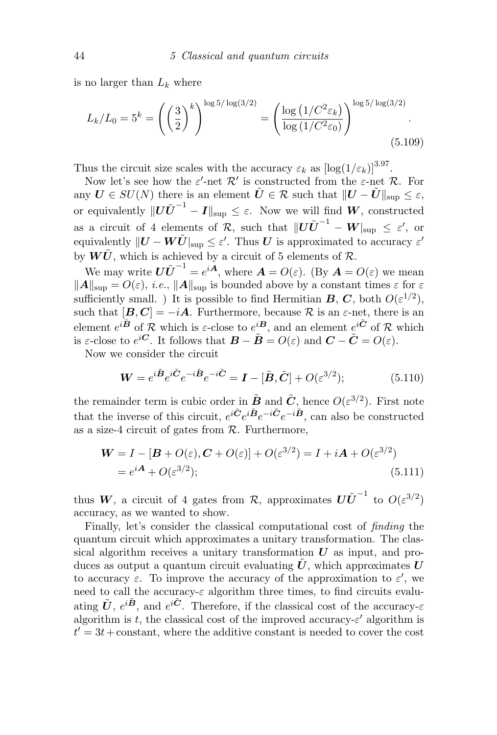is no larger than $L_k$ where

$$L_k/L_0 = 5^k = \left(\left(\frac{3}{2}\right)^k\right)^{\log 5/\log(3/2)} = \left(\frac{\log\left(1/C^2\varepsilon_k\right)}{\log\left(1/C^2\varepsilon_0\right)}\right)^{\log 5/\log(3/2)}. \tag{5.109}$$

Thus the circuit size scales with the accuracy $\varepsilon_k$ as $[\log(1/\varepsilon_k)]^{3.97}$.

Now let's see how the $\varepsilon'$-net $\mathcal{R}'$ is constructed from the $\varepsilon$-net $\mathcal{R}$. For any $\boldsymbol{U} \in SU(N)$ there is an element $\tilde{\boldsymbol{U}} \in \mathcal{R}$ such that $\|\boldsymbol{U} - \tilde{\boldsymbol{U}}\|_{\text{sup}} \leq \varepsilon$, or equivalently $\|\boldsymbol{U}\tilde{\boldsymbol{U}}^{-1} - \boldsymbol{I}\|_{\text{sup}} \leq \varepsilon$. Now we will find $\boldsymbol{W}$, constructed as a circuit of 4 elements of $\mathcal{R}$, such that $\|\boldsymbol{U}\tilde{\boldsymbol{U}}^{-1} - \boldsymbol{W}|_{\text{sup}} \leq \varepsilon'$, or equivalently $\|\boldsymbol{U} - \boldsymbol{W}\tilde{\boldsymbol{U}}|_{\text{sup}} \leq \varepsilon'$. Thus $\boldsymbol{U}$ is approximated to accuracy $\varepsilon'$ by $\boldsymbol{W}\tilde{\boldsymbol{U}}$, which is achieved by a circuit of 5 elements of $\mathcal{R}$.

We may write $\boldsymbol{U}\tilde{\boldsymbol{U}}^{-1} = e^{i\boldsymbol{A}}$, where $\boldsymbol{A} = O(\varepsilon)$. (By $\boldsymbol{A} = O(\varepsilon)$ we mean $\|\boldsymbol{A}\|_{\text{sup}} = O(\varepsilon)$, *i.e.*, $\|\boldsymbol{A}\|_{\text{sup}}$ is bounded above by a constant times $\varepsilon$ for $\varepsilon$ sufficiently small. ) It is possible to find Hermitian $\boldsymbol{B}$, $\boldsymbol{C}$, both $O(\varepsilon^{1/2})$, such that $[\boldsymbol{B}, \boldsymbol{C}] = -i\boldsymbol{A}$. Furthermore, because $\mathcal{R}$ is an $\varepsilon$-net, there is an element $e^{i\tilde{\boldsymbol{B}}}$ of $\mathcal{R}$ which is $\varepsilon$-close to $e^{i\boldsymbol{B}}$, and an element $e^{i\tilde{\boldsymbol{C}}}$ of $\mathcal{R}$ which is $\varepsilon$-close to $e^{i\boldsymbol{C}}$. It follows that $\boldsymbol{B} - \tilde{\boldsymbol{B}} = O(\varepsilon)$ and $\boldsymbol{C} - \tilde{\boldsymbol{C}} = O(\varepsilon)$.

Now we consider the circuit

$$\boldsymbol{W} = e^{i\tilde{\boldsymbol{B}}}e^{i\tilde{\boldsymbol{C}}}e^{-i\tilde{\boldsymbol{B}}}e^{-i\tilde{\boldsymbol{C}}} = \boldsymbol{I} - [\tilde{\boldsymbol{B}}, \tilde{\boldsymbol{C}}] + O(\varepsilon^{3/2}); \tag{5.110}$$

the remainder term is cubic order in $\tilde{\boldsymbol{B}}$ and $\tilde{\boldsymbol{C}}$, hence $O(\varepsilon^{3/2})$. First note that the inverse of this circuit, $e^{i\tilde{\boldsymbol{C}}}e^{i\tilde{\boldsymbol{B}}}e^{-i\tilde{\boldsymbol{C}}}e^{-i\tilde{\boldsymbol{B}}}$, can also be constructed as a size-4 circuit of gates from $\mathcal{R}$. Furthermore,

$$\begin{aligned}\boldsymbol{W} &= I - [\boldsymbol{B} + O(\varepsilon), \boldsymbol{C} + O(\varepsilon)] + O(\varepsilon^{3/2}) = I + i\boldsymbol{A} + O(\varepsilon^{3/2}) \\ &= e^{i\boldsymbol{A}} + O(\varepsilon^{3/2});\end{aligned} \tag{5.111}$$

thus $\boldsymbol{W}$, a circuit of 4 gates from $\mathcal{R}$, approximates $\boldsymbol{U}\tilde{\boldsymbol{U}}^{-1}$ to $O(\varepsilon^{3/2})$ accuracy, as we wanted to show.

Finally, let's consider the classical computational cost of *finding* the quantum circuit which approximates a unitary transformation. The classical algorithm receives a unitary transformation $\boldsymbol{U}$ as input, and produces as output a quantum circuit evaluating $\tilde{\boldsymbol{U}}$, which approximates $\boldsymbol{U}$ to accuracy $\varepsilon$. To improve the accuracy of the approximation to $\varepsilon'$, we need to call the accuracy-$\varepsilon$ algorithm three times, to find circuits evaluating $\tilde{\boldsymbol{U}}$, $e^{i\tilde{\boldsymbol{B}}}$, and $e^{i\tilde{\boldsymbol{C}}}$. Therefore, if the classical cost of the accuracy-$\varepsilon$ algorithm is $t$, the classical cost of the improved accuracy-$\varepsilon'$ algorithm is $t' = 3t + \text{constant}$, where the additive constant is needed to cover the cost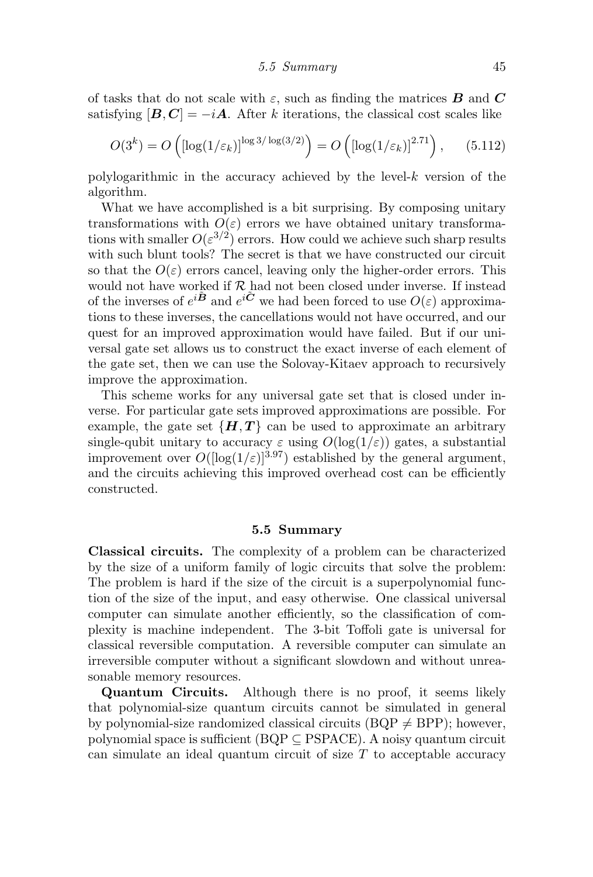of tasks that do not scale with $\varepsilon$, such as finding the matrices $\boldsymbol{B}$ and $\boldsymbol{C}$ satisfying $[\boldsymbol{B},\boldsymbol{C}] = -i\boldsymbol{A}$. After $k$ iterations, the classical cost scales like

$$O(3^k) = O\left([\log(1/\varepsilon_k)]^{\log 3/\log(3/2)}\right) = O\left([\log(1/\varepsilon_k)]^{2.71}\right), \qquad (5.112)$$

polylogarithmic in the accuracy achieved by the level-$k$ version of the algorithm.

What we have accomplished is a bit surprising. By composing unitary transformations with $O(\varepsilon)$ errors we have obtained unitary transformations with smaller $O(\varepsilon^{3/2})$ errors. How could we achieve such sharp results with such blunt tools? The secret is that we have constructed our circuit so that the $O(\varepsilon)$ errors cancel, leaving only the higher-order errors. This would not have worked if $\mathcal{R}$ had not been closed under inverse. If instead of the inverses of $e^{i\tilde{\boldsymbol{B}}}$ and $e^{i\tilde{\boldsymbol{C}}}$ we had been forced to use $O(\varepsilon)$ approximations to these inverses, the cancellations would not have occurred, and our quest for an improved approximation would have failed. But if our universal gate set allows us to construct the exact inverse of each element of the gate set, then we can use the Solovay-Kitaev approach to recursively improve the approximation.

This scheme works for any universal gate set that is closed under inverse. For particular gate sets improved approximations are possible. For example, the gate set $\{\boldsymbol{H},\boldsymbol{T}\}$ can be used to approximate an arbitrary single-qubit unitary to accuracy $\varepsilon$ using $O(\log(1/\varepsilon))$ gates, a substantial improvement over $O([\log(1/\varepsilon)]^{3.97})$ established by the general argument, and the circuits achieving this improved overhead cost can be efficiently constructed.

## 5.5 Summary

**Classical circuits.** The complexity of a problem can be characterized by the size of a uniform family of logic circuits that solve the problem: The problem is hard if the size of the circuit is a superpolynomial function of the size of the input, and easy otherwise. One classical universal computer can simulate another efficiently, so the classification of complexity is machine independent. The 3-bit Toffoli gate is universal for classical reversible computation. A reversible computer can simulate an irreversible computer without a significant slowdown and without unreasonable memory resources.

**Quantum Circuits.** Although there is no proof, it seems likely that polynomial-size quantum circuits cannot be simulated in general by polynomial-size randomized classical circuits (BQP $\neq$ BPP); however, polynomial space is sufficient (BQP $\subseteq$ PSPACE). A noisy quantum circuit can simulate an ideal quantum circuit of size $T$ to acceptable accuracy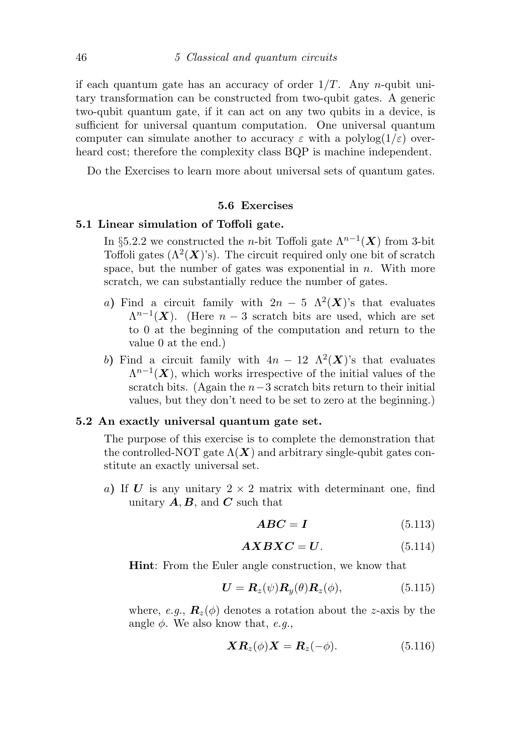if each quantum gate has an accuracy of order $1/T$. Any $n$-qubit unitary transformation can be constructed from two-qubit gates. A generic two-qubit quantum gate, if it can act on any two qubits in a device, is sufficient for universal quantum computation. One universal quantum computer can simulate another to accuracy $\varepsilon$ with a polylog$(1/\varepsilon)$ overheard cost; therefore the complexity class BQP is machine independent.

Do the Exercises to learn more about universal sets of quantum gates.

### 5.6 Exercises

**5.1 Linear simulation of Toffoli gate.**

In §5.2.2 we constructed the $n$-bit Toffoli gate $\Lambda^{n-1}(\boldsymbol{X})$ from 3-bit Toffoli gates ($\Lambda^2(\boldsymbol{X})$'s). The circuit required only one bit of scratch space, but the number of gates was exponential in $n$. With more scratch, we can substantially reduce the number of gates.

*a*) Find a circuit family with $2n-5$ $\Lambda^2(\boldsymbol{X})$'s that evaluates $\Lambda^{n-1}(\boldsymbol{X})$. (Here $n-3$ scratch bits are used, which are set to 0 at the beginning of the computation and return to the value 0 at the end.)

*b*) Find a circuit family with $4n-12$ $\Lambda^2(\boldsymbol{X})$'s that evaluates $\Lambda^{n-1}(\boldsymbol{X})$, which works irrespective of the initial values of the scratch bits. (Again the $n-3$ scratch bits return to their initial values, but they don't need to be set to zero at the beginning.)

**5.2 An exactly universal quantum gate set.**

The purpose of this exercise is to complete the demonstration that the controlled-NOT gate $\Lambda(\boldsymbol{X})$ and arbitrary single-qubit gates constitute an exactly universal set.

*a*) If $\boldsymbol{U}$ is any unitary $2\times 2$ matrix with determinant one, find unitary $\boldsymbol{A}, \boldsymbol{B}$, and $\boldsymbol{C}$ such that

$$\boldsymbol{ABC} = \boldsymbol{I} \tag{5.113}$$

$$\boldsymbol{AXBXC} = \boldsymbol{U}. \tag{5.114}$$

**Hint**: From the Euler angle construction, we know that

$$\boldsymbol{U} = \boldsymbol{R}_z(\psi)\boldsymbol{R}_y(\theta)\boldsymbol{R}_z(\phi), \tag{5.115}$$

where, *e.g.*, $\boldsymbol{R}_z(\phi)$ denotes a rotation about the $z$-axis by the angle $\phi$. We also know that, *e.g.*,

$$\boldsymbol{X}\boldsymbol{R}_z(\phi)\boldsymbol{X} = \boldsymbol{R}_z(-\phi). \tag{5.116}$$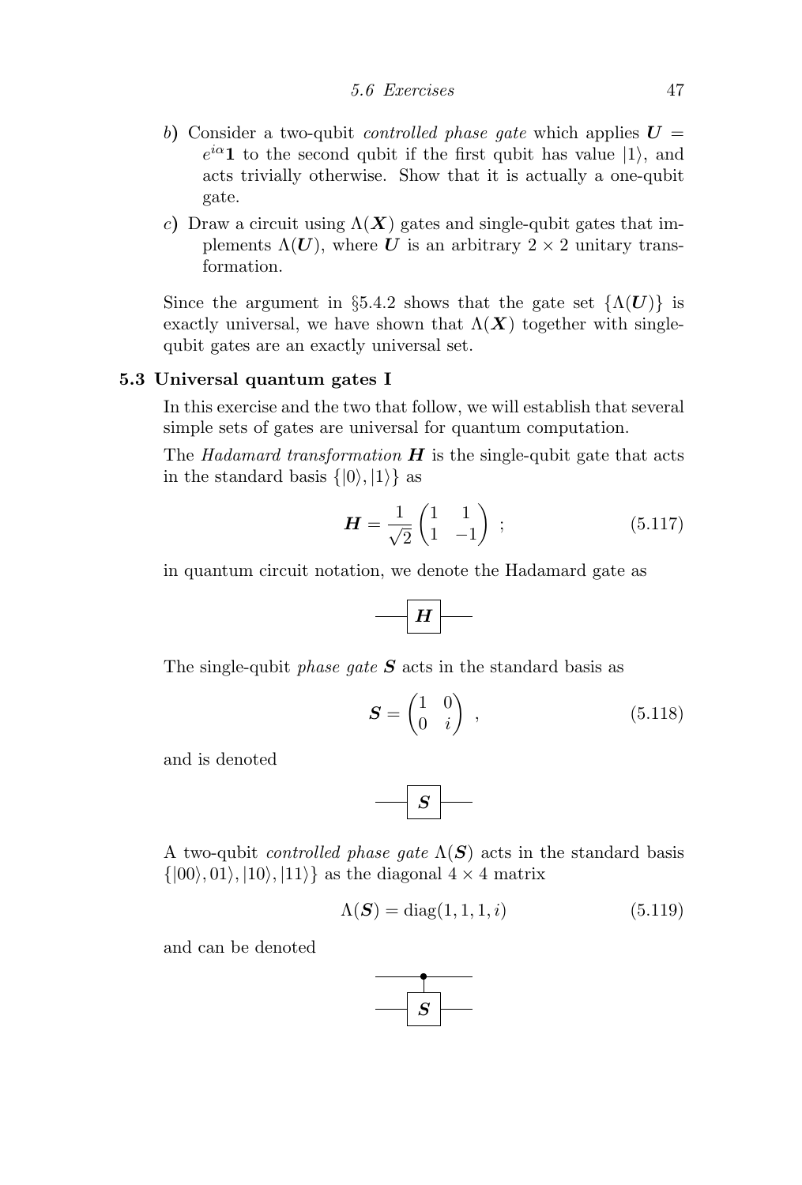b) Consider a two-qubit *controlled phase gate* which applies $\boldsymbol{U} = e^{i\alpha}\mathbf{1}$ to the second qubit if the first qubit has value $|1\rangle$, and acts trivially otherwise. Show that it is actually a one-qubit gate.

c) Draw a circuit using $\Lambda(\boldsymbol{X})$ gates and single-qubit gates that implements $\Lambda(\boldsymbol{U})$, where $\boldsymbol{U}$ is an arbitrary $2 \times 2$ unitary transformation.

Since the argument in §5.4.2 shows that the gate set $\{\Lambda(\boldsymbol{U})\}$ is exactly universal, we have shown that $\Lambda(\boldsymbol{X})$ together with single-qubit gates are an exactly universal set.

### 5.3 Universal quantum gates I

In this exercise and the two that follow, we will establish that several simple sets of gates are universal for quantum computation.

The *Hadamard transformation* $\boldsymbol{H}$ is the single-qubit gate that acts in the standard basis $\{|0\rangle, |1\rangle\}$ as

$$\boldsymbol{H} = \frac{1}{\sqrt{2}}\begin{pmatrix} 1 & 1 \\ 1 & -1 \end{pmatrix} \ ; \tag{5.117}$$

in quantum circuit notation, we denote the Hadamard gate as

$$—\boxed{\boldsymbol{H}}—$$

The single-qubit *phase gate* $\boldsymbol{S}$ acts in the standard basis as

$$\boldsymbol{S} = \begin{pmatrix} 1 & 0 \\ 0 & i \end{pmatrix} \ , \tag{5.118}$$

and is denoted

$$—\boxed{\boldsymbol{S}}—$$

A two-qubit *controlled phase gate* $\Lambda(\boldsymbol{S})$ acts in the standard basis $\{|00\rangle, 01\rangle, |10\rangle, |11\rangle\}$ as the diagonal $4 \times 4$ matrix

$$\Lambda(\boldsymbol{S}) = \mathrm{diag}(1, 1, 1, i) \tag{5.119}$$

and can be denoted

$$\begin{array}{c} —\bullet— \\ | \\ —\boxed{\boldsymbol{S}}— \end{array}$$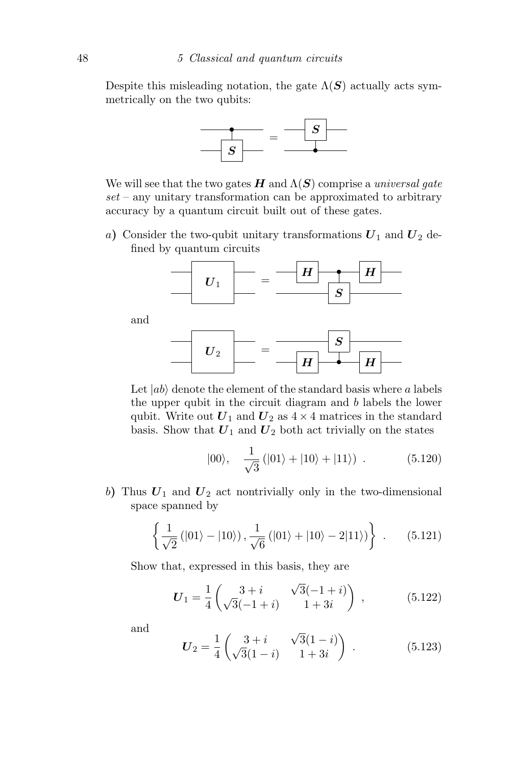Despite this misleading notation, the gate $\Lambda(\boldsymbol{S})$ actually acts symmetrically on the two qubits:

We will see that the two gates $\boldsymbol{H}$ and $\Lambda(\boldsymbol{S})$ comprise a *universal gate set* – any unitary transformation can be approximated to arbitrary accuracy by a quantum circuit built out of these gates.

*a*) Consider the two-qubit unitary transformations $\boldsymbol{U}_1$ and $\boldsymbol{U}_2$ defined by quantum circuits

and

Let $|ab\rangle$ denote the element of the standard basis where $a$ labels the upper qubit in the circuit diagram and $b$ labels the lower qubit. Write out $\boldsymbol{U}_1$ and $\boldsymbol{U}_2$ as $4 \times 4$ matrices in the standard basis. Show that $\boldsymbol{U}_1$ and $\boldsymbol{U}_2$ both act trivially on the states

$$|00\rangle, \quad \frac{1}{\sqrt{3}}\left(|01\rangle + |10\rangle + |11\rangle\right) . \tag{5.120}$$

*b*) Thus $\boldsymbol{U}_1$ and $\boldsymbol{U}_2$ act nontrivially only in the two-dimensional space spanned by

$$\left\{ \frac{1}{\sqrt{2}}\left(|01\rangle - |10\rangle\right), \frac{1}{\sqrt{6}}\left(|01\rangle + |10\rangle - 2|11\rangle\right) \right\} . \tag{5.121}$$

Show that, expressed in this basis, they are

$$\boldsymbol{U}_1 = \frac{1}{4}\begin{pmatrix} 3+i & \sqrt{3}(-1+i) \\ \sqrt{3}(-1+i) & 1+3i \end{pmatrix} , \tag{5.122}$$

and

$$\boldsymbol{U}_2 = \frac{1}{4}\begin{pmatrix} 3+i & \sqrt{3}(1-i) \\ \sqrt{3}(1-i) & 1+3i \end{pmatrix} . \tag{5.123}$$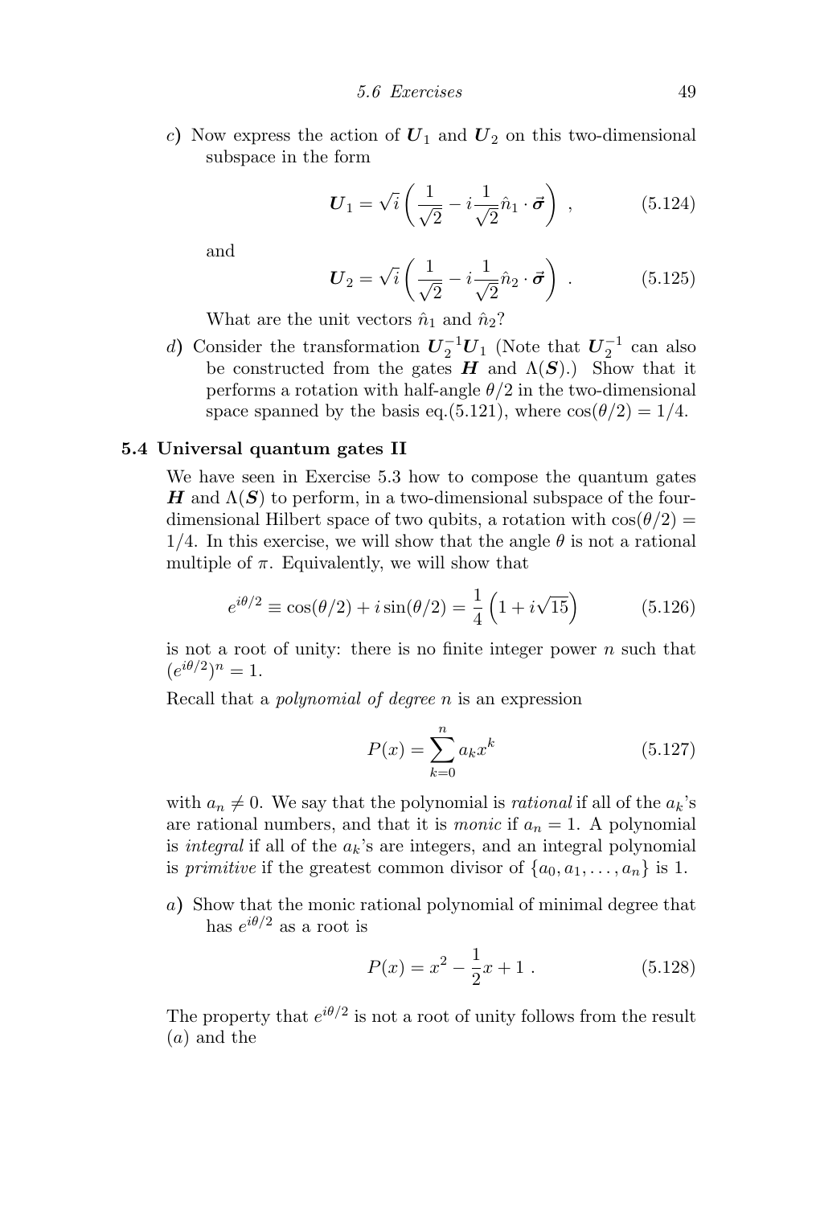*c*) Now express the action of $\boldsymbol{U}_1$ and $\boldsymbol{U}_2$ on this two-dimensional subspace in the form

$$\boldsymbol{U}_1 = \sqrt{i}\left(\frac{1}{\sqrt{2}} - i\frac{1}{\sqrt{2}}\hat{n}_1 \cdot \vec{\boldsymbol{\sigma}}\right) , \tag{5.124}$$

and

$$\boldsymbol{U}_2 = \sqrt{i}\left(\frac{1}{\sqrt{2}} - i\frac{1}{\sqrt{2}}\hat{n}_2 \cdot \vec{\boldsymbol{\sigma}}\right) . \tag{5.125}$$

What are the unit vectors $\hat{n}_1$ and $\hat{n}_2$?

*d*) Consider the transformation $\boldsymbol{U}_2^{-1}\boldsymbol{U}_1$ (Note that $\boldsymbol{U}_2^{-1}$ can also be constructed from the gates $\boldsymbol{H}$ and $\Lambda(\boldsymbol{S})$.) Show that it performs a rotation with half-angle $\theta/2$ in the two-dimensional space spanned by the basis eq.(5.121), where $\cos(\theta/2) = 1/4$.

**5.4 Universal quantum gates II**

We have seen in Exercise 5.3 how to compose the quantum gates $\boldsymbol{H}$ and $\Lambda(\boldsymbol{S})$ to perform, in a two-dimensional subspace of the four-dimensional Hilbert space of two qubits, a rotation with $\cos(\theta/2) = 1/4$. In this exercise, we will show that the angle $\theta$ is not a rational multiple of $\pi$. Equivalently, we will show that

$$e^{i\theta/2} \equiv \cos(\theta/2) + i\sin(\theta/2) = \frac{1}{4}\left(1 + i\sqrt{15}\right) \tag{5.126}$$

is not a root of unity: there is no finite integer power $n$ such that $(e^{i\theta/2})^n = 1$.

Recall that a *polynomial of degree n* is an expression

$$P(x) = \sum_{k=0}^{n} a_k x^k \tag{5.127}$$

with $a_n \neq 0$. We say that the polynomial is *rational* if all of the $a_k$'s are rational numbers, and that it is *monic* if $a_n = 1$. A polynomial is *integral* if all of the $a_k$'s are integers, and an integral polynomial is *primitive* if the greatest common divisor of $\{a_0, a_1, \ldots, a_n\}$ is 1.

*a*) Show that the monic rational polynomial of minimal degree that has $e^{i\theta/2}$ as a root is

$$P(x) = x^2 - \frac{1}{2}x + 1 . \tag{5.128}$$

The property that $e^{i\theta/2}$ is not a root of unity follows from the result (*a*) and the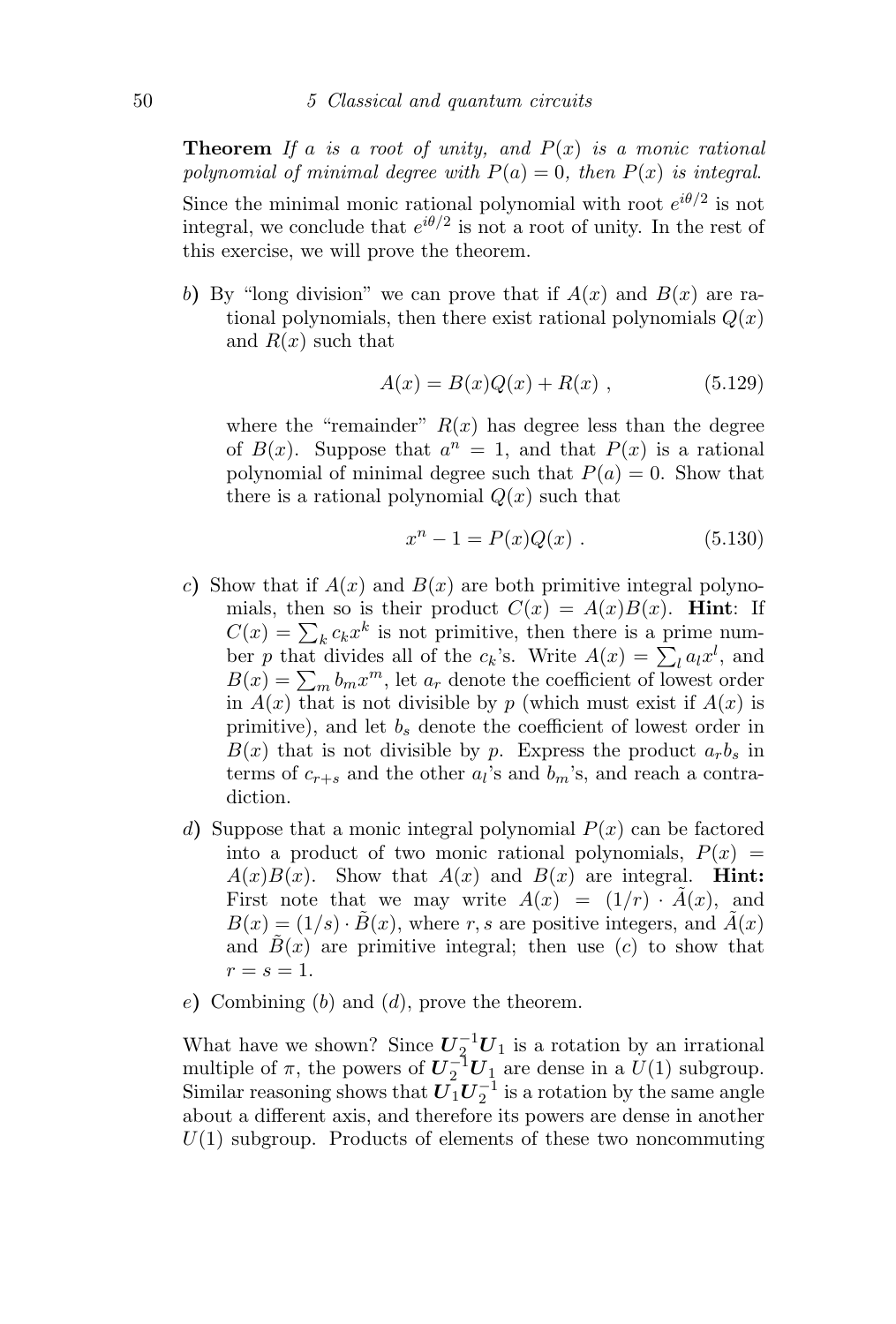**Theorem** *If $a$ is a root of unity, and $P(x)$ is a monic rational polynomial of minimal degree with $P(a) = 0$, then $P(x)$ is integral.*

Since the minimal monic rational polynomial with root $e^{i\theta/2}$ is not integral, we conclude that $e^{i\theta/2}$ is not a root of unity. In the rest of this exercise, we will prove the theorem.

*b*) By "long division" we can prove that if $A(x)$ and $B(x)$ are rational polynomials, then there exist rational polynomials $Q(x)$ and $R(x)$ such that

$$A(x) = B(x)Q(x) + R(x) \ , \tag{5.129}$$

where the "remainder" $R(x)$ has degree less than the degree of $B(x)$. Suppose that $a^n = 1$, and that $P(x)$ is a rational polynomial of minimal degree such that $P(a) = 0$. Show that there is a rational polynomial $Q(x)$ such that

$$x^n - 1 = P(x)Q(x) \ . \tag{5.130}$$

*c*) Show that if $A(x)$ and $B(x)$ are both primitive integral polynomials, then so is their product $C(x) = A(x)B(x)$. **Hint**: If $C(x) = \sum_k c_k x^k$ is not primitive, then there is a prime number $p$ that divides all of the $c_k$'s. Write $A(x) = \sum_l a_l x^l$, and $B(x) = \sum_m b_m x^m$, let $a_r$ denote the coefficient of lowest order in $A(x)$ that is not divisible by $p$ (which must exist if $A(x)$ is primitive), and let $b_s$ denote the coefficient of lowest order in $B(x)$ that is not divisible by $p$. Express the product $a_r b_s$ in terms of $c_{r+s}$ and the other $a_l$'s and $b_m$'s, and reach a contradiction.

*d*) Suppose that a monic integral polynomial $P(x)$ can be factored into a product of two monic rational polynomials, $P(x) = A(x)B(x)$. Show that $A(x)$ and $B(x)$ are integral. **Hint:** First note that we may write $A(x) = (1/r) \cdot \tilde{A}(x)$, and $B(x) = (1/s) \cdot \tilde{B}(x)$, where $r, s$ are positive integers, and $\tilde{A}(x)$ and $\tilde{B}(x)$ are primitive integral; then use (*c*) to show that $r = s = 1$.

*e*) Combining (*b*) and (*d*), prove the theorem.

What have we shown? Since $\boldsymbol{U}_2^{-1}\boldsymbol{U}_1$ is a rotation by an irrational multiple of $\pi$, the powers of $\boldsymbol{U}_2^{-1}\boldsymbol{U}_1$ are dense in a $U(1)$ subgroup. Similar reasoning shows that $\boldsymbol{U}_1\boldsymbol{U}_2^{-1}$ is a rotation by the same angle about a different axis, and therefore its powers are dense in another $U(1)$ subgroup. Products of elements of these two noncommuting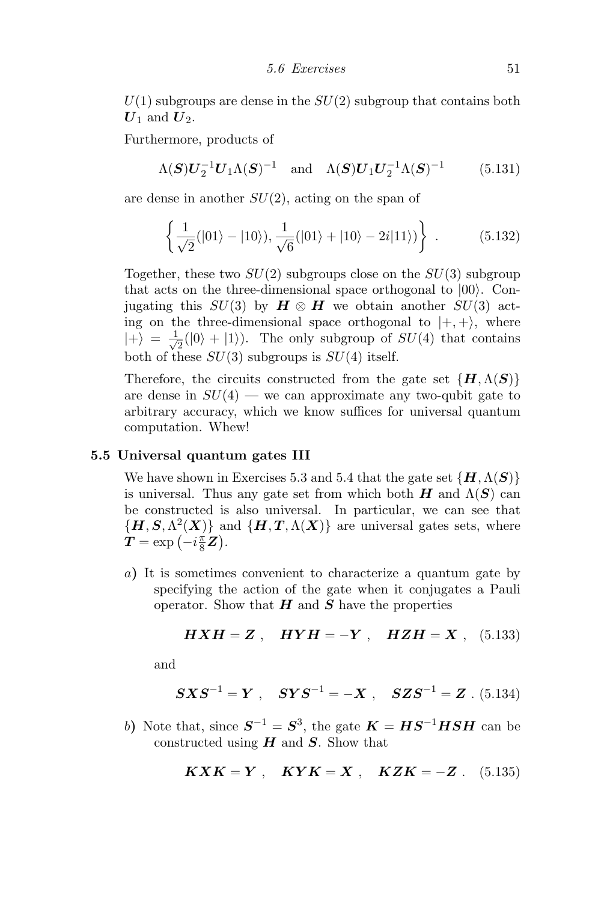$U(1)$ subgroups are dense in the $SU(2)$ subgroup that contains both $\boldsymbol{U}_1$ and $\boldsymbol{U}_2$.

Furthermore, products of

$$\Lambda(\boldsymbol{S})\boldsymbol{U}_2^{-1}\boldsymbol{U}_1\Lambda(\boldsymbol{S})^{-1} \quad \text{and} \quad \Lambda(\boldsymbol{S})\boldsymbol{U}_1\boldsymbol{U}_2^{-1}\Lambda(\boldsymbol{S})^{-1} \tag{5.131}$$

are dense in another $SU(2)$, acting on the span of

$$\left\{ \frac{1}{\sqrt{2}}(|01\rangle - |10\rangle), \frac{1}{\sqrt{6}}(|01\rangle + |10\rangle - 2i|11\rangle) \right\} . \tag{5.132}$$

Together, these two $SU(2)$ subgroups close on the $SU(3)$ subgroup that acts on the three-dimensional space orthogonal to $|00\rangle$. Conjugating this $SU(3)$ by $\boldsymbol{H} \otimes \boldsymbol{H}$ we obtain another $SU(3)$ acting on the three-dimensional space orthogonal to $|+,+\rangle$, where $|+\rangle = \frac{1}{\sqrt{2}}(|0\rangle + |1\rangle)$. The only subgroup of $SU(4)$ that contains both of these $SU(3)$ subgroups is $SU(4)$ itself.

Therefore, the circuits constructed from the gate set $\{\boldsymbol{H}, \Lambda(\boldsymbol{S})\}$ are dense in $SU(4)$ — we can approximate any two-qubit gate to arbitrary accuracy, which we know suffices for universal quantum computation. Whew!

**5.5 Universal quantum gates III**

We have shown in Exercises 5.3 and 5.4 that the gate set $\{\boldsymbol{H}, \Lambda(\boldsymbol{S})\}$ is universal. Thus any gate set from which both $\boldsymbol{H}$ and $\Lambda(\boldsymbol{S})$ can be constructed is also universal. In particular, we can see that $\{\boldsymbol{H}, \boldsymbol{S}, \Lambda^2(\boldsymbol{X})\}$ and $\{\boldsymbol{H}, \boldsymbol{T}, \Lambda(\boldsymbol{X})\}$ are universal gates sets, where $\boldsymbol{T} = \exp\left(-i\frac{\pi}{8}\boldsymbol{Z}\right)$.

*a*) It is sometimes convenient to characterize a quantum gate by specifying the action of the gate when it conjugates a Pauli operator. Show that $\boldsymbol{H}$ and $\boldsymbol{S}$ have the properties

$$\boldsymbol{H}\boldsymbol{X}\boldsymbol{H} = \boldsymbol{Z} \;, \quad \boldsymbol{H}\boldsymbol{Y}\boldsymbol{H} = -\boldsymbol{Y} \;, \quad \boldsymbol{H}\boldsymbol{Z}\boldsymbol{H} = \boldsymbol{X} \;, \tag{5.133}$$

and

$$\boldsymbol{S}\boldsymbol{X}\boldsymbol{S}^{-1} = \boldsymbol{Y} \;, \quad \boldsymbol{S}\boldsymbol{Y}\boldsymbol{S}^{-1} = -\boldsymbol{X} \;, \quad \boldsymbol{S}\boldsymbol{Z}\boldsymbol{S}^{-1} = \boldsymbol{Z} \;. \tag{5.134}$$

*b*) Note that, since $\boldsymbol{S}^{-1} = \boldsymbol{S}^3$, the gate $\boldsymbol{K} = \boldsymbol{H}\boldsymbol{S}^{-1}\boldsymbol{H}\boldsymbol{S}\boldsymbol{H}$ can be constructed using $\boldsymbol{H}$ and $\boldsymbol{S}$. Show that

$$\boldsymbol{K}\boldsymbol{X}\boldsymbol{K} = \boldsymbol{Y} \;, \quad \boldsymbol{K}\boldsymbol{Y}\boldsymbol{K} = \boldsymbol{X} \;, \quad \boldsymbol{K}\boldsymbol{Z}\boldsymbol{K} = -\boldsymbol{Z} \;. \tag{5.135}$$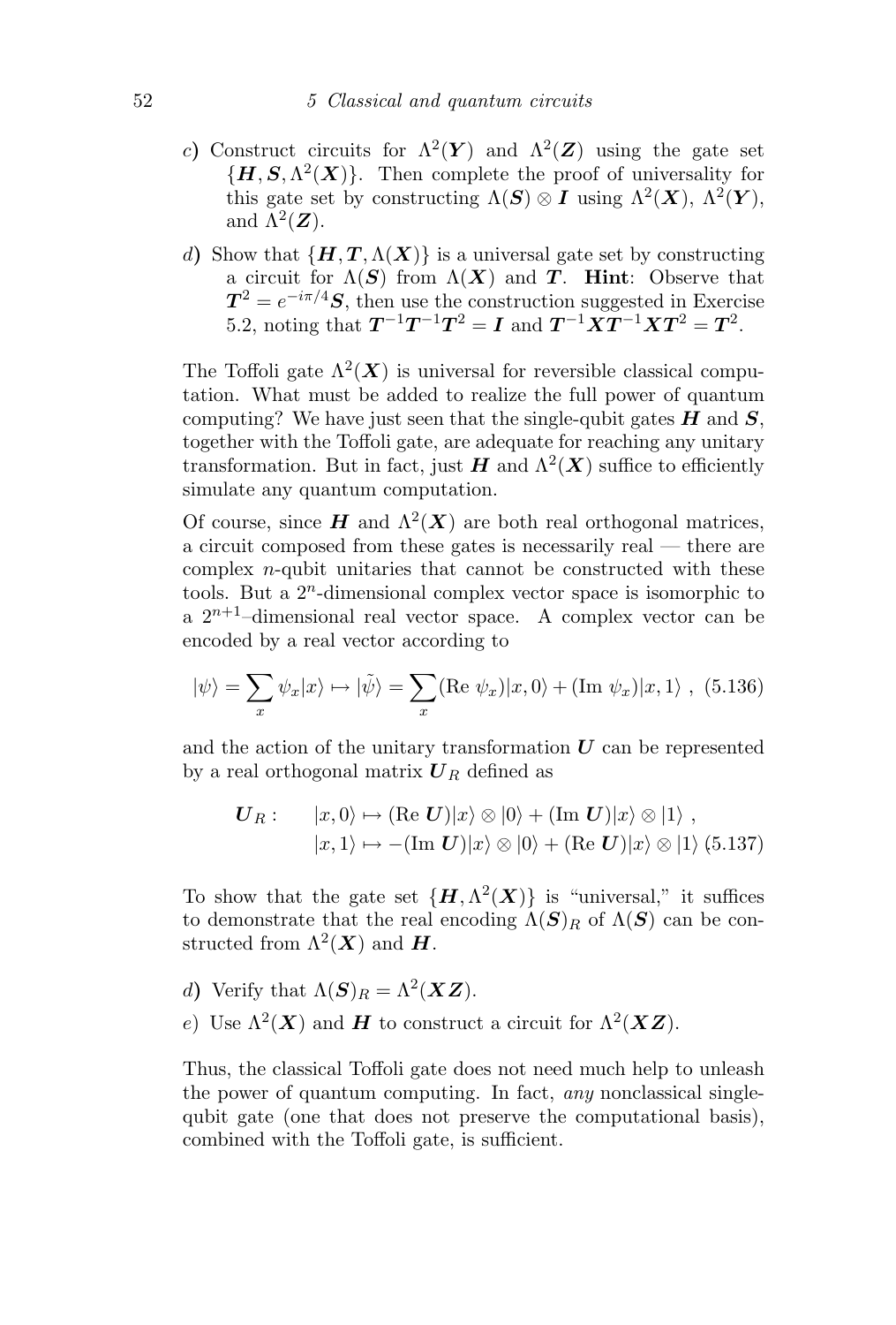*c*) Construct circuits for $\Lambda^2(\boldsymbol{Y})$ and $\Lambda^2(\boldsymbol{Z})$ using the gate set $\{\boldsymbol{H}, \boldsymbol{S}, \Lambda^2(\boldsymbol{X})\}$. Then complete the proof of universality for this gate set by constructing $\Lambda(\boldsymbol{S}) \otimes \boldsymbol{I}$ using $\Lambda^2(\boldsymbol{X})$, $\Lambda^2(\boldsymbol{Y})$, and $\Lambda^2(\boldsymbol{Z})$.

*d*) Show that $\{\boldsymbol{H}, \boldsymbol{T}, \Lambda(\boldsymbol{X})\}$ is a universal gate set by constructing a circuit for $\Lambda(\boldsymbol{S})$ from $\Lambda(\boldsymbol{X})$ and $\boldsymbol{T}$. **Hint**: Observe that $\boldsymbol{T}^2 = e^{-i\pi/4}\boldsymbol{S}$, then use the construction suggested in Exercise 5.2, noting that $\boldsymbol{T}^{-1}\boldsymbol{T}^{-1}\boldsymbol{T}^2 = \boldsymbol{I}$ and $\boldsymbol{T}^{-1}\boldsymbol{X}\boldsymbol{T}^{-1}\boldsymbol{X}\boldsymbol{T}^2 = \boldsymbol{T}^2$.

The Toffoli gate $\Lambda^2(\boldsymbol{X})$ is universal for reversible classical computation. What must be added to realize the full power of quantum computing? We have just seen that the single-qubit gates $\boldsymbol{H}$ and $\boldsymbol{S}$, together with the Toffoli gate, are adequate for reaching any unitary transformation. But in fact, just $\boldsymbol{H}$ and $\Lambda^2(\boldsymbol{X})$ suffice to efficiently simulate any quantum computation.

Of course, since $\boldsymbol{H}$ and $\Lambda^2(\boldsymbol{X})$ are both real orthogonal matrices, a circuit composed from these gates is necessarily real — there are complex $n$-qubit unitaries that cannot be constructed with these tools. But a $2^n$-dimensional complex vector space is isomorphic to a $2^{n+1}$–dimensional real vector space. A complex vector can be encoded by a real vector according to

$$|\psi\rangle = \sum_x \psi_x |x\rangle \mapsto |\tilde{\psi}\rangle = \sum_x (\text{Re } \psi_x)|x, 0\rangle + (\text{Im } \psi_x)|x, 1\rangle \ , \quad (5.136)$$

and the action of the unitary transformation $\boldsymbol{U}$ can be represented by a real orthogonal matrix $\boldsymbol{U}_R$ defined as

$$\begin{aligned} \boldsymbol{U}_R : \quad & |x, 0\rangle \mapsto (\text{Re } \boldsymbol{U})|x\rangle \otimes |0\rangle + (\text{Im } \boldsymbol{U})|x\rangle \otimes |1\rangle \ , \\ & |x, 1\rangle \mapsto -(\text{Im } \boldsymbol{U})|x\rangle \otimes |0\rangle + (\text{Re } \boldsymbol{U})|x\rangle \otimes |1\rangle \quad (5.137) \end{aligned}$$

To show that the gate set $\{\boldsymbol{H}, \Lambda^2(\boldsymbol{X})\}$ is "universal," it suffices to demonstrate that the real encoding $\Lambda(\boldsymbol{S})_R$ of $\Lambda(\boldsymbol{S})$ can be constructed from $\Lambda^2(\boldsymbol{X})$ and $\boldsymbol{H}$.

*d*) Verify that $\Lambda(\boldsymbol{S})_R = \Lambda^2(\boldsymbol{X}\boldsymbol{Z})$.

*e*) Use $\Lambda^2(\boldsymbol{X})$ and $\boldsymbol{H}$ to construct a circuit for $\Lambda^2(\boldsymbol{X}\boldsymbol{Z})$.

Thus, the classical Toffoli gate does not need much help to unleash the power of quantum computing. In fact, *any* nonclassical single-qubit gate (one that does not preserve the computational basis), combined with the Toffoli gate, is sufficient.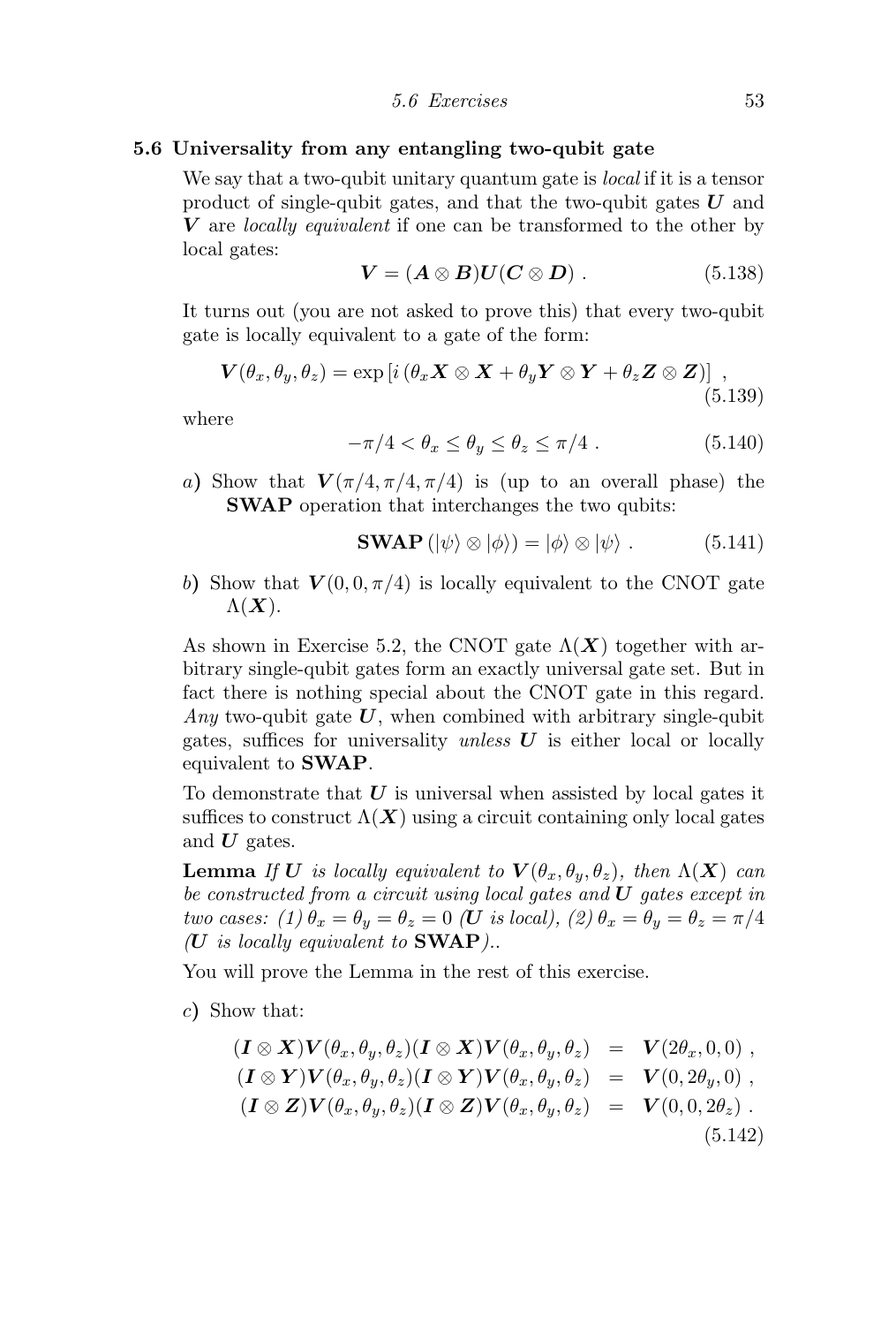### 5.6 Universality from any entangling two-qubit gate

We say that a two-qubit unitary quantum gate is *local* if it is a tensor product of single-qubit gates, and that the two-qubit gates $\boldsymbol{U}$ and $\boldsymbol{V}$ are *locally equivalent* if one can be transformed to the other by local gates:

$$\boldsymbol{V} = (\boldsymbol{A} \otimes \boldsymbol{B})\boldsymbol{U}(\boldsymbol{C} \otimes \boldsymbol{D}) \ . \tag{5.138}$$

It turns out (you are not asked to prove this) that every two-qubit gate is locally equivalent to a gate of the form:

$$\boldsymbol{V}(\theta_x, \theta_y, \theta_z) = \exp\left[i\left(\theta_x \boldsymbol{X} \otimes \boldsymbol{X} + \theta_y \boldsymbol{Y} \otimes \boldsymbol{Y} + \theta_z \boldsymbol{Z} \otimes \boldsymbol{Z}\right)\right] \ , \tag{5.139}$$

where

$$-\pi/4 < \theta_x \leq \theta_y \leq \theta_z \leq \pi/4 \ . \tag{5.140}$$

*a*) Show that $\boldsymbol{V}(\pi/4, \pi/4, \pi/4)$ is (up to an overall phase) the **SWAP** operation that interchanges the two qubits:

$$\textbf{SWAP}\left(|\psi\rangle \otimes |\phi\rangle\right) = |\phi\rangle \otimes |\psi\rangle \ . \tag{5.141}$$

*b*) Show that $\boldsymbol{V}(0, 0, \pi/4)$ is locally equivalent to the CNOT gate $\Lambda(\boldsymbol{X})$.

As shown in Exercise 5.2, the CNOT gate $\Lambda(\boldsymbol{X})$ together with arbitrary single-qubit gates form an exactly universal gate set. But in fact there is nothing special about the CNOT gate in this regard. *Any* two-qubit gate $\boldsymbol{U}$, when combined with arbitrary single-qubit gates, suffices for universality *unless* $\boldsymbol{U}$ is either local or locally equivalent to **SWAP**.

To demonstrate that $\boldsymbol{U}$ is universal when assisted by local gates it suffices to construct $\Lambda(\boldsymbol{X})$ using a circuit containing only local gates and $\boldsymbol{U}$ gates.

**Lemma** *If* $\boldsymbol{U}$ *is locally equivalent to* $\boldsymbol{V}(\theta_x, \theta_y, \theta_z)$*, then* $\Lambda(\boldsymbol{X})$ *can be constructed from a circuit using local gates and* $\boldsymbol{U}$ *gates except in two cases: (1)* $\theta_x = \theta_y = \theta_z = 0$ *(*$\boldsymbol{U}$ *is local), (2)* $\theta_x = \theta_y = \theta_z = \pi/4$ *(*$\boldsymbol{U}$ *is locally equivalent to* **SWAP**)..

You will prove the Lemma in the rest of this exercise.

*c*) Show that:

$$\begin{aligned}
(\boldsymbol{I} \otimes \boldsymbol{X})\boldsymbol{V}(\theta_x, \theta_y, \theta_z)(\boldsymbol{I} \otimes \boldsymbol{X})\boldsymbol{V}(\theta_x, \theta_y, \theta_z) &= \boldsymbol{V}(2\theta_x, 0, 0) \ , \\
(\boldsymbol{I} \otimes \boldsymbol{Y})\boldsymbol{V}(\theta_x, \theta_y, \theta_z)(\boldsymbol{I} \otimes \boldsymbol{Y})\boldsymbol{V}(\theta_x, \theta_y, \theta_z) &= \boldsymbol{V}(0, 2\theta_y, 0) \ , \\
(\boldsymbol{I} \otimes \boldsymbol{Z})\boldsymbol{V}(\theta_x, \theta_y, \theta_z)(\boldsymbol{I} \otimes \boldsymbol{Z})\boldsymbol{V}(\theta_x, \theta_y, \theta_z) &= \boldsymbol{V}(0, 0, 2\theta_z) \ .
\end{aligned} \tag{5.142}$$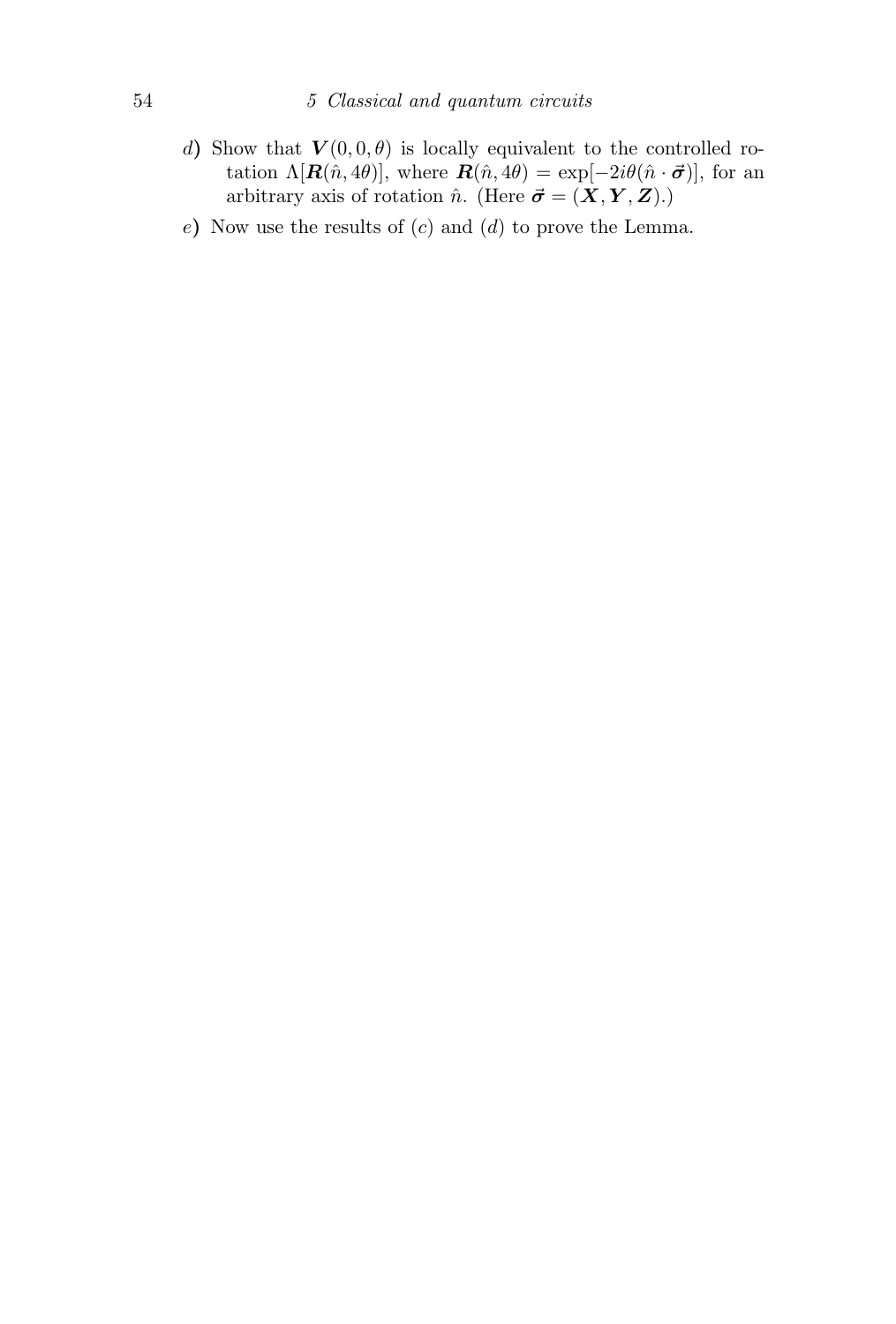*d*) Show that $\boldsymbol{V}(0,0,\theta)$ is locally equivalent to the controlled rotation $\Lambda[\boldsymbol{R}(\hat{n},4\theta)]$, where $\boldsymbol{R}(\hat{n},4\theta) = \exp[-2i\theta(\hat{n}\cdot\vec{\boldsymbol{\sigma}})]$, for an arbitrary axis of rotation $\hat{n}$. (Here $\vec{\boldsymbol{\sigma}} = (\boldsymbol{X},\boldsymbol{Y},\boldsymbol{Z})$.)

*e*) Now use the results of (*c*) and (*d*) to prove the Lemma.